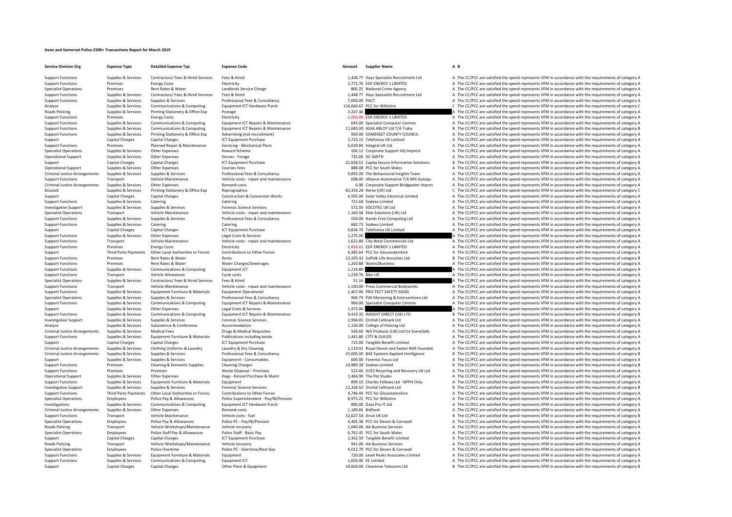# Avon and Somerset Police £500+ Transactions Report for March 2019

| Service Division Org | Expense Type | Detailed Expense Typ | Expense Code | Amount | Supplier Name | A | B |
|---|---|---|---|---|---|---|---|
| Support Functions | Supplies & Services | Contractors/ Fees & Hired Services | Fees & Hired | 1,448.77 | Hays Specialist Recruitment Ltd | A | The CC/PCC are satisfied the spend represents VFM in accordance with the requirements of category A |
| Support Functions | Premises | Energy Costs | Electricity | 2,771.76 | EDF ENERGY 1 LIMITED | A | The CC/PCC are satisfied the spend represents VFM in accordance with the requirements of category A |
| Specialist Operations | Premises | Rent Rates & Water | Landlords Service Charge | 800.25 | National Crime Agency | A | The CC/PCC are satisfied the spend represents VFM in accordance with the requirements of category A |
| Support Functions | Supplies & Services | Contractors/ Fees & Hired Services | Fees & Hired | 1,448.77 | Hays Specialist Recruitment Ltd | A | The CC/PCC are satisfied the spend represents VFM in accordance with the requirements of category A |
| Support Functions | Supplies & Services | Supplies & Services | Professional Fees & Consultancy | 7,000.00 | PACT | A | The CC/PCC are satisfied the spend represents VFM in accordance with the requirements of category A |
| Analyse | Supplies & Services | Communications & Computing | Equipment ICT Hardware Purch | 116,666.67 | PCC for Wiltshire | C | The CC/PCC are satisfied the spend represents VFM in accordance with the requirements of category C |
| Roads Policing | Supplies & Services | Printing Stationery & Office Exp | Postage | 3,247.46 | | A | The CC/PCC are satisfied the spend represents VFM in accordance with the requirements of category A |
| Support Functions | Premises | Energy Costs | Electricity | -2,006.08 | EDF ENERGY 1 LIMITED | A | The CC/PCC are satisfied the spend represents VFM in accordance with the requirements of category A |
| Support Functions | Supplies & Services | Communications & Computing | Equipment ICT Repairs & Maintenance | 645.00 | Specialist Computer Centres | A | The CC/PCC are satisfied the spend represents VFM in accordance with the requirements of category A |
| Support Functions | Supplies & Services | Communications & Computing | Equipment ICT Repairs & Maintenance | 11,685.00 | ASSA ABLOY Ltd T/A Traka | B | The CC/PCC are satisfied the spend represents VFM in accordance with the requirements of category B |
| Support Functions | Supplies & Services | Printing Stationery & Office Exp | Advertising (not recruitment) | 950.00 | SOMERSET COUNTY COUNCIL | A | The CC/PCC are satisfied the spend represents VFM in accordance with the requirements of category A |
| Support | Capital Charges | Capital Charges | ICT Equipment Purchase | 3,723.15 | Telefonica UK Limited | A | The CC/PCC are satisfied the spend represents VFM in accordance with the requirements of category A |
| Support Functions | Premises | Planned Repair & Maintenance | Servicing - Mechanical Plant | 6,030.84 | Integral UK Ltd | A | The CC/PCC are satisfied the spend represents VFM in accordance with the requirements of category A |
| Specialist Operations | Supplies & Services | Other Expenses | Reward Scheme | 106.12 | Corporate Support HQ Imprest | A | The CC/PCC are satisfied the spend represents VFM in accordance with the requirements of category A |
| Operational Support | Supplies & Services | Other Expenses | Horses - Forage | 735.00 | DC SMITH | A | The CC/PCC are satisfied the spend represents VFM in accordance with the requirements of category A |
| Support | Capital Charges | Capital Charges | ICT Equipment Purchase | 21,658.52 | Capita Secure Information Solutions | B | The CC/PCC are satisfied the spend represents VFM in accordance with the requirements of category B |
| Operational Support | Supplies & Services | Other Expenses | Courses Fees | 888.08 | PCC for South Wales | A | The CC/PCC are satisfied the spend represents VFM in accordance with the requirements of category A |
| Criminal Justice Arrangements | Supplies & Services | Supplies & Services | Professional Fees & Consultancy | 9,892.20 | The Behavioural Insights Team | A | The CC/PCC are satisfied the spend represents VFM in accordance with the requirements of category A |
| Support Functions | Transport | Vehicle Maintenance | Vehicle costs - repair and maintenance | 698.00 | Alliance Automotive T/A Mill Autoqu | A | The CC/PCC are satisfied the spend represents VFM in accordance with the requirements of category A |
| Criminal Justice Arrangements | Supplies & Services | Other Expenses | Remand costs | 6.98 | Corporate Support Bridgwater Impres | A | The CC/PCC are satisfied the spend represents VFM in accordance with the requirements of category A |
| Disused | Supplies & Services | Printing Stationery & Office Exp | Reprographics | 82,354.28 | Xerox (UK) Ltd | C | The CC/PCC are satisfied the spend represents VFM in accordance with the requirements of category C |
| Support | Capital Charges | Capital Charges | Construction & Conversion Works | 4,595.00 | Solar Valley Electrical Limited | A | The CC/PCC are satisfied the spend represents VFM in accordance with the requirements of category A |
| Support Functions | Supplies & Services | Catering | Catering | 721.68 | Sodexo Limited | A | The CC/PCC are satisfied the spend represents VFM in accordance with the requirements of category A |
| Investigative Support | Supplies & Services | Supplies & Services | Forensic Science Services | 572.50 | SOCOTEC UK Ltd | A | The CC/PCC are satisfied the spend represents VFM in accordance with the requirements of category A |
| Specialist Operations | Transport | Vehicle Maintenance | Vehicle costs - repair and maintenance | 1,160.58 | Elite Solutions (UK) Ltd | A | The CC/PCC are satisfied the spend represents VFM in accordance with the requirements of category A |
| Support Functions | Supplies & Services | Supplies & Services | Professional Fees & Consultancy | 550.00 | Hands Free Computing Ltd | A | The CC/PCC are satisfied the spend represents VFM in accordance with the requirements of category A |
| Support Functions | Supplies & Services | Catering | Catering | 683.73 | Sodexo Limited | A | The CC/PCC are satisfied the spend represents VFM in accordance with the requirements of category A |
| Support | Capital Charges | Capital Charges | ICT Equipment Purchase | 6,834.76 | Telefonica UK Limited | A | The CC/PCC are satisfied the spend represents VFM in accordance with the requirements of category A |
| Support Functions | Supplies & Services | Other Expenses | Legal Costs & Services | 1,275.00 | | A | The CC/PCC are satisfied the spend represents VFM in accordance with the requirements of category A |
| Support Functions | Transport | Vehicle Maintenance | Vehicle costs - repair and maintenance | 1,621.80 | City West Commercials Ltd | A | The CC/PCC are satisfied the spend represents VFM in accordance with the requirements of category A |
| Support Functions | Premises | Energy Costs | Electricity | -3,818.61 | EDF ENERGY 1 LIMITED | A | The CC/PCC are satisfied the spend represents VFM in accordance with the requirements of category A |
| Support | Third Party Payments | Other Local Authorities or Forces | Contributions to Other Forces | 4,385.64 | PCC for Gloucestershire | A | The CC/PCC are satisfied the spend represents VFM in accordance with the requirements of category A |
| Support Functions | Premises | Rent Rates & Water | Rents | 13,105.42 | Suffolk Life Annuities Ltd | B | The CC/PCC are satisfied the spend represents VFM in accordance with the requirements of category B |
| Support Functions | Premises | Rent Rates & Water | Water Charges/Sewerages | 1,203.88 | Water2Business | A | The CC/PCC are satisfied the spend represents VFM in accordance with the requirements of category A |
| Support Functions | Supplies & Services | Communications & Computing | Equipment ICT | 1,216.80 | | A | The CC/PCC are satisfied the spend represents VFM in accordance with the requirements of category A |
| Support Functions | Transport | Vehicle Allowances | Cycle costs | 1,239.76 | Bike UK | A | The CC/PCC are satisfied the spend represents VFM in accordance with the requirements of category A |
| Specialist Operations | Supplies & Services | Contractors/ Fees & Hired Services | Fees & Hired | 51.16 | | A | The CC/PCC are satisfied the spend represents VFM in accordance with the requirements of category A |
| Support Functions | Transport | Vehicle Maintenance | Vehicle costs - repair and maintenance | 1,100.00 | Press Commercial Bodyworks | A | The CC/PCC are satisfied the spend represents VFM in accordance with the requirements of category A |
| Support Functions | Supplies & Services | Equipment Furniture & Materials | Equipment Operational | 1,407.06 | PRO-TECT SAFETY SIGNS | A | The CC/PCC are satisfied the spend represents VFM in accordance with the requirements of category A |
| Specialist Operations | Supplies & Services | Supplies & Services | Professional Fees & Consultancy | 906.79 | PJN Mentoring & Interventions Ltd | A | The CC/PCC are satisfied the spend represents VFM in accordance with the requirements of category A |
| Support Functions | Supplies & Services | Communications & Computing | Equipment ICT Repairs & Maintenance | 900.00 | Specialist Computer Centres | A | The CC/PCC are satisfied the spend represents VFM in accordance with the requirements of category A |
| Support | Supplies & Services | Other Expenses | Legal Costs & Services | 1,975.00 | | A | The CC/PCC are satisfied the spend represents VFM in accordance with the requirements of category A |
| Support Functions | Supplies & Services | Communications & Computing | Equipment ICT Repairs & Maintenance | 9,419.35 | INSIGHT DIRECT (UK) LTD | B | The CC/PCC are satisfied the spend represents VFM in accordance with the requirements of category B |
| Investigative Support | Supplies & Services | Supplies & Services | Forensic Science Services | 2,994.05 | Orchid Cellmark Ltd | A | The CC/PCC are satisfied the spend represents VFM in accordance with the requirements of category A |
| Analyse | Supplies & Services | Subsistence & Conference | Accommodation | 1,150.00 | College of Policing Ltd | A | The CC/PCC are satisfied the spend represents VFM in accordance with the requirements of category A |
| Criminal Justice Arrangements | Supplies & Services | Medical Fees | Drugs & Medical Requisites | 569.60 | WA Products (UK) Ltd t/a SceneSafe | A | The CC/PCC are satisfied the spend represents VFM in accordance with the requirements of category A |
| Support Functions | Supplies & Services | Equipment Furniture & Materials | Publications including books | 1,441.80 | CITY & GUILDS | A | The CC/PCC are satisfied the spend represents VFM in accordance with the requirements of category A |
| Support | Capital Charges | Capital Charges | ICT Equipment Purchase | 715.00 | Tangible Benefit Limited | A | The CC/PCC are satisfied the spend represents VFM in accordance with the requirements of category A |
| Criminal Justice Arrangements | Supplies & Services | Clothing Uniforms & Laundry | Laundry & Dry Cleaning | 1,119.01 | Royal Devon and Exeter NHS Foundati | A | The CC/PCC are satisfied the spend represents VFM in accordance with the requirements of category A |
| Criminal Justice Arrangements | Supplies & Services | Supplies & Services | Professional Fees & Consultancy | 25,005.00 | BAE Systems Applied Intelligence | B | The CC/PCC are satisfied the spend represents VFM in accordance with the requirements of category B |
| Support | Supplies & Services | Supplies & Services | Equipment - Consumables | 600.00 | Forensic Focus Ltd | A | The CC/PCC are satisfied the spend represents VFM in accordance with the requirements of category A |
| Support Functions | Premises | Cleaning & Domestic Supplies | Cleaning Charges | 10,989.38 | Sodexo Limited | B | The CC/PCC are satisfied the spend represents VFM in accordance with the requirements of category B |
| Support Functions | Premises | Premises | Waste Disposal – Premises | 523.46 | SUEZ Recycling and Recovery UK Ltd | A | The CC/PCC are satisfied the spend represents VFM in accordance with the requirements of category A |
| Operational Support | Supplies & Services | Other Expenses | Dogs - Kennel Purchase & Maint | 1,464.90 | The Pet Studio | A | The CC/PCC are satisfied the spend represents VFM in accordance with the requirements of category A |
| Support Functions | Supplies & Services | Equipment Furniture & Materials | Equipment | 899.10 | Charles Fellows Ltd - NPPH Only | A | The CC/PCC are satisfied the spend represents VFM in accordance with the requirements of category A |
| Investigative Support | Supplies & Services | Supplies & Services | Forensic Science Services | 12,334.50 | Orchid Cellmark Ltd | B | The CC/PCC are satisfied the spend represents VFM in accordance with the requirements of category B |
| Support Functions | Third Party Payments | Other Local Authorities or Forces | Contributions to Other Forces | 4,746.94 | PCC for Gloucestershire | A | The CC/PCC are satisfied the spend represents VFM in accordance with the requirements of category A |
| Specialist Operations | Employees | Police Pay & Allowances | Police Superintendent - Pay/NI/Pension | 8,975.25 | PCC for Wiltshire | A | The CC/PCC are satisfied the spend represents VFM in accordance with the requirements of category A |
| Investigations | Supplies & Services | Communications & Computing | Equipment ICT Hardware Purch | 890.00 | Data Pro IT Ltd | A | The CC/PCC are satisfied the spend represents VFM in accordance with the requirements of category A |
| Criminal Justice Arrangements | Supplies & Services | Other Expenses | Remand costs | 1,189.66 | Bidfood | A | The CC/PCC are satisfied the spend represents VFM in accordance with the requirements of category A |
| Support Functions | Transport | Vehicle Maintenance | Vehicle costs - fuel | 32,627.58 | Arval UK Ltd | B | The CC/PCC are satisfied the spend represents VFM in accordance with the requirements of category B |
| Specialist Operations | Employees | Police Pay & Allowances | Police PC - Pay/NI/Pension | 4,405.38 | PCC for Devon & Cornwall | A | The CC/PCC are satisfied the spend represents VFM in accordance with the requirements of category A |
| Roads Policing | Transport | Vehicle Workshops/Maintenance | Vehicle recovery | 1,040.00 | AA Business Services | A | The CC/PCC are satisfied the spend represents VFM in accordance with the requirements of category A |
| Specialist Operations | Employees | Police Staff Pay & Allowances | Police Staff - Basic Pay | 6,761.45 | PCC for South Wales | A | The CC/PCC are satisfied the spend represents VFM in accordance with the requirements of category A |
| Support | Capital Charges | Capital Charges | ICT Equipment Purchase | 2,362.50 | Tangible Benefit Limited | A | The CC/PCC are satisfied the spend represents VFM in accordance with the requirements of category A |
| Roads Policing | Transport | Vehicle Workshops/Maintenance | Vehicle recovery | 941.00 | AA Business Services | A | The CC/PCC are satisfied the spend represents VFM in accordance with the requirements of category A |
| Specialist Operations | Employees | Police Overtime | Police PC - Overtime/Rest Day | 4,012.79 | PCC for Devon & Cornwall | A | The CC/PCC are satisfied the spend represents VFM in accordance with the requirements of category A |
| Support Functions | Supplies & Services | Equipment Furniture & Materials | Equipment | 720.00 | Level Peaks Associates Limited | A | The CC/PCC are satisfied the spend represents VFM in accordance with the requirements of category A |
| Support Functions | Supplies & Services | Communications & Computing | Equipment ICT | 1,605.00 | EE Limited | A | The CC/PCC are satisfied the spend represents VFM in accordance with the requirements of category A |
| Support | Capital Charges | Capital Charges | Other Plant & Equipment | 18,600.00 | Cleartone Telecoms Ltd | B | The CC/PCC are satisfied the spend represents VFM in accordance with the requirements of category B |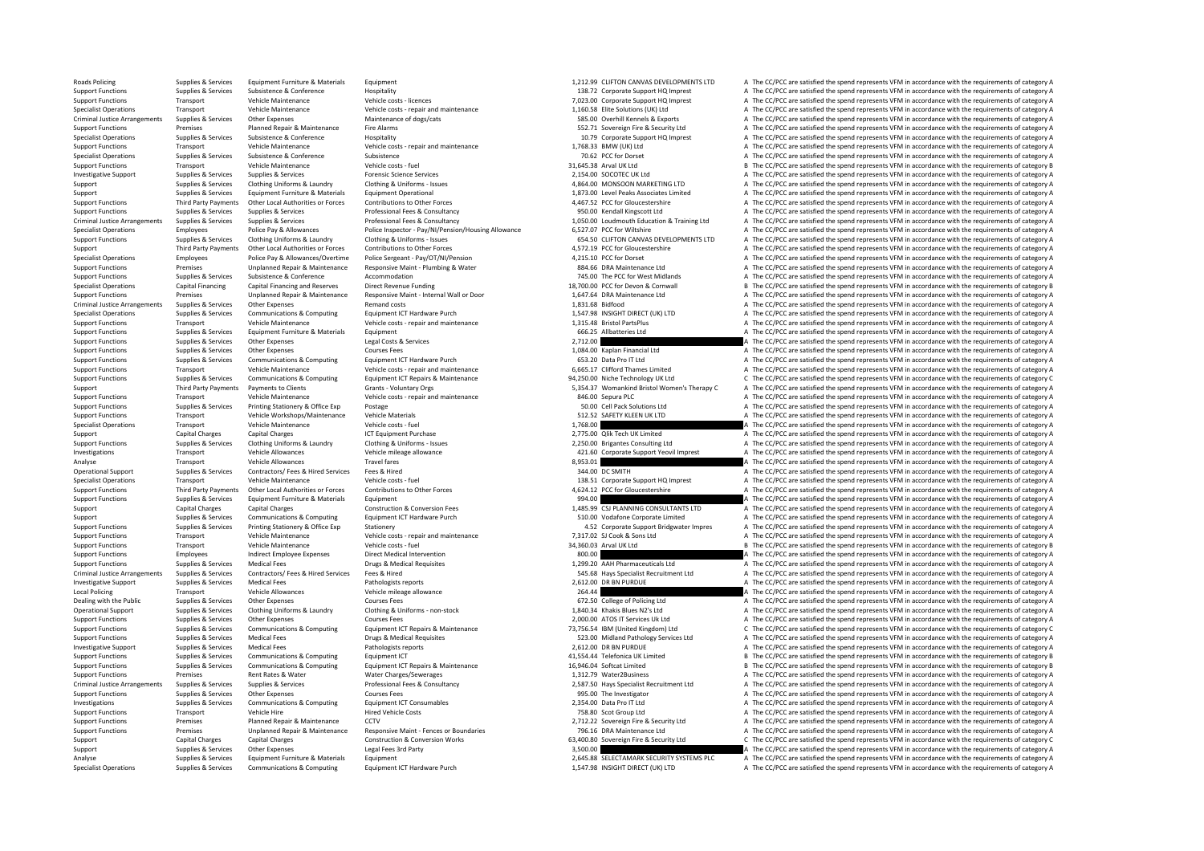| | | | | | | | |
|---|---|---|---|---|---|---|---|
| Roads Policing | Supplies & Services | Equipment Furniture & Materials | Equipment | 1,212.99 | CLIFTON CANVAS DEVELOPMENTS LTD | A | The CC/PCC are satisfied the spend represents VFM in accordance with the requirements of category A |
| Support Functions | Supplies & Services | Subsistence & Conference | Hospitality | 138.72 | Corporate Support HQ Imprest | A | The CC/PCC are satisfied the spend represents VFM in accordance with the requirements of category A |
| Support Functions | Transport | Vehicle Maintenance | Vehicle costs - licences | 7,023.00 | Corporate Support HQ Imprest | A | The CC/PCC are satisfied the spend represents VFM in accordance with the requirements of category A |
| Specialist Operations | Transport | Vehicle Maintenance | Vehicle costs - repair and maintenance | 1,160.58 | Elite Solutions (UK) Ltd | A | The CC/PCC are satisfied the spend represents VFM in accordance with the requirements of category A |
| Criminal Justice Arrangements | Supplies & Services | Other Expenses | Maintenance of dogs/cats | 585.00 | Overhill Kennels & Exports | A | The CC/PCC are satisfied the spend represents VFM in accordance with the requirements of category A |
| Support Functions | Premises | Planned Repair & Maintenance | Fire Alarms | 552.71 | Sovereign Fire & Security Ltd | A | The CC/PCC are satisfied the spend represents VFM in accordance with the requirements of category A |
| Specialist Operations | Supplies & Services | Subsistence & Conference | Hospitality | 10.79 | Corporate Support HQ Imprest | A | The CC/PCC are satisfied the spend represents VFM in accordance with the requirements of category A |
| Support Functions | Transport | Vehicle Maintenance | Vehicle costs - repair and maintenance | 1,768.33 | BMW (UK) Ltd | A | The CC/PCC are satisfied the spend represents VFM in accordance with the requirements of category A |
| Specialist Operations | Supplies & Services | Subsistence & Conference | Subsistence | 70.62 | PCC for Dorset | A | The CC/PCC are satisfied the spend represents VFM in accordance with the requirements of category A |
| Support Functions | Transport | Vehicle Maintenance | Vehicle costs - fuel | 31,645.38 | Arval UK Ltd | B | The CC/PCC are satisfied the spend represents VFM in accordance with the requirements of category B |
| Investigative Support | Supplies & Services | Supplies & Services | Forensic Science Services | 2,154.00 | SOCOTEC UK Ltd | A | The CC/PCC are satisfied the spend represents VFM in accordance with the requirements of category A |
| Support | Supplies & Services | Clothing Uniforms & Laundry | Clothing & Uniforms - Issues | 4,864.00 | MONSOON MARKETING LTD | A | The CC/PCC are satisfied the spend represents VFM in accordance with the requirements of category A |
| Support | Supplies & Services | Equipment Furniture & Materials | Equipment Operational | 1,873.00 | Level Peaks Associates Limited | A | The CC/PCC are satisfied the spend represents VFM in accordance with the requirements of category A |
| Support Functions | Third Party Payments | Other Local Authorities or Forces | Contributions to Other Forces | 4,467.52 | PCC for Gloucestershire | A | The CC/PCC are satisfied the spend represents VFM in accordance with the requirements of category A |
| Support Functions | Supplies & Services | Supplies & Services | Professional Fees & Consultancy | 950.00 | Kendall Kingscott Ltd | A | The CC/PCC are satisfied the spend represents VFM in accordance with the requirements of category A |
| Criminal Justice Arrangements | Supplies & Services | Supplies & Services | Professional Fees & Consultancy | 1,050.00 | Loudmouth Education & Training Ltd | A | The CC/PCC are satisfied the spend represents VFM in accordance with the requirements of category A |
| Specialist Operations | Employees | Police Pay & Allowances | Police Inspector - Pay/NI/Pension/Housing Allowance | 6,527.07 | PCC for Wiltshire | A | The CC/PCC are satisfied the spend represents VFM in accordance with the requirements of category A |
| Support Functions | Supplies & Services | Clothing Uniforms & Laundry | Clothing & Uniforms - Issues | 654.50 | CLIFTON CANVAS DEVELOPMENTS LTD | A | The CC/PCC are satisfied the spend represents VFM in accordance with the requirements of category A |
| Support | Third Party Payments | Other Local Authorities or Forces | Contributions to Other Forces | 4,572.19 | PCC for Gloucestershire | A | The CC/PCC are satisfied the spend represents VFM in accordance with the requirements of category A |
| Specialist Operations | Employees | Police Pay & Allowances/Overtime | Police Sergeant - Pay/OT/NI/Pension | 4,215.10 | PCC for Dorset | A | The CC/PCC are satisfied the spend represents VFM in accordance with the requirements of category A |
| Support Functions | Premises | Unplanned Repair & Maintenance | Responsive Maint - Plumbing & Water | 884.66 | DRA Maintenance Ltd | A | The CC/PCC are satisfied the spend represents VFM in accordance with the requirements of category A |
| Support Functions | Supplies & Services | Subsistence & Conference | Accommodation | 745.00 | The PCC for West Midlands | A | The CC/PCC are satisfied the spend represents VFM in accordance with the requirements of category A |
| Specialist Operations | Capital Financing | Capital Financing and Reserves | Direct Revenue Funding | 18,700.00 | PCC for Devon & Cornwall | B | The CC/PCC are satisfied the spend represents VFM in accordance with the requirements of category B |
| Support Functions | Premises | Unplanned Repair & Maintenance | Responsive Maint - Internal Wall or Door | 1,647.64 | DRA Maintenance Ltd | A | The CC/PCC are satisfied the spend represents VFM in accordance with the requirements of category A |
| Criminal Justice Arrangements | Supplies & Services | Other Expenses | Remand costs | 1,831.68 | Bidfood | A | The CC/PCC are satisfied the spend represents VFM in accordance with the requirements of category A |
| Specialist Operations | Supplies & Services | Communications & Computing | Equipment ICT Hardware Purch | 1,547.98 | INSIGHT DIRECT (UK) LTD | A | The CC/PCC are satisfied the spend represents VFM in accordance with the requirements of category A |
| Support Functions | Transport | Vehicle Maintenance | Vehicle costs - repair and maintenance | 1,315.48 | Bristol PartsPlus | A | The CC/PCC are satisfied the spend represents VFM in accordance with the requirements of category A |
| Support Functions | Supplies & Services | Equipment Furniture & Materials | Equipment | 666.25 | Allbatteries Ltd | A | The CC/PCC are satisfied the spend represents VFM in accordance with the requirements of category A |
| Support Functions | Supplies & Services | Other Expenses | Legal Costs & Services | 2,712.00 | | A | The CC/PCC are satisfied the spend represents VFM in accordance with the requirements of category A |
| Support Functions | Supplies & Services | Other Expenses | Courses Fees | 1,084.00 | Kaplan Financial Ltd | A | The CC/PCC are satisfied the spend represents VFM in accordance with the requirements of category A |
| Support Functions | Supplies & Services | Communications & Computing | Equipment ICT Hardware Purch | 653.20 | Data Pro IT Ltd | A | The CC/PCC are satisfied the spend represents VFM in accordance with the requirements of category A |
| Support Functions | Transport | Vehicle Maintenance | Vehicle costs - repair and maintenance | 6,665.17 | Clifford Thames Limited | A | The CC/PCC are satisfied the spend represents VFM in accordance with the requirements of category A |
| Support Functions | Supplies & Services | Communications & Computing | Equipment ICT Repairs & Maintenance | 94,250.00 | Niche Technology UK Ltd | C | The CC/PCC are satisfied the spend represents VFM in accordance with the requirements of category C |
| Support | Third Party Payments | Payments to Clients | Grants - Voluntary Orgs | 5,354.37 | Womankind Bristol Women's Therapy C | A | The CC/PCC are satisfied the spend represents VFM in accordance with the requirements of category A |
| Support Functions | Transport | Vehicle Maintenance | Vehicle costs - repair and maintenance | 846.00 | Sepura PLC | A | The CC/PCC are satisfied the spend represents VFM in accordance with the requirements of category A |
| Support Functions | Supplies & Services | Printing Stationery & Office Exp | Postage | 50.00 | Cell Pack Solutions Ltd | A | The CC/PCC are satisfied the spend represents VFM in accordance with the requirements of category A |
| Support Functions | Transport | Vehicle Workshops/Maintenance | Vehicle Materials | 512.52 | SAFETY KLEEN UK LTD | A | The CC/PCC are satisfied the spend represents VFM in accordance with the requirements of category A |
| Specialist Operations | Transport | Vehicle Maintenance | Vehicle costs - fuel | 1,768.00 | | A | The CC/PCC are satisfied the spend represents VFM in accordance with the requirements of category A |
| Support | Capital Charges | Capital Charges | ICT Equipment Purchase | 2,775.00 | Qlik Tech UK Limited | A | The CC/PCC are satisfied the spend represents VFM in accordance with the requirements of category A |
| Support Functions | Supplies & Services | Clothing Uniforms & Laundry | Clothing & Uniforms - Issues | 2,250.00 | Brigantes Consulting Ltd | A | The CC/PCC are satisfied the spend represents VFM in accordance with the requirements of category A |
| Investigations | Transport | Vehicle Allowances | Vehicle mileage allowance | 421.60 | Corporate Support Yeovil Imprest | A | The CC/PCC are satisfied the spend represents VFM in accordance with the requirements of category A |
| Analyse | Transport | Vehicle Allowances | Travel fares | 8,953.01 | | A | The CC/PCC are satisfied the spend represents VFM in accordance with the requirements of category A |
| Operational Support | Supplies & Services | Contractors/ Fees & Hired Services | Fees & Hired | 344.00 | DC SMITH | A | The CC/PCC are satisfied the spend represents VFM in accordance with the requirements of category A |
| Specialist Operations | Transport | Vehicle Maintenance | Vehicle costs - fuel | 138.51 | Corporate Support HQ Imprest | A | The CC/PCC are satisfied the spend represents VFM in accordance with the requirements of category A |
| Support Functions | Third Party Payments | Other Local Authorities or Forces | Contributions to Other Forces | 4,624.12 | PCC for Gloucestershire | A | The CC/PCC are satisfied the spend represents VFM in accordance with the requirements of category A |
| Support Functions | Supplies & Services | Equipment Furniture & Materials | Equipment | 994.00 | | A | The CC/PCC are satisfied the spend represents VFM in accordance with the requirements of category A |
| Support | Capital Charges | Capital Charges | Construction & Conversion Fees | 1,485.99 | CSJ PLANNING CONSULTANTS LTD | A | The CC/PCC are satisfied the spend represents VFM in accordance with the requirements of category A |
| Support | Supplies & Services | Communications & Computing | Equipment ICT Hardware Purch | 510.00 | Vodafone Corporate Limited | A | The CC/PCC are satisfied the spend represents VFM in accordance with the requirements of category A |
| Support Functions | Supplies & Services | Printing Stationery & Office Exp | Stationery | 4.52 | Corporate Support Bridgwater Impres | A | The CC/PCC are satisfied the spend represents VFM in accordance with the requirements of category A |
| Support Functions | Transport | Vehicle Maintenance | Vehicle costs - repair and maintenance | 7,317.02 | SJ Cook & Sons Ltd | A | The CC/PCC are satisfied the spend represents VFM in accordance with the requirements of category A |
| Support Functions | Transport | Vehicle Maintenance | Vehicle costs - fuel | 34,360.03 | Arval UK Ltd | B | The CC/PCC are satisfied the spend represents VFM in accordance with the requirements of category B |
| Support Functions | Employees | Indirect Employee Expenses | Direct Medical Intervention | 800.00 | | A | The CC/PCC are satisfied the spend represents VFM in accordance with the requirements of category A |
| Support Functions | Supplies & Services | Medical Fees | Drugs & Medical Requisites | 1,299.20 | AAH Pharmaceuticals Ltd | A | The CC/PCC are satisfied the spend represents VFM in accordance with the requirements of category A |
| Criminal Justice Arrangements | Supplies & Services | Contractors/ Fees & Hired Services | Fees & Hired | 545.68 | Hays Specialist Recruitment Ltd | A | The CC/PCC are satisfied the spend represents VFM in accordance with the requirements of category A |
| Investigative Support | Supplies & Services | Medical Fees | Pathologists reports | 2,612.00 | DR BN PURDUE | A | The CC/PCC are satisfied the spend represents VFM in accordance with the requirements of category A |
| Local Policing | Transport | Vehicle Allowances | Vehicle mileage allowance | 264.44 | | A | The CC/PCC are satisfied the spend represents VFM in accordance with the requirements of category A |
| Dealing with the Public | Supplies & Services | Other Expenses | Courses Fees | 672.50 | College of Policing Ltd | A | The CC/PCC are satisfied the spend represents VFM in accordance with the requirements of category A |
| Operational Support | Supplies & Services | Clothing Uniforms & Laundry | Clothing & Uniforms - non-stock | 1,840.34 | Khakis Blues N2's Ltd | A | The CC/PCC are satisfied the spend represents VFM in accordance with the requirements of category A |
| Support Functions | Supplies & Services | Other Expenses | Courses Fees | 2,000.00 | ATOS IT Services Uk Ltd | A | The CC/PCC are satisfied the spend represents VFM in accordance with the requirements of category A |
| Support Functions | Supplies & Services | Communications & Computing | Equipment ICT Repairs & Maintenance | 73,756.54 | IBM (United Kingdom) Ltd | C | The CC/PCC are satisfied the spend represents VFM in accordance with the requirements of category C |
| Support Functions | Supplies & Services | Medical Fees | Drugs & Medical Requisites | 523.00 | Midland Pathology Services Ltd | A | The CC/PCC are satisfied the spend represents VFM in accordance with the requirements of category A |
| Investigative Support | Supplies & Services | Medical Fees | Pathologists reports | 2,612.00 | DR BN PURDUE | A | The CC/PCC are satisfied the spend represents VFM in accordance with the requirements of category A |
| Support Functions | Supplies & Services | Communications & Computing | Equipment ICT | 41,554.44 | Telefonica UK Limited | B | The CC/PCC are satisfied the spend represents VFM in accordance with the requirements of category B |
| Support Functions | Supplies & Services | Communications & Computing | Equipment ICT Repairs & Maintenance | 16,946.04 | Softcat Limited | B | The CC/PCC are satisfied the spend represents VFM in accordance with the requirements of category B |
| Support Functions | Premises | Rent Rates & Water | Water Charges/Sewerages | 1,312.79 | Water2Business | A | The CC/PCC are satisfied the spend represents VFM in accordance with the requirements of category A |
| Criminal Justice Arrangements | Supplies & Services | Supplies & Services | Professional Fees & Consultancy | 2,587.50 | Hays Specialist Recruitment Ltd | A | The CC/PCC are satisfied the spend represents VFM in accordance with the requirements of category A |
| Support Functions | Supplies & Services | Other Expenses | Courses Fees | 995.00 | The Investigator | A | The CC/PCC are satisfied the spend represents VFM in accordance with the requirements of category A |
| Investigations | Supplies & Services | Communications & Computing | Equipment ICT Consumables | 2,354.00 | Data Pro IT Ltd | A | The CC/PCC are satisfied the spend represents VFM in accordance with the requirements of category A |
| Support Functions | Transport | Vehicle Hire | Hired Vehicle Costs | 758.80 | Scot Group Ltd | A | The CC/PCC are satisfied the spend represents VFM in accordance with the requirements of category A |
| Support Functions | Premises | Planned Repair & Maintenance | CCTV | 2,712.22 | Sovereign Fire & Security Ltd | A | The CC/PCC are satisfied the spend represents VFM in accordance with the requirements of category A |
| Support Functions | Premises | Unplanned Repair & Maintenance | Responsive Maint - Fences or Boundaries | 796.16 | DRA Maintenance Ltd | A | The CC/PCC are satisfied the spend represents VFM in accordance with the requirements of category A |
| Support | Capital Charges | Capital Charges | Construction & Conversion Works | 63,400.80 | Sovereign Fire & Security Ltd | C | The CC/PCC are satisfied the spend represents VFM in accordance with the requirements of category C |
| Support | Supplies & Services | Other Expenses | Legal Fees 3rd Party | 3,500.00 | | A | The CC/PCC are satisfied the spend represents VFM in accordance with the requirements of category A |
| Analyse | Supplies & Services | Equipment Furniture & Materials | Equipment | 2,645.88 | SELECTAMARK SECURITY SYSTEMS PLC | A | The CC/PCC are satisfied the spend represents VFM in accordance with the requirements of category A |
| Specialist Operations | Supplies & Services | Communications & Computing | Equipment ICT Hardware Purch | 1,547.98 | INSIGHT DIRECT (UK) LTD | A | The CC/PCC are satisfied the spend represents VFM in accordance with the requirements of category A |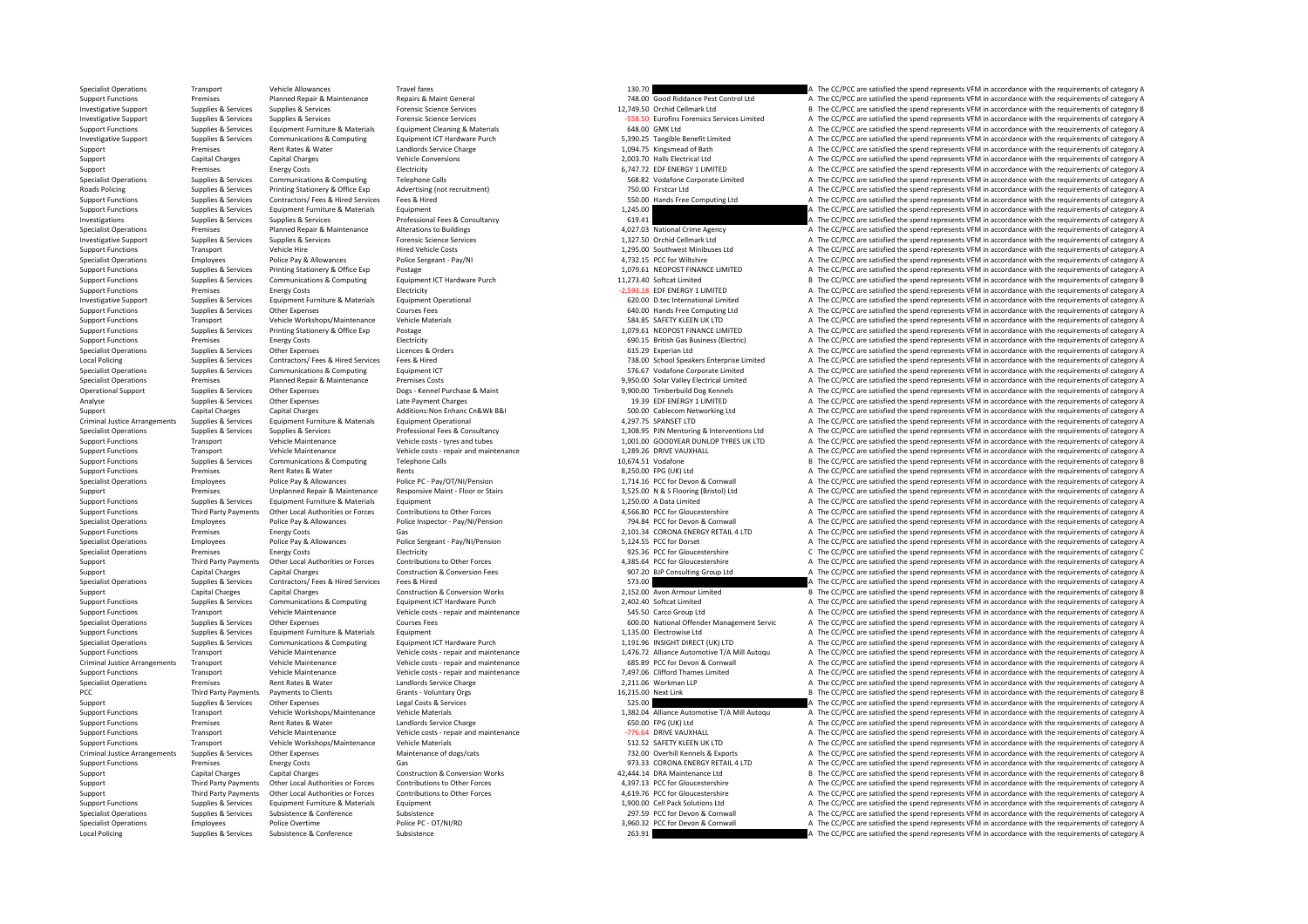| | | | | | | | |
|---|---|---|---|---|---|---|---|
| Specialist Operations | Transport | Vehicle Allowances | Travel fares | 130.70 | | A | The CC/PCC are satisfied the spend represents VFM in accordance with the requirements of category A |
| Support Functions | Premises | Planned Repair & Maintenance | Repairs & Maint General | 748.00 | Good Riddance Pest Control Ltd | A | The CC/PCC are satisfied the spend represents VFM in accordance with the requirements of category A |
| Investigative Support | Supplies & Services | Supplies & Services | Forensic Science Services | 12,749.50 | Orchid Cellmark Ltd | B | The CC/PCC are satisfied the spend represents VFM in accordance with the requirements of category B |
| Investigative Support | Supplies & Services | Supplies & Services | Forensic Science Services | -558.50 | Eurofins Forensics Services Limited | A | The CC/PCC are satisfied the spend represents VFM in accordance with the requirements of category A |
| Support Functions | Supplies & Services | Equipment Furniture & Materials | Equipment Cleaning & Materials | 648.00 | GMK Ltd | A | The CC/PCC are satisfied the spend represents VFM in accordance with the requirements of category A |
| Investigative Support | Supplies & Services | Communications & Computing | Equipment ICT Hardware Purch | 5,390.25 | Tangible Benefit Limited | A | The CC/PCC are satisfied the spend represents VFM in accordance with the requirements of category A |
| Support | Premises | Rent Rates & Water | Landlords Service Charge | 1,094.75 | Kingsmead of Bath | A | The CC/PCC are satisfied the spend represents VFM in accordance with the requirements of category A |
| Support | Capital Charges | Capital Charges | Vehicle Conversions | 2,003.70 | Halls Electrical Ltd | A | The CC/PCC are satisfied the spend represents VFM in accordance with the requirements of category A |
| Support | Premises | Energy Costs | Electricity | 6,747.72 | EDF ENERGY 1 LIMITED | A | The CC/PCC are satisfied the spend represents VFM in accordance with the requirements of category A |
| Specialist Operations | Supplies & Services | Communications & Computing | Telephone Calls | 568.82 | Vodafone Corporate Limited | A | The CC/PCC are satisfied the spend represents VFM in accordance with the requirements of category A |
| Roads Policing | Supplies & Services | Printing Stationery & Office Exp | Advertising (not recruitment) | 750.00 | Firstcar Ltd | A | The CC/PCC are satisfied the spend represents VFM in accordance with the requirements of category A |
| Support Functions | Supplies & Services | Contractors/ Fees & Hired Services | Fees & Hired | 550.00 | Hands Free Computing Ltd | A | The CC/PCC are satisfied the spend represents VFM in accordance with the requirements of category A |
| Support Functions | Supplies & Services | Equipment Furniture & Materials | Equipment | 1,245.00 | | A | The CC/PCC are satisfied the spend represents VFM in accordance with the requirements of category A |
| Investigations | Supplies & Services | Supplies & Services | Professional Fees & Consultancy | 619.41 | | A | The CC/PCC are satisfied the spend represents VFM in accordance with the requirements of category A |
| Specialist Operations | Premises | Planned Repair & Maintenance | Alterations to Buildings | 4,027.03 | National Crime Agency | A | The CC/PCC are satisfied the spend represents VFM in accordance with the requirements of category A |
| Investigative Support | Supplies & Services | Supplies & Services | Forensic Science Services | 1,327.50 | Orchid Cellmark Ltd | A | The CC/PCC are satisfied the spend represents VFM in accordance with the requirements of category A |
| Support Functions | Transport | Vehicle Hire | Hired Vehicle Costs | 1,295.00 | Southwest Minibuses Ltd | A | The CC/PCC are satisfied the spend represents VFM in accordance with the requirements of category A |
| Specialist Operations | Employees | Police Pay & Allowances | Police Sergeant - Pay/NI | 4,732.15 | PCC for Wiltshire | A | The CC/PCC are satisfied the spend represents VFM in accordance with the requirements of category A |
| Support Functions | Supplies & Services | Printing Stationery & Office Exp | Postage | 1,079.61 | NEOPOST FINANCE LIMITED | A | The CC/PCC are satisfied the spend represents VFM in accordance with the requirements of category A |
| Support Functions | Supplies & Services | Communications & Computing | Equipment ICT Hardware Purch | 11,273.40 | Softcat Limited | B | The CC/PCC are satisfied the spend represents VFM in accordance with the requirements of category B |
| Support Functions | Premises | Energy Costs | Electricity | -2,593.18 | EDF ENERGY 1 LIMITED | A | The CC/PCC are satisfied the spend represents VFM in accordance with the requirements of category A |
| Investigative Support | Supplies & Services | Equipment Furniture & Materials | Equipment Operational | 620.00 | D.tec International Limited | A | The CC/PCC are satisfied the spend represents VFM in accordance with the requirements of category A |
| Support Functions | Supplies & Services | Other Expenses | Courses Fees | 640.00 | Hands Free Computing Ltd | A | The CC/PCC are satisfied the spend represents VFM in accordance with the requirements of category A |
| Support Functions | Transport | Vehicle Workshops/Maintenance | Vehicle Materials | 584.85 | SAFETY KLEEN UK LTD | A | The CC/PCC are satisfied the spend represents VFM in accordance with the requirements of category A |
| Support Functions | Supplies & Services | Printing Stationery & Office Exp | Postage | 1,079.61 | NEOPOST FINANCE LIMITED | A | The CC/PCC are satisfied the spend represents VFM in accordance with the requirements of category A |
| Support Functions | Premises | Energy Costs | Electricity | 690.15 | British Gas Business (Electric) | A | The CC/PCC are satisfied the spend represents VFM in accordance with the requirements of category A |
| Specialist Operations | Supplies & Services | Other Expenses | Licences & Orders | 615.29 | Experian Ltd | A | The CC/PCC are satisfied the spend represents VFM in accordance with the requirements of category A |
| Local Policing | Supplies & Services | Contractors/ Fees & Hired Services | Fees & Hired | 738.00 | School Speakers Enterprise Limited | A | The CC/PCC are satisfied the spend represents VFM in accordance with the requirements of category A |
| Specialist Operations | Supplies & Services | Communications & Computing | Equipment ICT | 576.67 | Vodafone Corporate Limited | A | The CC/PCC are satisfied the spend represents VFM in accordance with the requirements of category A |
| Specialist Operations | Premises | Planned Repair & Maintenance | Premises Costs | 9,950.00 | Solar Valley Electrical Limited | A | The CC/PCC are satisfied the spend represents VFM in accordance with the requirements of category A |
| Operational Support | Supplies & Services | Other Expenses | Dogs - Kennel Purchase & Maint | 9,900.00 | Timberbuild Dog Kennels | A | The CC/PCC are satisfied the spend represents VFM in accordance with the requirements of category A |
| Analyse | Supplies & Services | Other Expenses | Late Payment Charges | 19.39 | EDF ENERGY 1 LIMITED | A | The CC/PCC are satisfied the spend represents VFM in accordance with the requirements of category A |
| Support | Capital Charges | Capital Charges | Additions:Non Enhanc Cn&Wk B&I | 500.00 | Cablecom Networking Ltd | A | The CC/PCC are satisfied the spend represents VFM in accordance with the requirements of category A |
| Criminal Justice Arrangements | Supplies & Services | Equipment Furniture & Materials | Equipment Operational | 4,297.75 | SPANSET LTD | A | The CC/PCC are satisfied the spend represents VFM in accordance with the requirements of category A |
| Specialist Operations | Supplies & Services | Supplies & Services | Professional Fees & Consultancy | 1,308.95 | PJN Mentoring & Interventions Ltd | A | The CC/PCC are satisfied the spend represents VFM in accordance with the requirements of category A |
| Support Functions | Transport | Vehicle Maintenance | Vehicle costs - tyres and tubes | 1,001.00 | GOODYEAR DUNLOP TYRES UK LTD | A | The CC/PCC are satisfied the spend represents VFM in accordance with the requirements of category A |
| Support Functions | Transport | Vehicle Maintenance | Vehicle costs - repair and maintenance | 1,289.26 | DRIVE VAUXHALL | A | The CC/PCC are satisfied the spend represents VFM in accordance with the requirements of category A |
| Support Functions | Supplies & Services | Communications & Computing | Telephone Calls | 10,674.51 | Vodafone | B | The CC/PCC are satisfied the spend represents VFM in accordance with the requirements of category B |
| Support Functions | Premises | Rent Rates & Water | Rents | 8,250.00 | FPG (UK) Ltd | A | The CC/PCC are satisfied the spend represents VFM in accordance with the requirements of category A |
| Specialist Operations | Employees | Police Pay & Allowances | Police PC - Pay/OT/NI/Pension | 1,714.16 | PCC for Devon & Cornwall | A | The CC/PCC are satisfied the spend represents VFM in accordance with the requirements of category A |
| Support | Premises | Unplanned Repair & Maintenance | Responsive Maint - Floor or Stairs | 3,525.00 | N & S Flooring (Bristol) Ltd | A | The CC/PCC are satisfied the spend represents VFM in accordance with the requirements of category A |
| Support Functions | Supplies & Services | Equipment Furniture & Materials | Equipment | 1,250.00 | A Data Limited | A | The CC/PCC are satisfied the spend represents VFM in accordance with the requirements of category A |
| Support Functions | Third Party Payments | Other Local Authorities or Forces | Contributions to Other Forces | 4,566.80 | PCC for Gloucestershire | A | The CC/PCC are satisfied the spend represents VFM in accordance with the requirements of category A |
| Specialist Operations | Employees | Police Pay & Allowances | Police Inspector - Pay/NI/Pension | 794.84 | PCC for Devon & Cornwall | A | The CC/PCC are satisfied the spend represents VFM in accordance with the requirements of category A |
| Support Functions | Premises | Energy Costs | Gas | 2,101.34 | CORONA ENERGY RETAIL 4 LTD | A | The CC/PCC are satisfied the spend represents VFM in accordance with the requirements of category A |
| Specialist Operations | Employees | Police Pay & Allowances | Police Sergeant - Pay/NI/Pension | 5,124.55 | PCC for Dorset | A | The CC/PCC are satisfied the spend represents VFM in accordance with the requirements of category A |
| Specialist Operations | Premises | Energy Costs | Electricity | 925.36 | PCC for Gloucestershire | C | The CC/PCC are satisfied the spend represents VFM in accordance with the requirements of category C |
| Support | Third Party Payments | Other Local Authorities or Forces | Contributions to Other Forces | 4,385.64 | PCC for Gloucestershire | A | The CC/PCC are satisfied the spend represents VFM in accordance with the requirements of category A |
| Support | Capital Charges | Capital Charges | Construction & Conversion Fees | 907.20 | BJP Consulting Group Ltd | A | The CC/PCC are satisfied the spend represents VFM in accordance with the requirements of category A |
| Specialist Operations | Supplies & Services | Contractors/ Fees & Hired Services | Fees & Hired | 573.00 | | A | The CC/PCC are satisfied the spend represents VFM in accordance with the requirements of category A |
| Support | Capital Charges | Capital Charges | Construction & Conversion Works | 2,152.00 | Avon Armour Limited | B | The CC/PCC are satisfied the spend represents VFM in accordance with the requirements of category B |
| Support Functions | Supplies & Services | Communications & Computing | Equipment ICT Hardware Purch | 2,402.40 | Softcat Limited | A | The CC/PCC are satisfied the spend represents VFM in accordance with the requirements of category A |
| Support Functions | Transport | Vehicle Maintenance | Vehicle costs - repair and maintenance | 545.50 | Carco Group Ltd | A | The CC/PCC are satisfied the spend represents VFM in accordance with the requirements of category A |
| Specialist Operations | Supplies & Services | Other Expenses | Courses Fees | 600.00 | National Offender Management Servic | A | The CC/PCC are satisfied the spend represents VFM in accordance with the requirements of category A |
| Support Functions | Supplies & Services | Equipment Furniture & Materials | Equipment | 1,135.00 | Electrowise Ltd | A | The CC/PCC are satisfied the spend represents VFM in accordance with the requirements of category A |
| Specialist Operations | Supplies & Services | Communications & Computing | Equipment ICT Hardware Purch | 1,191.96 | INSIGHT DIRECT (UK) LTD | A | The CC/PCC are satisfied the spend represents VFM in accordance with the requirements of category A |
| Support Functions | Transport | Vehicle Maintenance | Vehicle costs - repair and maintenance | 1,476.72 | Alliance Automotive T/A Mill Autoqu | A | The CC/PCC are satisfied the spend represents VFM in accordance with the requirements of category A |
| Criminal Justice Arrangements | Transport | Vehicle Maintenance | Vehicle costs - repair and maintenance | 685.89 | PCC for Devon & Cornwall | A | The CC/PCC are satisfied the spend represents VFM in accordance with the requirements of category A |
| Support Functions | Transport | Vehicle Maintenance | Vehicle costs - repair and maintenance | 7,497.06 | Clifford Thames Limited | A | The CC/PCC are satisfied the spend represents VFM in accordance with the requirements of category A |
| Specialist Operations | Premises | Rent Rates & Water | Landlords Service Charge | 2,211.06 | Workman LLP | A | The CC/PCC are satisfied the spend represents VFM in accordance with the requirements of category A |
| PCC | Third Party Payments | Payments to Clients | Grants - Voluntary Orgs | 16,215.00 | Next Link | B | The CC/PCC are satisfied the spend represents VFM in accordance with the requirements of category B |
| Support | Supplies & Services | Other Expenses | Legal Costs & Services | 525.00 | | A | The CC/PCC are satisfied the spend represents VFM in accordance with the requirements of category A |
| Support Functions | Transport | Vehicle Workshops/Maintenance | Vehicle Materials | 1,382.04 | Alliance Automotive T/A Mill Autoqu | A | The CC/PCC are satisfied the spend represents VFM in accordance with the requirements of category A |
| Support Functions | Premises | Rent Rates & Water | Landlords Service Charge | 650.00 | FPG (UK) Ltd | A | The CC/PCC are satisfied the spend represents VFM in accordance with the requirements of category A |
| Support Functions | Transport | Vehicle Maintenance | Vehicle costs - repair and maintenance | -776.64 | DRIVE VAUXHALL | A | The CC/PCC are satisfied the spend represents VFM in accordance with the requirements of category A |
| Support Functions | Transport | Vehicle Workshops/Maintenance | Vehicle Materials | 512.52 | SAFETY KLEEN UK LTD | A | The CC/PCC are satisfied the spend represents VFM in accordance with the requirements of category A |
| Criminal Justice Arrangements | Supplies & Services | Other Expenses | Maintenance of dogs/cats | 732.00 | Overhill Kennels & Exports | A | The CC/PCC are satisfied the spend represents VFM in accordance with the requirements of category A |
| Support Functions | Premises | Energy Costs | Gas | 973.33 | CORONA ENERGY RETAIL 4 LTD | A | The CC/PCC are satisfied the spend represents VFM in accordance with the requirements of category A |
| Support | Capital Charges | Capital Charges | Construction & Conversion Works | 42,444.14 | DRA Maintenance Ltd | B | The CC/PCC are satisfied the spend represents VFM in accordance with the requirements of category B |
| Support | Third Party Payments | Other Local Authorities or Forces | Contributions to Other Forces | 4,397.13 | PCC for Gloucestershire | A | The CC/PCC are satisfied the spend represents VFM in accordance with the requirements of category A |
| Support | Third Party Payments | Other Local Authorities or Forces | Contributions to Other Forces | 4,619.76 | PCC for Gloucestershire | A | The CC/PCC are satisfied the spend represents VFM in accordance with the requirements of category A |
| Support Functions | Supplies & Services | Equipment Furniture & Materials | Equipment | 1,900.00 | Cell Pack Solutions Ltd | A | The CC/PCC are satisfied the spend represents VFM in accordance with the requirements of category A |
| Specialist Operations | Supplies & Services | Subsistence & Conference | Subsistence | 297.59 | PCC for Devon & Cornwall | A | The CC/PCC are satisfied the spend represents VFM in accordance with the requirements of category A |
| Specialist Operations | Employees | Police Overtime | Police PC - OT/NI/RD | 3,960.32 | PCC for Devon & Cornwall | A | The CC/PCC are satisfied the spend represents VFM in accordance with the requirements of category A |
| Local Policing | Supplies & Services | Subsistence & Conference | Subsistence | 263.91 | | A | The CC/PCC are satisfied the spend represents VFM in accordance with the requirements of category A |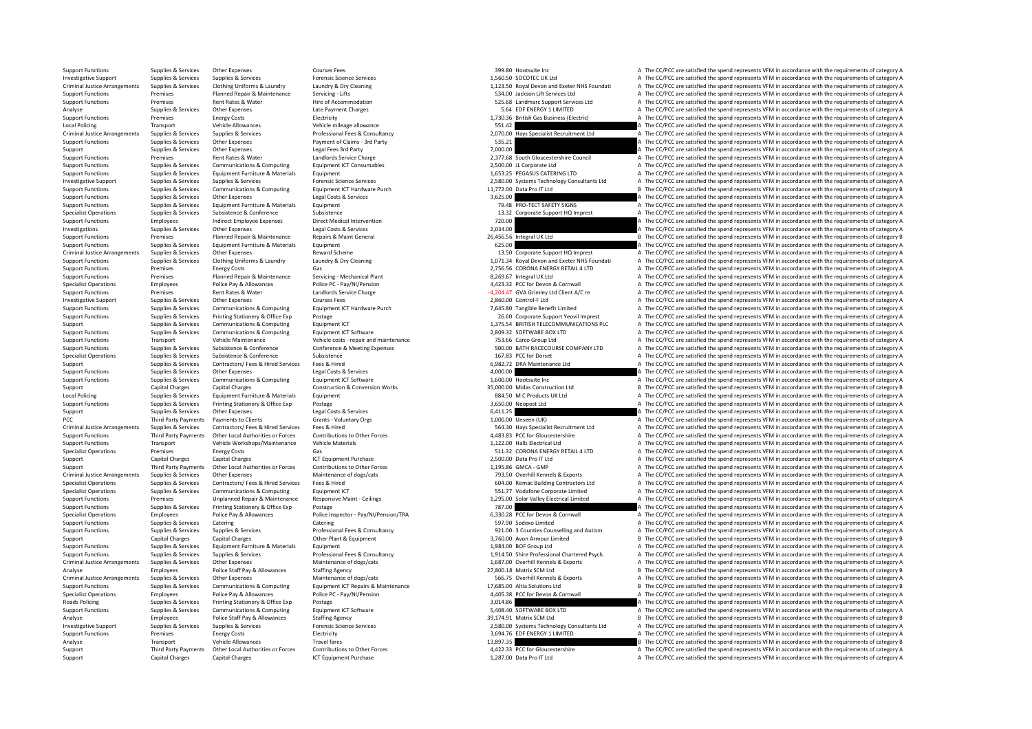| | | | | | | | |
|---|---|---|---|---|---|---|---|
| Support Functions | Supplies & Services | Other Expenses | Courses Fees | 399.80 | Hootsuite Inc | A | The CC/PCC are satisfied the spend represents VFM in accordance with the requirements of category A |
| Investigative Support | Supplies & Services | Supplies & Services | Forensic Science Services | 1,560.50 | SOCOTEC UK Ltd | A | The CC/PCC are satisfied the spend represents VFM in accordance with the requirements of category A |
| Criminal Justice Arrangements | Supplies & Services | Clothing Uniforms & Laundry | Laundry & Dry Cleaning | 1,123.50 | Royal Devon and Exeter NHS Foundati | A | The CC/PCC are satisfied the spend represents VFM in accordance with the requirements of category A |
| Support Functions | Premises | Planned Repair & Maintenance | Servicing - Lifts | 534.00 | Jackson Lift Services Ltd | A | The CC/PCC are satisfied the spend represents VFM in accordance with the requirements of category A |
| Support Functions | Premises | Rent Rates & Water | Hire of Accommodation | 525.68 | Landmarc Support Services Ltd | A | The CC/PCC are satisfied the spend represents VFM in accordance with the requirements of category A |
| Analyse | Supplies & Services | Other Expenses | Late Payment Charges | 5.64 | EDF ENERGY 1 LIMITED | A | The CC/PCC are satisfied the spend represents VFM in accordance with the requirements of category A |
| Support Functions | Premises | Energy Costs | Electricity | 1,730.36 | British Gas Business (Electric) | A | The CC/PCC are satisfied the spend represents VFM in accordance with the requirements of category A |
| Local Policing | Transport | Vehicle Allowances | Vehicle mileage allowance | 551.42 | | A | The CC/PCC are satisfied the spend represents VFM in accordance with the requirements of category A |
| Criminal Justice Arrangements | Supplies & Services | Supplies & Services | Professional Fees & Consultancy | 2,070.00 | Hays Specialist Recruitment Ltd | A | The CC/PCC are satisfied the spend represents VFM in accordance with the requirements of category A |
| Support Functions | Supplies & Services | Other Expenses | Payment of Claims - 3rd Party | 535.21 | | A | The CC/PCC are satisfied the spend represents VFM in accordance with the requirements of category A |
| Support | Supplies & Services | Other Expenses | Legal Fees 3rd Party | 7,000.00 | | A | The CC/PCC are satisfied the spend represents VFM in accordance with the requirements of category A |
| Support Functions | Premises | Rent Rates & Water | Landlords Service Charge | 2,377.68 | South Gloucestershire Council | A | The CC/PCC are satisfied the spend represents VFM in accordance with the requirements of category A |
| Support Functions | Supplies & Services | Communications & Computing | Equipment ICT Consumables | 2,500.00 | JL Corporate Ltd | A | The CC/PCC are satisfied the spend represents VFM in accordance with the requirements of category A |
| Support Functions | Supplies & Services | Equipment Furniture & Materials | Equipment | 1,653.25 | PEGASUS CATERING LTD | A | The CC/PCC are satisfied the spend represents VFM in accordance with the requirements of category A |
| Investigative Support | Supplies & Services | Supplies & Services | Forensic Science Services | 2,580.00 | Systems Technology Consultants Ltd | A | The CC/PCC are satisfied the spend represents VFM in accordance with the requirements of category A |
| Support Functions | Supplies & Services | Communications & Computing | Equipment ICT Hardware Purch | 11,772.00 | Data Pro IT Ltd | B | The CC/PCC are satisfied the spend represents VFM in accordance with the requirements of category B |
| Support Functions | Supplies & Services | Other Expenses | Legal Costs & Services | 3,625.00 | | A | The CC/PCC are satisfied the spend represents VFM in accordance with the requirements of category A |
| Support Functions | Supplies & Services | Equipment Furniture & Materials | Equipment | 79.48 | PRO-TECT SAFETY SIGNS | A | The CC/PCC are satisfied the spend represents VFM in accordance with the requirements of category A |
| Specialist Operations | Supplies & Services | Subsistence & Conference | Subsistence | 13.32 | Corporate Support HQ Imprest | A | The CC/PCC are satisfied the spend represents VFM in accordance with the requirements of category A |
| Support Functions | Employees | Indirect Employee Expenses | Direct Medical Intervention | 720.00 | | A | The CC/PCC are satisfied the spend represents VFM in accordance with the requirements of category A |
| Investigations | Supplies & Services | Other Expenses | Legal Costs & Services | 2,034.00 | | A | The CC/PCC are satisfied the spend represents VFM in accordance with the requirements of category A |
| Support Functions | Premises | Planned Repair & Maintenance | Repairs & Maint General | 26,456.56 | Integral UK Ltd | B | The CC/PCC are satisfied the spend represents VFM in accordance with the requirements of category B |
| Support Functions | Supplies & Services | Equipment Furniture & Materials | Equipment | 625.00 | | A | The CC/PCC are satisfied the spend represents VFM in accordance with the requirements of category A |
| Criminal Justice Arrangements | Supplies & Services | Other Expenses | Reward Scheme | 13.50 | Corporate Support HQ Imprest | A | The CC/PCC are satisfied the spend represents VFM in accordance with the requirements of category A |
| Support Functions | Supplies & Services | Clothing Uniforms & Laundry | Laundry & Dry Cleaning | 1,071.34 | Royal Devon and Exeter NHS Foundati | A | The CC/PCC are satisfied the spend represents VFM in accordance with the requirements of category A |
| Support Functions | Premises | Energy Costs | Gas | 2,756.56 | CORONA ENERGY RETAIL 4 LTD | A | The CC/PCC are satisfied the spend represents VFM in accordance with the requirements of category A |
| Support Functions | Premises | Planned Repair & Maintenance | Servicing - Mechanical Plant | 8,269.67 | Integral UK Ltd | A | The CC/PCC are satisfied the spend represents VFM in accordance with the requirements of category A |
| Specialist Operations | Employees | Police Pay & Allowances | Police PC - Pay/NI/Pension | 4,423.32 | PCC for Devon & Cornwall | A | The CC/PCC are satisfied the spend represents VFM in accordance with the requirements of category A |
| Support Functions | Premises | Rent Rates & Water | Landlords Service Charge | -4,204.47 | GVA Grimley Ltd Client A/C re | A | The CC/PCC are satisfied the spend represents VFM in accordance with the requirements of category A |
| Investigative Support | Supplies & Services | Other Expenses | Courses Fees | 2,860.00 | Control-F Ltd | A | The CC/PCC are satisfied the spend represents VFM in accordance with the requirements of category A |
| Support Functions | Supplies & Services | Communications & Computing | Equipment ICT Hardware Purch | 7,645.80 | Tangible Benefit Limited | A | The CC/PCC are satisfied the spend represents VFM in accordance with the requirements of category A |
| Support Functions | Supplies & Services | Printing Stationery & Office Exp | Postage | 26.60 | Corporate Support Yeovil Imprest | A | The CC/PCC are satisfied the spend represents VFM in accordance with the requirements of category A |
| Support | Supplies & Services | Communications & Computing | Equipment ICT | 1,375.54 | BRITISH TELECOMMUNICATIONS PLC | A | The CC/PCC are satisfied the spend represents VFM in accordance with the requirements of category A |
| Support Functions | Supplies & Services | Communications & Computing | Equipment ICT Software | 2,809.32 | SOFTWARE BOX LTD | A | The CC/PCC are satisfied the spend represents VFM in accordance with the requirements of category A |
| Support Functions | Transport | Vehicle Maintenance | Vehicle costs - repair and maintenance | 753.66 | Carco Group Ltd | A | The CC/PCC are satisfied the spend represents VFM in accordance with the requirements of category A |
| Support Functions | Supplies & Services | Subsistence & Conference | Conference & Meeting Expenses | 500.00 | BATH RACECOURSE COMPANY LTD | A | The CC/PCC are satisfied the spend represents VFM in accordance with the requirements of category A |
| Specialist Operations | Supplies & Services | Subsistence & Conference | Subsistence | 167.83 | PCC for Dorset | A | The CC/PCC are satisfied the spend represents VFM in accordance with the requirements of category A |
| Support | Supplies & Services | Contractors/ Fees & Hired Services | Fees & Hired | 6,982.72 | DRA Maintenance Ltd | A | The CC/PCC are satisfied the spend represents VFM in accordance with the requirements of category A |
| Support Functions | Supplies & Services | Other Expenses | Legal Costs & Services | 4,000.00 | | A | The CC/PCC are satisfied the spend represents VFM in accordance with the requirements of category A |
| Support Functions | Supplies & Services | Communications & Computing | Equipment ICT Software | 1,600.00 | Hootsuite Inc | A | The CC/PCC are satisfied the spend represents VFM in accordance with the requirements of category A |
| Support | Capital Charges | Capital Charges | Construction & Conversion Works | 35,000.00 | Midas Construction Ltd | B | The CC/PCC are satisfied the spend represents VFM in accordance with the requirements of category B |
| Local Policing | Supplies & Services | Equipment Furniture & Materials | Equipment | 884.50 | M C Products UK Ltd | A | The CC/PCC are satisfied the spend represents VFM in accordance with the requirements of category A |
| Support Functions | Supplies & Services | Printing Stationery & Office Exp | Postage | 3,650.00 | Neopost Ltd | A | The CC/PCC are satisfied the spend represents VFM in accordance with the requirements of category A |
| Support | Supplies & Services | Other Expenses | Legal Costs & Services | 6,411.25 | | A | The CC/PCC are satisfied the spend represents VFM in accordance with the requirements of category A |
| PCC | Third Party Payments | Payments to Clients | Grants - Voluntary Orgs | 1,000.00 | Unseen (UK) | A | The CC/PCC are satisfied the spend represents VFM in accordance with the requirements of category A |
| Criminal Justice Arrangements | Supplies & Services | Contractors/ Fees & Hired Services | Fees & Hired | 564.30 | Hays Specialist Recruitment Ltd | A | The CC/PCC are satisfied the spend represents VFM in accordance with the requirements of category A |
| Support Functions | Third Party Payments | Other Local Authorities or Forces | Contributions to Other Forces | 4,483.83 | PCC for Gloucestershire | A | The CC/PCC are satisfied the spend represents VFM in accordance with the requirements of category A |
| Support Functions | Transport | Vehicle Workshops/Maintenance | Vehicle Materials | 1,122.00 | Halls Electrical Ltd | A | The CC/PCC are satisfied the spend represents VFM in accordance with the requirements of category A |
| Specialist Operations | Premises | Energy Costs | Gas | 511.32 | CORONA ENERGY RETAIL 4 LTD | A | The CC/PCC are satisfied the spend represents VFM in accordance with the requirements of category A |
| Support | Capital Charges | Capital Charges | ICT Equipment Purchase | 2,500.00 | Data Pro IT Ltd | A | The CC/PCC are satisfied the spend represents VFM in accordance with the requirements of category A |
| Support | Third Party Payments | Other Local Authorities or Forces | Contributions to Other Forces | 1,195.86 | GMCA - GMP | A | The CC/PCC are satisfied the spend represents VFM in accordance with the requirements of category A |
| Criminal Justice Arrangements | Supplies & Services | Other Expenses | Maintenance of dogs/cats | 793.50 | Overhill Kennels & Exports | A | The CC/PCC are satisfied the spend represents VFM in accordance with the requirements of category A |
| Specialist Operations | Supplies & Services | Contractors/ Fees & Hired Services | Fees & Hired | 604.00 | Romac Building Contractors Ltd | A | The CC/PCC are satisfied the spend represents VFM in accordance with the requirements of category A |
| Specialist Operations | Supplies & Services | Communications & Computing | Equipment ICT | 551.77 | Vodafone Corporate Limited | A | The CC/PCC are satisfied the spend represents VFM in accordance with the requirements of category A |
| Support Functions | Premises | Unplanned Repair & Maintenance | Responsive Maint - Ceilings | 1,295.00 | Solar Valley Electrical Limited | A | The CC/PCC are satisfied the spend represents VFM in accordance with the requirements of category A |
| Support Functions | Supplies & Services | Printing Stationery & Office Exp | Postage | 787.00 | | A | The CC/PCC are satisfied the spend represents VFM in accordance with the requirements of category A |
| Specialist Operations | Employees | Police Pay & Allowances | Police Inspector - Pay/NI/Pension/TRA | 6,330.28 | PCC for Devon & Cornwall | A | The CC/PCC are satisfied the spend represents VFM in accordance with the requirements of category A |
| Support Functions | Supplies & Services | Catering | Catering | 597.90 | Sodexo Limited | A | The CC/PCC are satisfied the spend represents VFM in accordance with the requirements of category A |
| Support Functions | Supplies & Services | Supplies & Services | Professional Fees & Consultancy | 921.00 | 3 Counties Counselling and Autism | A | The CC/PCC are satisfied the spend represents VFM in accordance with the requirements of category A |
| Support | Capital Charges | Capital Charges | Other Plant & Equipment | 3,760.00 | Avon Armour Limited | B | The CC/PCC are satisfied the spend represents VFM in accordance with the requirements of category B |
| Support Functions | Supplies & Services | Equipment Furniture & Materials | Equipment | 1,984.00 | BOF Group Ltd | A | The CC/PCC are satisfied the spend represents VFM in accordance with the requirements of category A |
| Support Functions | Supplies & Services | Supplies & Services | Professional Fees & Consultancy | 1,914.50 | Shire Professional Chartered Psych. | A | The CC/PCC are satisfied the spend represents VFM in accordance with the requirements of category A |
| Criminal Justice Arrangements | Supplies & Services | Other Expenses | Maintenance of dogs/cats | 1,687.00 | Overhill Kennels & Exports | A | The CC/PCC are satisfied the spend represents VFM in accordance with the requirements of category A |
| Analyse | Employees | Police Staff Pay & Allowances | Staffing Agency | 27,800.18 | Matrix SCM Ltd | B | The CC/PCC are satisfied the spend represents VFM in accordance with the requirements of category B |
| Criminal Justice Arrangements | Supplies & Services | Other Expenses | Maintenance of dogs/cats | 566.75 | Overhill Kennels & Exports | A | The CC/PCC are satisfied the spend represents VFM in accordance with the requirements of category A |
| Support Functions | Supplies & Services | Communications & Computing | Equipment ICT Repairs & Maintenance | 17,685.00 | Altia Solutions Ltd | B | The CC/PCC are satisfied the spend represents VFM in accordance with the requirements of category B |
| Specialist Operations | Employees | Police Pay & Allowances | Police PC - Pay/NI/Pension | 4,405.38 | PCC for Devon & Cornwall | A | The CC/PCC are satisfied the spend represents VFM in accordance with the requirements of category A |
| Roads Policing | Supplies & Services | Printing Stationery & Office Exp | Postage | 3,014.86 | | A | The CC/PCC are satisfied the spend represents VFM in accordance with the requirements of category A |
| Support Functions | Supplies & Services | Communications & Computing | Equipment ICT Software | 5,408.40 | SOFTWARE BOX LTD | A | The CC/PCC are satisfied the spend represents VFM in accordance with the requirements of category A |
| Analyse | Employees | Police Staff Pay & Allowances | Staffing Agency | 39,174.91 | Matrix SCM Ltd | B | The CC/PCC are satisfied the spend represents VFM in accordance with the requirements of category B |
| Investigative Support | Supplies & Services | Supplies & Services | Forensic Science Services | 2,580.00 | Systems Technology Consultants Ltd | A | The CC/PCC are satisfied the spend represents VFM in accordance with the requirements of category A |
| Support Functions | Premises | Energy Costs | Electricity | 3,694.76 | EDF ENERGY 1 LIMITED | A | The CC/PCC are satisfied the spend represents VFM in accordance with the requirements of category A |
| Analyse | Transport | Vehicle Allowances | Travel fares | 13,897.35 | | B | The CC/PCC are satisfied the spend represents VFM in accordance with the requirements of category B |
| Support | Third Party Payments | Other Local Authorities or Forces | Contributions to Other Forces | 4,422.33 | PCC for Gloucestershire | A | The CC/PCC are satisfied the spend represents VFM in accordance with the requirements of category A |
| Support | Capital Charges | Capital Charges | ICT Equipment Purchase | 1,287.00 | Data Pro IT Ltd | A | The CC/PCC are satisfied the spend represents VFM in accordance with the requirements of category A |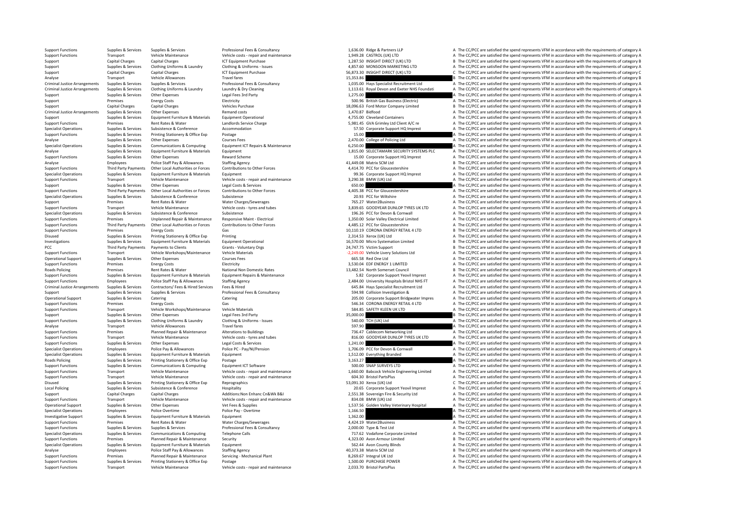| | | | | | | | |
|---|---|---|---|---|---|---|---|
| Support Functions | Supplies & Services | Supplies & Services | Professional Fees & Consultancy | 1,636.00 | Ridge & Partners LLP | A | The CC/PCC are satisfied the spend represents VFM in accordance with the requirements of category A |
| Support Functions | Transport | Vehicle Maintenance | Vehicle costs ‐ repair and maintenance | 1,949.28 | CASTROL (UK) LTD | A | The CC/PCC are satisfied the spend represents VFM in accordance with the requirements of category A |
| Support | Capital Charges | Capital Charges | ICT Equipment Purchase | 1,287.50 | INSIGHT DIRECT (UK) LTD | B | The CC/PCC are satisfied the spend represents VFM in accordance with the requirements of category B |
| Support | Supplies & Services | Clothing Uniforms & Laundry | Clothing & Uniforms ‐ Issues | 4,857.60 | MONSOON MARKETING LTD | A | The CC/PCC are satisfied the spend represents VFM in accordance with the requirements of category A |
| Support | Capital Charges | Capital Charges | ICT Equipment Purchase | 56,873.30 | INSIGHT DIRECT (UK) LTD | C | The CC/PCC are satisfied the spend represents VFM in accordance with the requirements of category C |
| Analyse | Transport | Vehicle Allowances | Travel fares | 15,353.86 | | B | The CC/PCC are satisfied the spend represents VFM in accordance with the requirements of category B |
| Criminal Justice Arrangements | Supplies & Services | Supplies & Services | Professional Fees & Consultancy | 1,035.00 | Hays Specialist Recruitment Ltd | A | The CC/PCC are satisfied the spend represents VFM in accordance with the requirements of category A |
| Criminal Justice Arrangements | Supplies & Services | Clothing Uniforms & Laundry | Laundry & Dry Cleaning | 1,113.61 | Royal Devon and Exeter NHS Foundati | A | The CC/PCC are satisfied the spend represents VFM in accordance with the requirements of category A |
| Support | Supplies & Services | Other Expenses | Legal Fees 3rd Party | 1,275.00 | | A | The CC/PCC are satisfied the spend represents VFM in accordance with the requirements of category A |
| Support | Premises | Energy Costs | Electricity | 500.96 | British Gas Business (Electric) | A | The CC/PCC are satisfied the spend represents VFM in accordance with the requirements of category A |
| Support | Capital Charges | Capital Charges | Vehicles Purchase | 18,096.63 | Ford Motor Company Limited | B | The CC/PCC are satisfied the spend represents VFM in accordance with the requirements of category B |
| Criminal Justice Arrangements | Supplies & Services | Other Expenses | Remand costs | 1,470.87 | Bidfood | A | The CC/PCC are satisfied the spend represents VFM in accordance with the requirements of category A |
| Support | Supplies & Services | Equipment Furniture & Materials | Equipment Operational | 4,755.00 | Cleveland Containers | A | The CC/PCC are satisfied the spend represents VFM in accordance with the requirements of category A |
| Support Functions | Premises | Rent Rates & Water | Landlords Service Charge | 5,981.45 | GVA Grimley Ltd Client A/C re | A | The CC/PCC are satisfied the spend represents VFM in accordance with the requirements of category A |
| Specialist Operations | Supplies & Services | Subsistence & Conference | Accommodation | 57.50 | Corporate Support HQ Imprest | A | The CC/PCC are satisfied the spend represents VFM in accordance with the requirements of category A |
| Support Functions | Supplies & Services | Printing Stationery & Office Exp | Postage | 15.00 | | A | The CC/PCC are satisfied the spend represents VFM in accordance with the requirements of category A |
| Analyse | Supplies & Services | Other Expenses | Courses Fees | 2,470.00 | College of Policing Ltd | A | The CC/PCC are satisfied the spend represents VFM in accordance with the requirements of category A |
| Specialist Operations | Supplies & Services | Communications & Computing | Equipment ICT Repairs & Maintenance | 6,250.00 | | A | The CC/PCC are satisfied the spend represents VFM in accordance with the requirements of category A |
| Analyse | Supplies & Services | Equipment Furniture & Materials | Equipment | 1,815.00 | SELECTAMARK SECURITY SYSTEMS PLC | A | The CC/PCC are satisfied the spend represents VFM in accordance with the requirements of category A |
| Support Functions | Supplies & Services | Other Expenses | Reward Scheme | 15.00 | Corporate Support HQ Imprest | A | The CC/PCC are satisfied the spend represents VFM in accordance with the requirements of category A |
| Analyse | Employees | Police Staff Pay & Allowances | Staffing Agency | 41,449.08 | Matrix SCM Ltd | B | The CC/PCC are satisfied the spend represents VFM in accordance with the requirements of category B |
| Support Functions | Third Party Payments | Other Local Authorities or Forces | Contributions to Other Forces | 4,414.70 | PCC for Gloucestershire | A | The CC/PCC are satisfied the spend represents VFM in accordance with the requirements of category A |
| Specialist Operations | Supplies & Services | Equipment Furniture & Materials | Equipment | 99.36 | Corporate Support HQ Imprest | A | The CC/PCC are satisfied the spend represents VFM in accordance with the requirements of category A |
| Support Functions | Transport | Vehicle Maintenance | Vehicle costs ‐ repair and maintenance | 3,290.38 | BMW (UK) Ltd | A | The CC/PCC are satisfied the spend represents VFM in accordance with the requirements of category A |
| Support | Supplies & Services | Other Expenses | Legal Costs & Services | 650.00 | | A | The CC/PCC are satisfied the spend represents VFM in accordance with the requirements of category A |
| Support Functions | Third Party Payments | Other Local Authorities or Forces | Contributions to Other Forces | 4,405.38 | PCC for Gloucestershire | A | The CC/PCC are satisfied the spend represents VFM in accordance with the requirements of category A |
| Specialist Operations | Supplies & Services | Subsistence & Conference | Subsistence | 20.93 | PCC for Wiltshire | A | The CC/PCC are satisfied the spend represents VFM in accordance with the requirements of category A |
| Support | Premises | Rent Rates & Water | Water Charges/Sewerages | 765.27 | Water2Business | A | The CC/PCC are satisfied the spend represents VFM in accordance with the requirements of category A |
| Support Functions | Transport | Vehicle Maintenance | Vehicle costs ‐ tyres and tubes | 3,839.65 | GOODYEAR DUNLOP TYRES UK LTD | A | The CC/PCC are satisfied the spend represents VFM in accordance with the requirements of category A |
| Specialist Operations | Supplies & Services | Subsistence & Conference | Subsistence | 196.26 | PCC for Devon & Cornwall | A | The CC/PCC are satisfied the spend represents VFM in accordance with the requirements of category A |
| Support Functions | Premises | Unplanned Repair & Maintenance | Responsive Maint ‐ Electrical | 1,350.00 | Solar Valley Electrical Limited | A | The CC/PCC are satisfied the spend represents VFM in accordance with the requirements of category A |
| Support Functions | Third Party Payments | Other Local Authorities or Forces | Contributions to Other Forces | 4,485.12 | PCC for Gloucestershire | A | The CC/PCC are satisfied the spend represents VFM in accordance with the requirements of category A |
| Support Functions | Premises | Energy Costs | Gas | 10,110.19 | CORONA ENERGY RETAIL 4 LTD | B | The CC/PCC are satisfied the spend represents VFM in accordance with the requirements of category B |
| Disused | Supplies & Services | Printing Stationery & Office Exp | Printing | 2,314.53 | Xerox (UK) Ltd | A | The CC/PCC are satisfied the spend represents VFM in accordance with the requirements of category A |
| Investigations | Supplies & Services | Equipment Furniture & Materials | Equipment Operational | 16,570.00 | Micro Systemation Limited | B | The CC/PCC are satisfied the spend represents VFM in accordance with the requirements of category B |
| PCC | Third Party Payments | Payments to Clients | Grants ‐ Voluntary Orgs | 24,747.75 | Victim Support | B | The CC/PCC are satisfied the spend represents VFM in accordance with the requirements of category B |
| Support Functions | Transport | Vehicle Workshops/Maintenance | Vehicle Materials | ‐2,249.00 | Vehicle Livery Solutions Ltd | A | The CC/PCC are satisfied the spend represents VFM in accordance with the requirements of category A |
| Operational Support | Supplies & Services | Other Expenses | Courses Fees | 665.58 | Red One Ltd | A | The CC/PCC are satisfied the spend represents VFM in accordance with the requirements of category A |
| Support Functions | Premises | Energy Costs | Electricity | 3,530.04 | EDF ENERGY 1 LIMITED | A | The CC/PCC are satisfied the spend represents VFM in accordance with the requirements of category A |
| Roads Policing | Premises | Rent Rates & Water | National Non Domestic Rates | 13,482.54 | North Somerset Council | B | The CC/PCC are satisfied the spend represents VFM in accordance with the requirements of category B |
| Support Functions | Supplies & Services | Equipment Furniture & Materials | Equipment Repairs & Maintenance | 5.82 | Corporate Support Yeovil Imprest | A | The CC/PCC are satisfied the spend represents VFM in accordance with the requirements of category A |
| Support Functions | Employees | Police Staff Pay & Allowances | Staffing Agency | 2,484.00 | University Hospitals Bristol NHS FT | A | The CC/PCC are satisfied the spend represents VFM in accordance with the requirements of category A |
| Criminal Justice Arrangements | Supplies & Services | Contractors/ Fees & Hired Services | Fees & Hired | 645.84 | Hays Specialist Recruitment Ltd | A | The CC/PCC are satisfied the spend represents VFM in accordance with the requirements of category A |
| Support | Supplies & Services | Supplies & Services | Professional Fees & Consultancy | 594.98 | Collision Investigation & | A | The CC/PCC are satisfied the spend represents VFM in accordance with the requirements of category A |
| Operational Support | Supplies & Services | Catering | Catering | 205.00 | Corporate Support Bridgwater Impres | A | The CC/PCC are satisfied the spend represents VFM in accordance with the requirements of category A |
| Support Functions | Premises | Energy Costs | Gas | 546.34 | CORONA ENERGY RETAIL 4 LTD | A | The CC/PCC are satisfied the spend represents VFM in accordance with the requirements of category A |
| Support Functions | Transport | Vehicle Workshops/Maintenance | Vehicle Materials | 584.85 | SAFETY KLEEN UK LTD | A | The CC/PCC are satisfied the spend represents VFM in accordance with the requirements of category A |
| Support | Supplies & Services | Other Expenses | Legal Fees 3rd Party | 35,000.00 | | B | The CC/PCC are satisfied the spend represents VFM in accordance with the requirements of category B |
| Support Functions | Supplies & Services | Clothing Uniforms & Laundry | Clothing & Uniforms ‐ Issues | 540.00 | TCH (UK) Ltd | A | The CC/PCC are satisfied the spend represents VFM in accordance with the requirements of category A |
| Analyse | Transport | Vehicle Allowances | Travel fares | 597.90 | | A | The CC/PCC are satisfied the spend represents VFM in accordance with the requirements of category A |
| Support Functions | Premises | Planned Repair & Maintenance | Alterations to Buildings | 736.47 | Cablecom Networking Ltd | A | The CC/PCC are satisfied the spend represents VFM in accordance with the requirements of category A |
| Support Functions | Transport | Vehicle Maintenance | Vehicle costs ‐ tyres and tubes | 816.00 | GOODYEAR DUNLOP TYRES UK LTD | A | The CC/PCC are satisfied the spend represents VFM in accordance with the requirements of category A |
| Support Functions | Supplies & Services | Other Expenses | Legal Costs & Services | 1,241.00 | | A | The CC/PCC are satisfied the spend represents VFM in accordance with the requirements of category A |
| Specialist Operations | Employees | Police Pay & Allowances | Police PC ‐ Pay/NI/Pension | 1,706.09 | PCC for Devon & Cornwall | A | The CC/PCC are satisfied the spend represents VFM in accordance with the requirements of category A |
| Specialist Operations | Supplies & Services | Equipment Furniture & Materials | Equipment | 1,512.00 | Everything Branded | A | The CC/PCC are satisfied the spend represents VFM in accordance with the requirements of category A |
| Roads Policing | Supplies & Services | Printing Stationery & Office Exp | Postage | 3,163.27 | | A | The CC/PCC are satisfied the spend represents VFM in accordance with the requirements of category A |
| Support Functions | Supplies & Services | Communications & Computing | Equipment ICT Software | 500.00 | SNAP SURVEYS LTD | A | The CC/PCC are satisfied the spend represents VFM in accordance with the requirements of category A |
| Support Functions | Transport | Vehicle Maintenance | Vehicle costs ‐ repair and maintenance | 1,660.00 | Babcock Vehicle Engineering Limited | A | The CC/PCC are satisfied the spend represents VFM in accordance with the requirements of category A |
| Support Functions | Transport | Vehicle Maintenance | Vehicle costs ‐ repair and maintenance | 604.30 | Bristol PartsPlus | A | The CC/PCC are satisfied the spend represents VFM in accordance with the requirements of category A |
| Disused | Supplies & Services | Printing Stationery & Office Exp | Reprographics | 53,091.30 | Xerox (UK) Ltd | C | The CC/PCC are satisfied the spend represents VFM in accordance with the requirements of category C |
| Local Policing | Supplies & Services | Subsistence & Conference | Hospitality | 20.65 | Corporate Support Yeovil Imprest | A | The CC/PCC are satisfied the spend represents VFM in accordance with the requirements of category A |
| Support | Capital Charges | Capital Charges | Additions:Non Enhanc Cn&Wk B&I | 2,551.38 | Sovereign Fire & Security Ltd | A | The CC/PCC are satisfied the spend represents VFM in accordance with the requirements of category A |
| Support Functions | Transport | Vehicle Maintenance | Vehicle costs ‐ repair and maintenance | 834.08 | BMW (UK) Ltd | A | The CC/PCC are satisfied the spend represents VFM in accordance with the requirements of category A |
| Operational Support | Supplies & Services | Other Expenses | Vet Fees & Supplies | 1,537.56 | Golden Valley Veterinary Hospital | A | The CC/PCC are satisfied the spend represents VFM in accordance with the requirements of category A |
| Specialist Operations | Employees | Police Overtime | Police Pay ‐ Overtime | 1,166.50 | | A | The CC/PCC are satisfied the spend represents VFM in accordance with the requirements of category A |
| Investigative Support | Supplies & Services | Equipment Furniture & Materials | Equipment | 1,362.00 | | A | The CC/PCC are satisfied the spend represents VFM in accordance with the requirements of category A |
| Support Functions | Premises | Rent Rates & Water | Water Charges/Sewerages | 4,424.19 | Water2Business | A | The CC/PCC are satisfied the spend represents VFM in accordance with the requirements of category A |
| Support Functions | Supplies & Services | Supplies & Services | Professional Fees & Consultancy | 2,000.00 | Type & Test Ltd | A | The CC/PCC are satisfied the spend represents VFM in accordance with the requirements of category A |
| Specialist Operations | Supplies & Services | Communications & Computing | Telephone Calls | 717.62 | Vodafone Corporate Limited | A | The CC/PCC are satisfied the spend represents VFM in accordance with the requirements of category A |
| Support Functions | Premises | Planned Repair & Maintenance | Security | 4,323.00 | Avon Armour Limited | B | The CC/PCC are satisfied the spend represents VFM in accordance with the requirements of category B |
| Specialist Operations | Supplies & Services | Equipment Furniture & Materials | Equipment | 562.44 | Avon County Blinds | A | The CC/PCC are satisfied the spend represents VFM in accordance with the requirements of category A |
| Analyse | Employees | Police Staff Pay & Allowances | Staffing Agency | 40,373.38 | Matrix SCM Ltd | B | The CC/PCC are satisfied the spend represents VFM in accordance with the requirements of category B |
| Support Functions | Premises | Planned Repair & Maintenance | Servicing ‐ Mechanical Plant | 8,269.67 | Integral UK Ltd | A | The CC/PCC are satisfied the spend represents VFM in accordance with the requirements of category A |
| Support Functions | Supplies & Services | Printing Stationery & Office Exp | Postage | 1,500.00 | PURCHASE POWER | A | The CC/PCC are satisfied the spend represents VFM in accordance with the requirements of category A |
| Support Functions | Transport | Vehicle Maintenance | Vehicle costs ‐ repair and maintenance | 2,033.70 | Bristol PartsPlus | A | The CC/PCC are satisfied the spend represents VFM in accordance with the requirements of category A |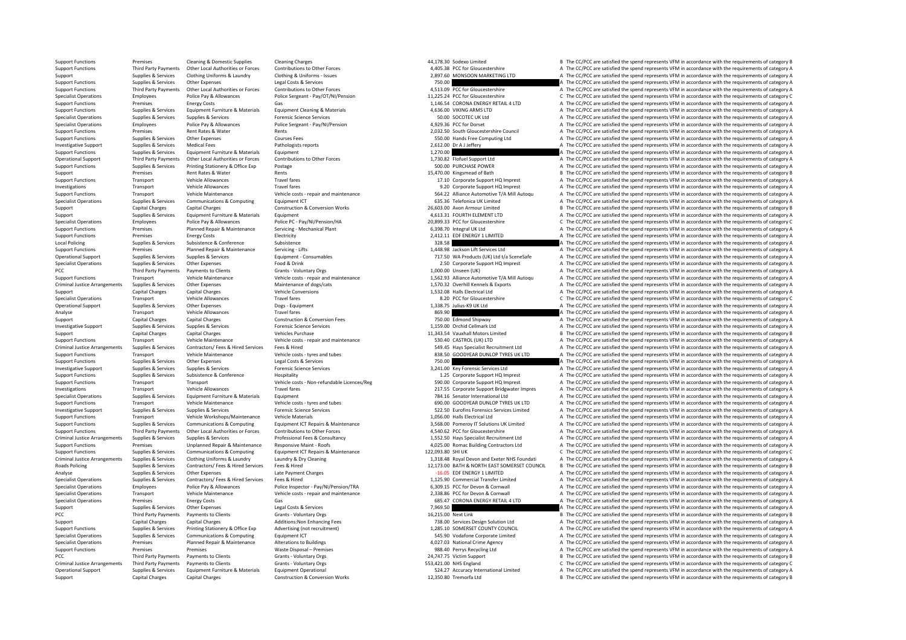| | | | | | | | |
|---|---|---|---|---|---|---|---|
| Support Functions | Premises | Cleaning & Domestic Supplies | Cleaning Charges | 44,178.30 | Sodexo Limited | B | The CC/PCC are satisfied the spend represents VFM in accordance with the requirements of category B |
| Support Functions | Third Party Payments | Other Local Authorities or Forces | Contributions to Other Forces | 4,405.38 | PCC for Gloucestershire | A | The CC/PCC are satisfied the spend represents VFM in accordance with the requirements of category A |
| Support | Supplies & Services | Clothing Uniforms & Laundry | Clothing & Uniforms - Issues | 2,897.60 | MONSOON MARKETING LTD | A | The CC/PCC are satisfied the spend represents VFM in accordance with the requirements of category A |
| Support Functions | Supplies & Services | Other Expenses | Legal Costs & Services | 750.00 | | A | The CC/PCC are satisfied the spend represents VFM in accordance with the requirements of category A |
| Support Functions | Third Party Payments | Other Local Authorities or Forces | Contributions to Other Forces | 4,513.09 | PCC for Gloucestershire | A | The CC/PCC are satisfied the spend represents VFM in accordance with the requirements of category A |
| Specialist Operations | Employees | Police Pay & Allowances | Police Sergeant - Pay/OT/NI/Pension | 11,225.24 | PCC for Gloucestershire | C | The CC/PCC are satisfied the spend represents VFM in accordance with the requirements of category C |
| Support Functions | Premises | Energy Costs | Gas | 1,146.54 | CORONA ENERGY RETAIL 4 LTD | A | The CC/PCC are satisfied the spend represents VFM in accordance with the requirements of category A |
| Support Functions | Supplies & Services | Equipment Furniture & Materials | Equipment Cleaning & Materials | 4,636.00 | VIKING ARMS LTD | A | The CC/PCC are satisfied the spend represents VFM in accordance with the requirements of category A |
| Specialist Operations | Supplies & Services | Supplies & Services | Forensic Science Services | 50.00 | SOCOTEC UK Ltd | A | The CC/PCC are satisfied the spend represents VFM in accordance with the requirements of category A |
| Specialist Operations | Employees | Police Pay & Allowances | Police Sergeant - Pay/NI/Pension | 4,929.36 | PCC for Dorset | A | The CC/PCC are satisfied the spend represents VFM in accordance with the requirements of category A |
| Support Functions | Premises | Rent Rates & Water | Rents | 2,032.50 | South Gloucestershire Council | A | The CC/PCC are satisfied the spend represents VFM in accordance with the requirements of category A |
| Support Functions | Supplies & Services | Other Expenses | Courses Fees | 550.00 | Hands Free Computing Ltd | A | The CC/PCC are satisfied the spend represents VFM in accordance with the requirements of category A |
| Investigative Support | Supplies & Services | Medical Fees | Pathologists reports | 2,612.00 | Dr A J Jeffery | A | The CC/PCC are satisfied the spend represents VFM in accordance with the requirements of category A |
| Support Functions | Supplies & Services | Equipment Furniture & Materials | Equipment | 1,270.00 | | A | The CC/PCC are satisfied the spend represents VFM in accordance with the requirements of category A |
| Operational Support | Third Party Payments | Other Local Authorities or Forces | Contributions to Other Forces | 1,730.82 | Flofuel Support Ltd | A | The CC/PCC are satisfied the spend represents VFM in accordance with the requirements of category A |
| Support Functions | Supplies & Services | Printing Stationery & Office Exp | Postage | 500.00 | PURCHASE POWER | A | The CC/PCC are satisfied the spend represents VFM in accordance with the requirements of category A |
| Support | Premises | Rent Rates & Water | Rents | 15,470.00 | Kingsmead of Bath | B | The CC/PCC are satisfied the spend represents VFM in accordance with the requirements of category B |
| Support Functions | Transport | Vehicle Allowances | Travel fares | 17.10 | Corporate Support HQ Imprest | A | The CC/PCC are satisfied the spend represents VFM in accordance with the requirements of category A |
| Investigations | Transport | Vehicle Allowances | Travel fares | 9.20 | Corporate Support HQ Imprest | A | The CC/PCC are satisfied the spend represents VFM in accordance with the requirements of category A |
| Support Functions | Transport | Vehicle Maintenance | Vehicle costs - repair and maintenance | 564.22 | Alliance Automotive T/A Mill Autoqu | A | The CC/PCC are satisfied the spend represents VFM in accordance with the requirements of category A |
| Specialist Operations | Supplies & Services | Communications & Computing | Equipment ICT | 635.36 | Telefonica UK Limited | A | The CC/PCC are satisfied the spend represents VFM in accordance with the requirements of category A |
| Support | Capital Charges | Capital Charges | Construction & Conversion Works | 26,603.00 | Avon Armour Limited | B | The CC/PCC are satisfied the spend represents VFM in accordance with the requirements of category B |
| Support | Supplies & Services | Equipment Furniture & Materials | Equipment | 4,613.31 | FOURTH ELEMENT LTD | A | The CC/PCC are satisfied the spend represents VFM in accordance with the requirements of category A |
| Specialist Operations | Employees | Police Pay & Allowances | Police PC - Pay/NI/Pension/HA | 20,899.33 | PCC for Gloucestershire | C | The CC/PCC are satisfied the spend represents VFM in accordance with the requirements of category C |
| Support Functions | Premises | Planned Repair & Maintenance | Servicing - Mechanical Plant | 6,398.70 | Integral UK Ltd | A | The CC/PCC are satisfied the spend represents VFM in accordance with the requirements of category A |
| Support Functions | Premises | Energy Costs | Electricity | 2,412.11 | EDF ENERGY 1 LIMITED | A | The CC/PCC are satisfied the spend represents VFM in accordance with the requirements of category A |
| Local Policing | Supplies & Services | Subsistence & Conference | Subsistence | 328.58 | | A | The CC/PCC are satisfied the spend represents VFM in accordance with the requirements of category A |
| Support Functions | Premises | Planned Repair & Maintenance | Servicing - Lifts | 1,448.98 | Jackson Lift Services Ltd | A | The CC/PCC are satisfied the spend represents VFM in accordance with the requirements of category A |
| Operational Support | Supplies & Services | Supplies & Services | Equipment - Consumables | 717.50 | WA Products (UK) Ltd t/a SceneSafe | A | The CC/PCC are satisfied the spend represents VFM in accordance with the requirements of category A |
| Specialist Operations | Supplies & Services | Other Expenses | Food & Drink | 2.50 | Corporate Support HQ Imprest | A | The CC/PCC are satisfied the spend represents VFM in accordance with the requirements of category A |
| PCC | Third Party Payments | Payments to Clients | Grants - Voluntary Orgs | 1,000.00 | Unseen (UK) | A | The CC/PCC are satisfied the spend represents VFM in accordance with the requirements of category A |
| Support Functions | Transport | Vehicle Maintenance | Vehicle costs - repair and maintenance | 1,562.93 | Alliance Automotive T/A Mill Autoqu | A | The CC/PCC are satisfied the spend represents VFM in accordance with the requirements of category A |
| Criminal Justice Arrangements | Supplies & Services | Other Expenses | Maintenance of dogs/cats | 1,570.32 | Overhill Kennels & Exports | A | The CC/PCC are satisfied the spend represents VFM in accordance with the requirements of category A |
| Support | Capital Charges | Capital Charges | Vehicle Conversions | 1,532.08 | Halls Electrical Ltd | A | The CC/PCC are satisfied the spend represents VFM in accordance with the requirements of category A |
| Specialist Operations | Transport | Vehicle Allowances | Travel fares | 8.20 | PCC for Gloucestershire | C | The CC/PCC are satisfied the spend represents VFM in accordance with the requirements of category C |
| Operational Support | Supplies & Services | Other Expenses | Dogs - Equipment | 1,338.75 | Julius-K9 UK Ltd | A | The CC/PCC are satisfied the spend represents VFM in accordance with the requirements of category A |
| Analyse | Transport | Vehicle Allowances | Travel fares | 869.90 | | A | The CC/PCC are satisfied the spend represents VFM in accordance with the requirements of category A |
| Support | Capital Charges | Capital Charges | Construction & Conversion Fees | 750.00 | Edmond Shipway | A | The CC/PCC are satisfied the spend represents VFM in accordance with the requirements of category A |
| Investigative Support | Supplies & Services | Supplies & Services | Forensic Science Services | 1,159.00 | Orchid Cellmark Ltd | A | The CC/PCC are satisfied the spend represents VFM in accordance with the requirements of category A |
| Support | Capital Charges | Capital Charges | Vehicles Purchase | 11,343.54 | Vauxhall Motors Limited | B | The CC/PCC are satisfied the spend represents VFM in accordance with the requirements of category B |
| Support Functions | Transport | Vehicle Maintenance | Vehicle costs - repair and maintenance | 530.40 | CASTROL (UK) LTD | A | The CC/PCC are satisfied the spend represents VFM in accordance with the requirements of category A |
| Criminal Justice Arrangements | Supplies & Services | Contractors/ Fees & Hired Services | Fees & Hired | 549.45 | Hays Specialist Recruitment Ltd | A | The CC/PCC are satisfied the spend represents VFM in accordance with the requirements of category A |
| Support Functions | Transport | Vehicle Maintenance | Vehicle costs - tyres and tubes | 838.50 | GOODYEAR DUNLOP TYRES UK LTD | A | The CC/PCC are satisfied the spend represents VFM in accordance with the requirements of category A |
| Support Functions | Supplies & Services | Other Expenses | Legal Costs & Services | 750.00 | | A | The CC/PCC are satisfied the spend represents VFM in accordance with the requirements of category A |
| Investigative Support | Supplies & Services | Supplies & Services | Forensic Science Services | 3,241.00 | Key Forensic Services Ltd | A | The CC/PCC are satisfied the spend represents VFM in accordance with the requirements of category A |
| Support Functions | Supplies & Services | Subsistence & Conference | Hospitality | 1.25 | Corporate Support HQ Imprest | A | The CC/PCC are satisfied the spend represents VFM in accordance with the requirements of category A |
| Support Functions | Transport | Transport | Vehicle costs - Non-refundable Licences/Reg | 590.00 | Corporate Support HQ Imprest | A | The CC/PCC are satisfied the spend represents VFM in accordance with the requirements of category A |
| Investigations | Transport | Vehicle Allowances | Travel fares | 217.55 | Corporate Support Bridgwater Impres | A | The CC/PCC are satisfied the spend represents VFM in accordance with the requirements of category A |
| Specialist Operations | Supplies & Services | Equipment Furniture & Materials | Equipment | 784.16 | Senator International Ltd | A | The CC/PCC are satisfied the spend represents VFM in accordance with the requirements of category A |
| Support Functions | Transport | Vehicle Maintenance | Vehicle costs - tyres and tubes | 690.00 | GOODYEAR DUNLOP TYRES UK LTD | A | The CC/PCC are satisfied the spend represents VFM in accordance with the requirements of category A |
| Investigative Support | Supplies & Services | Supplies & Services | Forensic Science Services | 522.50 | Eurofins Forensics Services Limited | A | The CC/PCC are satisfied the spend represents VFM in accordance with the requirements of category A |
| Support Functions | Transport | Vehicle Workshops/Maintenance | Vehicle Materials | 1,056.00 | Halls Electrical Ltd | A | The CC/PCC are satisfied the spend represents VFM in accordance with the requirements of category A |
| Support Functions | Supplies & Services | Communications & Computing | Equipment ICT Repairs & Maintenance | 3,568.00 | Pomeroy IT Solutions UK Limited | A | The CC/PCC are satisfied the spend represents VFM in accordance with the requirements of category A |
| Support Functions | Third Party Payments | Other Local Authorities or Forces | Contributions to Other Forces | 4,540.62 | PCC for Gloucestershire | A | The CC/PCC are satisfied the spend represents VFM in accordance with the requirements of category A |
| Criminal Justice Arrangements | Supplies & Services | Supplies & Services | Professional Fees & Consultancy | 1,552.50 | Hays Specialist Recruitment Ltd | A | The CC/PCC are satisfied the spend represents VFM in accordance with the requirements of category A |
| Support Functions | Premises | Unplanned Repair & Maintenance | Responsive Maint - Roofs | 4,025.00 | Romac Building Contractors Ltd | A | The CC/PCC are satisfied the spend represents VFM in accordance with the requirements of category A |
| Support Functions | Supplies & Services | Communications & Computing | Equipment ICT Repairs & Maintenance | 122,093.80 | SHI UK | C | The CC/PCC are satisfied the spend represents VFM in accordance with the requirements of category C |
| Criminal Justice Arrangements | Supplies & Services | Clothing Uniforms & Laundry | Laundry & Dry Cleaning | 1,318.48 | Royal Devon and Exeter NHS Foundati | A | The CC/PCC are satisfied the spend represents VFM in accordance with the requirements of category A |
| Roads Policing | Supplies & Services | Contractors/ Fees & Hired Services | Fees & Hired | 12,173.00 | BATH & NORTH EAST SOMERSET COUNCIL | B | The CC/PCC are satisfied the spend represents VFM in accordance with the requirements of category B |
| Analyse | Supplies & Services | Other Expenses | Late Payment Charges | -16.05 | EDF ENERGY 1 LIMITED | A | The CC/PCC are satisfied the spend represents VFM in accordance with the requirements of category A |
| Specialist Operations | Supplies & Services | Contractors/ Fees & Hired Services | Fees & Hired | 1,125.90 | Commercial Transfer Limited | A | The CC/PCC are satisfied the spend represents VFM in accordance with the requirements of category A |
| Specialist Operations | Employees | Police Pay & Allowances | Police Inspector - Pay/NI/Pension/TRA | 6,309.15 | PCC for Devon & Cornwall | A | The CC/PCC are satisfied the spend represents VFM in accordance with the requirements of category A |
| Specialist Operations | Transport | Vehicle Maintenance | Vehicle costs - repair and maintenance | 2,338.86 | PCC for Devon & Cornwall | A | The CC/PCC are satisfied the spend represents VFM in accordance with the requirements of category A |
| Specialist Operations | Premises | Energy Costs | Gas | 685.47 | CORONA ENERGY RETAIL 4 LTD | A | The CC/PCC are satisfied the spend represents VFM in accordance with the requirements of category A |
| Support | Supplies & Services | Other Expenses | Legal Costs & Services | 7,969.50 | | A | The CC/PCC are satisfied the spend represents VFM in accordance with the requirements of category A |
| PCC | Third Party Payments | Payments to Clients | Grants - Voluntary Orgs | 16,215.00 | Next Link | B | The CC/PCC are satisfied the spend represents VFM in accordance with the requirements of category B |
| Support | Capital Charges | Capital Charges | Additions:Non Enhancing Fees | 738.00 | Services Design Solution Ltd | A | The CC/PCC are satisfied the spend represents VFM in accordance with the requirements of category A |
| Support Functions | Supplies & Services | Printing Stationery & Office Exp | Advertising (not recruitment) | 1,285.10 | SOMERSET COUNTY COUNCIL | A | The CC/PCC are satisfied the spend represents VFM in accordance with the requirements of category A |
| Specialist Operations | Supplies & Services | Communications & Computing | Equipment ICT | 545.90 | Vodafone Corporate Limited | A | The CC/PCC are satisfied the spend represents VFM in accordance with the requirements of category A |
| Specialist Operations | Premises | Planned Repair & Maintenance | Alterations to Buildings | 4,027.03 | National Crime Agency | A | The CC/PCC are satisfied the spend represents VFM in accordance with the requirements of category A |
| Support Functions | Premises | Premises | Waste Disposal – Premises | 988.40 | Perrys Recycling Ltd | A | The CC/PCC are satisfied the spend represents VFM in accordance with the requirements of category A |
| PCC | Third Party Payments | Payments to Clients | Grants - Voluntary Orgs | 24,747.75 | Victim Support | B | The CC/PCC are satisfied the spend represents VFM in accordance with the requirements of category B |
| Criminal Justice Arrangements | Third Party Payments | Payments to Clients | Grants - Voluntary Orgs | 553,421.00 | NHS England | C | The CC/PCC are satisfied the spend represents VFM in accordance with the requirements of category C |
| Operational Support | Supplies & Services | Equipment Furniture & Materials | Equipment Operational | 524.27 | Accuracy International Limited | A | The CC/PCC are satisfied the spend represents VFM in accordance with the requirements of category A |
| Support | Capital Charges | Capital Charges | Construction & Conversion Works | 12,350.80 | Tremorfa Ltd | B | The CC/PCC are satisfied the spend represents VFM in accordance with the requirements of category B |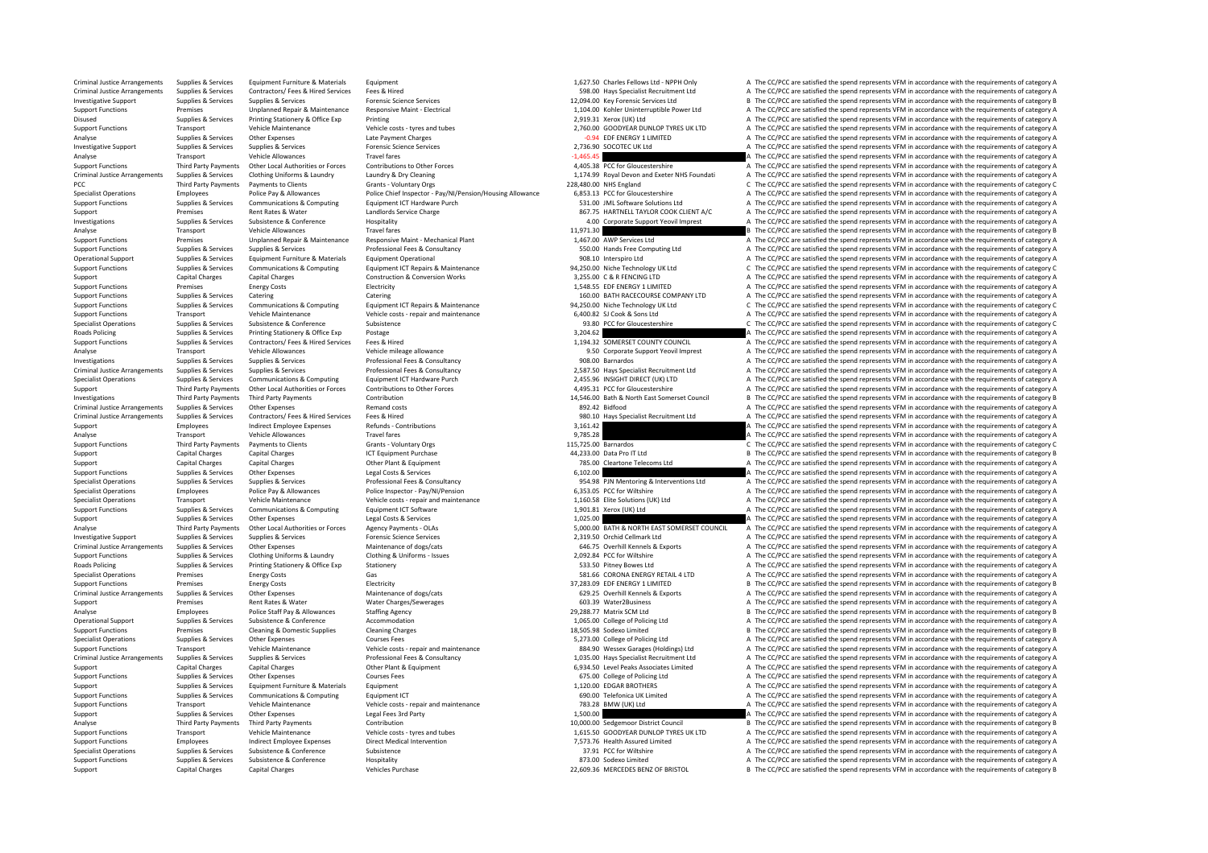| | | | | | | |
|---|---|---|---|---|---|---|
| Criminal Justice Arrangements | Supplies & Services | Equipment Furniture & Materials | Equipment | 1,627.50 | Charles Fellows Ltd - NPPH Only | A The CC/PCC are satisfied the spend represents VFM in accordance with the requirements of category A |
| Criminal Justice Arrangements | Supplies & Services | Contractors/ Fees & Hired Services | Fees & Hired | 598.00 | Hays Specialist Recruitment Ltd | A The CC/PCC are satisfied the spend represents VFM in accordance with the requirements of category A |
| Investigative Support | Supplies & Services | Supplies & Services | Forensic Science Services | 12,094.00 | Key Forensic Services Ltd | B The CC/PCC are satisfied the spend represents VFM in accordance with the requirements of category B |
| Support Functions | Premises | Unplanned Repair & Maintenance | Responsive Maint - Electrical | 1,104.00 | Kohler Uninterruptible Power Ltd | A The CC/PCC are satisfied the spend represents VFM in accordance with the requirements of category A |
| Disused | Supplies & Services | Printing Stationery & Office Exp | Printing | 2,919.31 | Xerox (UK) Ltd | A The CC/PCC are satisfied the spend represents VFM in accordance with the requirements of category A |
| Support Functions | Transport | Vehicle Maintenance | Vehicle costs - tyres and tubes | 2,760.00 | GOODYEAR DUNLOP TYRES UK LTD | A The CC/PCC are satisfied the spend represents VFM in accordance with the requirements of category A |
| Analyse | Supplies & Services | Other Expenses | Late Payment Charges | -0.94 | EDF ENERGY 1 LIMITED | A The CC/PCC are satisfied the spend represents VFM in accordance with the requirements of category A |
| Investigative Support | Supplies & Services | Supplies & Services | Forensic Science Services | 2,736.90 | SOCOTEC UK Ltd | A The CC/PCC are satisfied the spend represents VFM in accordance with the requirements of category A |
| Analyse | Transport | Vehicle Allowances | Travel fares | -1,465.45 | | A The CC/PCC are satisfied the spend represents VFM in accordance with the requirements of category A |
| Support Functions | Third Party Payments | Other Local Authorities or Forces | Contributions to Other Forces | 4,405.38 | PCC for Gloucestershire | A The CC/PCC are satisfied the spend represents VFM in accordance with the requirements of category A |
| Criminal Justice Arrangements | Supplies & Services | Clothing Uniforms & Laundry | Laundry & Dry Cleaning | 1,174.99 | Royal Devon and Exeter NHS Foundati | A The CC/PCC are satisfied the spend represents VFM in accordance with the requirements of category A |
| PCC | Third Party Payments | Payments to Clients | Grants - Voluntary Orgs | 228,480.00 | NHS England | C The CC/PCC are satisfied the spend represents VFM in accordance with the requirements of category C |
| Specialist Operations | Employees | Police Pay & Allowances | Police Chief Inspector - Pay/NI/Pension/Housing Allowance | 6,853.13 | PCC for Gloucestershire | A The CC/PCC are satisfied the spend represents VFM in accordance with the requirements of category A |
| Support Functions | Supplies & Services | Communications & Computing | Equipment ICT Hardware Purch | 531.00 | JML Software Solutions Ltd | A The CC/PCC are satisfied the spend represents VFM in accordance with the requirements of category A |
| Support | Premises | Rent Rates & Water | Landlords Service Charge | 867.75 | HARTNELL TAYLOR COOK CLIENT A/C | A The CC/PCC are satisfied the spend represents VFM in accordance with the requirements of category A |
| Investigations | Supplies & Services | Subsistence & Conference | Hospitality | 4.00 | Corporate Support Yeovil Imprest | A The CC/PCC are satisfied the spend represents VFM in accordance with the requirements of category A |
| Analyse | Transport | Vehicle Allowances | Travel fares | 11,971.30 | | B The CC/PCC are satisfied the spend represents VFM in accordance with the requirements of category B |
| Support Functions | Premises | Unplanned Repair & Maintenance | Responsive Maint - Mechanical Plant | 1,467.00 | AWP Services Ltd | A The CC/PCC are satisfied the spend represents VFM in accordance with the requirements of category A |
| Support Functions | Supplies & Services | Supplies & Services | Professional Fees & Consultancy | 550.00 | Hands Free Computing Ltd | A The CC/PCC are satisfied the spend represents VFM in accordance with the requirements of category A |
| Operational Support | Supplies & Services | Equipment Furniture & Materials | Equipment Operational | 908.10 | Interspiro Ltd | A The CC/PCC are satisfied the spend represents VFM in accordance with the requirements of category A |
| Support Functions | Supplies & Services | Communications & Computing | Equipment ICT Repairs & Maintenance | 94,250.00 | Niche Technology UK Ltd | C The CC/PCC are satisfied the spend represents VFM in accordance with the requirements of category C |
| Support | Capital Charges | Capital Charges | Construction & Conversion Works | 3,255.00 | C & R FENCING LTD | A The CC/PCC are satisfied the spend represents VFM in accordance with the requirements of category A |
| Support Functions | Premises | Energy Costs | Electricity | 1,548.55 | EDF ENERGY 1 LIMITED | A The CC/PCC are satisfied the spend represents VFM in accordance with the requirements of category A |
| Support Functions | Supplies & Services | Catering | Catering | 160.00 | BATH RACECOURSE COMPANY LTD | A The CC/PCC are satisfied the spend represents VFM in accordance with the requirements of category A |
| Support Functions | Supplies & Services | Communications & Computing | Equipment ICT Repairs & Maintenance | 94,250.00 | Niche Technology UK Ltd | C The CC/PCC are satisfied the spend represents VFM in accordance with the requirements of category C |
| Support Functions | Transport | Vehicle Maintenance | Vehicle costs - repair and maintenance | 6,400.82 | SJ Cook & Sons Ltd | A The CC/PCC are satisfied the spend represents VFM in accordance with the requirements of category A |
| Specialist Operations | Supplies & Services | Subsistence & Conference | Subsistence | 93.80 | PCC for Gloucestershire | C The CC/PCC are satisfied the spend represents VFM in accordance with the requirements of category C |
| Roads Policing | Supplies & Services | Printing Stationery & Office Exp | Postage | 3,204.62 | | A The CC/PCC are satisfied the spend represents VFM in accordance with the requirements of category A |
| Support Functions | Supplies & Services | Contractors/ Fees & Hired Services | Fees & Hired | 1,194.32 | SOMERSET COUNTY COUNCIL | A The CC/PCC are satisfied the spend represents VFM in accordance with the requirements of category A |
| Analyse | Transport | Vehicle Allowances | Vehicle mileage allowance | 9.50 | Corporate Support Yeovil Imprest | A The CC/PCC are satisfied the spend represents VFM in accordance with the requirements of category A |
| Investigations | Supplies & Services | Supplies & Services | Professional Fees & Consultancy | 908.00 | Barnardos | A The CC/PCC are satisfied the spend represents VFM in accordance with the requirements of category A |
| Criminal Justice Arrangements | Supplies & Services | Supplies & Services | Professional Fees & Consultancy | 2,587.50 | Hays Specialist Recruitment Ltd | A The CC/PCC are satisfied the spend represents VFM in accordance with the requirements of category A |
| Specialist Operations | Supplies & Services | Communications & Computing | Equipment ICT Hardware Purch | 2,455.96 | INSIGHT DIRECT (UK) LTD | A The CC/PCC are satisfied the spend represents VFM in accordance with the requirements of category A |
| Support | Third Party Payments | Other Local Authorities or Forces | Contributions to Other Forces | 4,495.31 | PCC for Gloucestershire | A The CC/PCC are satisfied the spend represents VFM in accordance with the requirements of category A |
| Investigations | Third Party Payments | Third Party Payments | Contribution | 14,546.00 | Bath & North East Somerset Council | B The CC/PCC are satisfied the spend represents VFM in accordance with the requirements of category B |
| Criminal Justice Arrangements | Supplies & Services | Other Expenses | Remand costs | 892.42 | Bidfood | A The CC/PCC are satisfied the spend represents VFM in accordance with the requirements of category A |
| Criminal Justice Arrangements | Supplies & Services | Contractors/ Fees & Hired Services | Fees & Hired | 980.10 | Hays Specialist Recruitment Ltd | A The CC/PCC are satisfied the spend represents VFM in accordance with the requirements of category A |
| Support | Employees | Indirect Employee Expenses | Refunds - Contributions | 3,161.42 | | A The CC/PCC are satisfied the spend represents VFM in accordance with the requirements of category A |
| Analyse | Transport | Vehicle Allowances | Travel fares | 9,785.28 | | A The CC/PCC are satisfied the spend represents VFM in accordance with the requirements of category A |
| Support Functions | Third Party Payments | Payments to Clients | Grants - Voluntary Orgs | 115,725.00 | Barnardos | C The CC/PCC are satisfied the spend represents VFM in accordance with the requirements of category C |
| Support | Capital Charges | Capital Charges | ICT Equipment Purchase | 44,233.00 | Data Pro IT Ltd | B The CC/PCC are satisfied the spend represents VFM in accordance with the requirements of category B |
| Support | Capital Charges | Capital Charges | Other Plant & Equipment | 785.00 | Cleartone Telecoms Ltd | A The CC/PCC are satisfied the spend represents VFM in accordance with the requirements of category A |
| Support Functions | Supplies & Services | Other Expenses | Legal Costs & Services | 6,102.00 | | A The CC/PCC are satisfied the spend represents VFM in accordance with the requirements of category A |
| Specialist Operations | Supplies & Services | Supplies & Services | Professional Fees & Consultancy | 954.98 | PJN Mentoring & Interventions Ltd | A The CC/PCC are satisfied the spend represents VFM in accordance with the requirements of category A |
| Specialist Operations | Employees | Police Pay & Allowances | Police Inspector - Pay/NI/Pension | 6,353.05 | PCC for Wiltshire | A The CC/PCC are satisfied the spend represents VFM in accordance with the requirements of category A |
| Specialist Operations | Transport | Vehicle Maintenance | Vehicle costs - repair and maintenance | 1,160.58 | Elite Solutions (UK) Ltd | A The CC/PCC are satisfied the spend represents VFM in accordance with the requirements of category A |
| Support Functions | Supplies & Services | Communications & Computing | Equipment ICT Software | 1,901.81 | Xerox (UK) Ltd | A The CC/PCC are satisfied the spend represents VFM in accordance with the requirements of category A |
| Support | Supplies & Services | Other Expenses | Legal Costs & Services | 1,025.00 | | A The CC/PCC are satisfied the spend represents VFM in accordance with the requirements of category A |
| Analyse | Third Party Payments | Other Local Authorities or Forces | Agency Payments - OLAs | 5,000.00 | BATH & NORTH EAST SOMERSET COUNCIL | A The CC/PCC are satisfied the spend represents VFM in accordance with the requirements of category A |
| Investigative Support | Supplies & Services | Supplies & Services | Forensic Science Services | 2,319.50 | Orchid Cellmark Ltd | A The CC/PCC are satisfied the spend represents VFM in accordance with the requirements of category A |
| Criminal Justice Arrangements | Supplies & Services | Other Expenses | Maintenance of dogs/cats | 646.75 | Overhill Kennels & Exports | A The CC/PCC are satisfied the spend represents VFM in accordance with the requirements of category A |
| Support Functions | Supplies & Services | Clothing Uniforms & Laundry | Clothing & Uniforms - Issues | 2,092.84 | PCC for Wiltshire | A The CC/PCC are satisfied the spend represents VFM in accordance with the requirements of category A |
| Roads Policing | Supplies & Services | Printing Stationery & Office Exp | Stationery | 533.50 | Pitney Bowes Ltd | A The CC/PCC are satisfied the spend represents VFM in accordance with the requirements of category A |
| Specialist Operations | Premises | Energy Costs | Gas | 581.66 | CORONA ENERGY RETAIL 4 LTD | A The CC/PCC are satisfied the spend represents VFM in accordance with the requirements of category A |
| Support Functions | Premises | Energy Costs | Electricity | 37,283.09 | EDF ENERGY 1 LIMITED | B The CC/PCC are satisfied the spend represents VFM in accordance with the requirements of category B |
| Criminal Justice Arrangements | Supplies & Services | Other Expenses | Maintenance of dogs/cats | 629.25 | Overhill Kennels & Exports | A The CC/PCC are satisfied the spend represents VFM in accordance with the requirements of category A |
| Support | Premises | Rent Rates & Water | Water Charges/Sewerages | 603.39 | Water2Business | A The CC/PCC are satisfied the spend represents VFM in accordance with the requirements of category A |
| Analyse | Employees | Police Staff Pay & Allowances | Staffing Agency | 29,288.77 | Matrix SCM Ltd | B The CC/PCC are satisfied the spend represents VFM in accordance with the requirements of category B |
| Operational Support | Supplies & Services | Subsistence & Conference | Accommodation | 1,065.00 | College of Policing Ltd | A The CC/PCC are satisfied the spend represents VFM in accordance with the requirements of category A |
| Support Functions | Premises | Cleaning & Domestic Supplies | Cleaning Charges | 18,505.98 | Sodexo Limited | B The CC/PCC are satisfied the spend represents VFM in accordance with the requirements of category B |
| Specialist Operations | Supplies & Services | Other Expenses | Courses Fees | 5,273.00 | College of Policing Ltd | A The CC/PCC are satisfied the spend represents VFM in accordance with the requirements of category A |
| Support Functions | Transport | Vehicle Maintenance | Vehicle costs - repair and maintenance | 884.90 | Wessex Garages (Holdings) Ltd | A The CC/PCC are satisfied the spend represents VFM in accordance with the requirements of category A |
| Criminal Justice Arrangements | Supplies & Services | Supplies & Services | Professional Fees & Consultancy | 1,035.00 | Hays Specialist Recruitment Ltd | A The CC/PCC are satisfied the spend represents VFM in accordance with the requirements of category A |
| Support | Capital Charges | Capital Charges | Other Plant & Equipment | 6,934.50 | Level Peaks Associates Limited | A The CC/PCC are satisfied the spend represents VFM in accordance with the requirements of category A |
| Support Functions | Supplies & Services | Other Expenses | Courses Fees | 675.00 | College of Policing Ltd | A The CC/PCC are satisfied the spend represents VFM in accordance with the requirements of category A |
| Support | Supplies & Services | Equipment Furniture & Materials | Equipment | 1,120.00 | EDGAR BROTHERS | A The CC/PCC are satisfied the spend represents VFM in accordance with the requirements of category A |
| Support Functions | Supplies & Services | Communications & Computing | Equipment ICT | 690.00 | Telefonica UK Limited | A The CC/PCC are satisfied the spend represents VFM in accordance with the requirements of category A |
| Support Functions | Transport | Vehicle Maintenance | Vehicle costs - repair and maintenance | 783.28 | BMW (UK) Ltd | A The CC/PCC are satisfied the spend represents VFM in accordance with the requirements of category A |
| Support | Supplies & Services | Other Expenses | Legal Fees 3rd Party | 1,500.00 | | A The CC/PCC are satisfied the spend represents VFM in accordance with the requirements of category A |
| Analyse | Third Party Payments | Third Party Payments | Contribution | 10,000.00 | Sedgemoor District Council | B The CC/PCC are satisfied the spend represents VFM in accordance with the requirements of category B |
| Support Functions | Transport | Vehicle Maintenance | Vehicle costs - tyres and tubes | 1,615.50 | GOODYEAR DUNLOP TYRES UK LTD | A The CC/PCC are satisfied the spend represents VFM in accordance with the requirements of category A |
| Support Functions | Employees | Indirect Employee Expenses | Direct Medical Intervention | 7,573.76 | Health Assured Limited | A The CC/PCC are satisfied the spend represents VFM in accordance with the requirements of category A |
| Specialist Operations | Supplies & Services | Subsistence & Conference | Subsistence | 37.91 | PCC for Wiltshire | A The CC/PCC are satisfied the spend represents VFM in accordance with the requirements of category A |
| Support Functions | Supplies & Services | Subsistence & Conference | Hospitality | 873.00 | Sodexo Limited | A The CC/PCC are satisfied the spend represents VFM in accordance with the requirements of category A |
| Support | Capital Charges | Capital Charges | Vehicles Purchase | 22,609.36 | MERCEDES BENZ OF BRISTOL | B The CC/PCC are satisfied the spend represents VFM in accordance with the requirements of category B |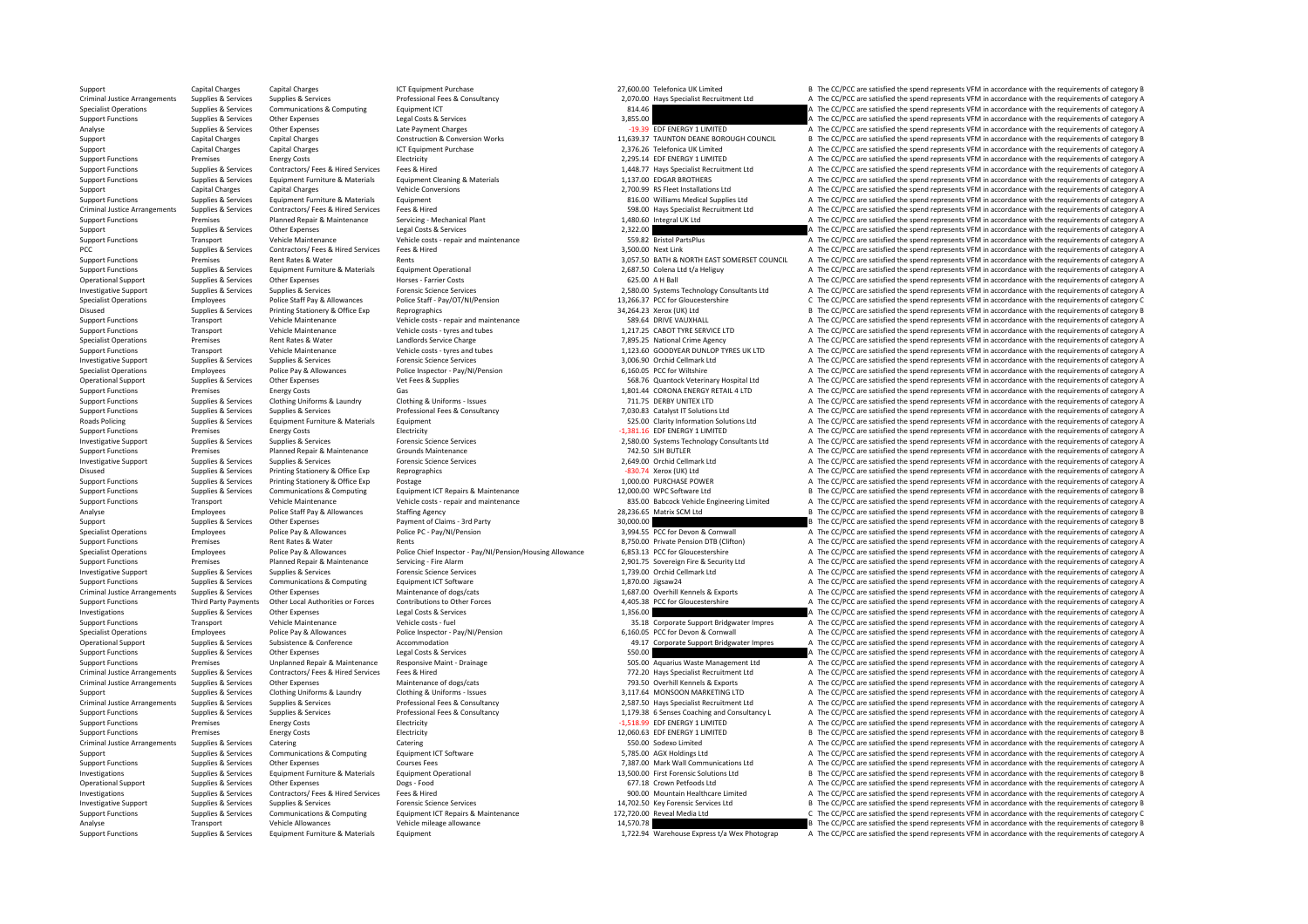| | | | | | | | |
|---|---|---|---|---|---|---|---|
| Support | Capital Charges | Capital Charges | ICT Equipment Purchase | 27,600.00 | Telefonica UK Limited | B | The CC/PCC are satisfied the spend represents VFM in accordance with the requirements of category B |
| Criminal Justice Arrangements | Supplies & Services | Supplies & Services | Professional Fees & Consultancy | 2,070.00 | Hays Specialist Recruitment Ltd | A | The CC/PCC are satisfied the spend represents VFM in accordance with the requirements of category A |
| Specialist Operations | Supplies & Services | Communications & Computing | Equipment ICT | 814.46 | | A | The CC/PCC are satisfied the spend represents VFM in accordance with the requirements of category A |
| Support Functions | Supplies & Services | Other Expenses | Legal Costs & Services | 3,855.00 | | A | The CC/PCC are satisfied the spend represents VFM in accordance with the requirements of category A |
| Analyse | Supplies & Services | Other Expenses | Late Payment Charges | -19.39 | EDF ENERGY 1 LIMITED | A | The CC/PCC are satisfied the spend represents VFM in accordance with the requirements of category A |
| Support | Capital Charges | Capital Charges | Construction & Conversion Works | 11,639.37 | TAUNTON DEANE BOROUGH COUNCIL | B | The CC/PCC are satisfied the spend represents VFM in accordance with the requirements of category B |
| Support | Capital Charges | Capital Charges | ICT Equipment Purchase | 2,376.26 | Telefonica UK Limited | A | The CC/PCC are satisfied the spend represents VFM in accordance with the requirements of category A |
| Support Functions | Premises | Energy Costs | Electricity | 2,295.14 | EDF ENERGY 1 LIMITED | A | The CC/PCC are satisfied the spend represents VFM in accordance with the requirements of category A |
| Support Functions | Supplies & Services | Contractors/ Fees & Hired Services | Fees & Hired | 1,448.77 | Hays Specialist Recruitment Ltd | A | The CC/PCC are satisfied the spend represents VFM in accordance with the requirements of category A |
| Support Functions | Supplies & Services | Equipment Furniture & Materials | Equipment Cleaning & Materials | 1,137.00 | EDGAR BROTHERS | A | The CC/PCC are satisfied the spend represents VFM in accordance with the requirements of category A |
| Support | Capital Charges | Capital Charges | Vehicle Conversions | 2,700.99 | RS Fleet Installations Ltd | A | The CC/PCC are satisfied the spend represents VFM in accordance with the requirements of category A |
| Support Functions | Supplies & Services | Equipment Furniture & Materials | Equipment | 816.00 | Williams Medical Supplies Ltd | A | The CC/PCC are satisfied the spend represents VFM in accordance with the requirements of category A |
| Criminal Justice Arrangements | Supplies & Services | Contractors/ Fees & Hired Services | Fees & Hired | 598.00 | Hays Specialist Recruitment Ltd | A | The CC/PCC are satisfied the spend represents VFM in accordance with the requirements of category A |
| Support Functions | Premises | Planned Repair & Maintenance | Servicing - Mechanical Plant | 1,480.60 | Integral UK Ltd | A | The CC/PCC are satisfied the spend represents VFM in accordance with the requirements of category A |
| Support | Supplies & Services | Other Expenses | Legal Costs & Services | 2,322.00 | | A | The CC/PCC are satisfied the spend represents VFM in accordance with the requirements of category A |
| Support Functions | Transport | Vehicle Maintenance | Vehicle costs - repair and maintenance | 559.82 | Bristol PartsPlus | A | The CC/PCC are satisfied the spend represents VFM in accordance with the requirements of category A |
| PCC | Supplies & Services | Contractors/ Fees & Hired Services | Fees & Hired | 3,500.00 | Next Link | A | The CC/PCC are satisfied the spend represents VFM in accordance with the requirements of category A |
| Support Functions | Premises | Rent Rates & Water | Rents | 3,057.50 | BATH & NORTH EAST SOMERSET COUNCIL | A | The CC/PCC are satisfied the spend represents VFM in accordance with the requirements of category A |
| Support Functions | Supplies & Services | Equipment Furniture & Materials | Equipment Operational | 2,687.50 | Colena Ltd t/a Heliguy | A | The CC/PCC are satisfied the spend represents VFM in accordance with the requirements of category A |
| Operational Support | Supplies & Services | Other Expenses | Horses - Farrier Costs | 625.00 | A H Ball | A | The CC/PCC are satisfied the spend represents VFM in accordance with the requirements of category A |
| Investigative Support | Supplies & Services | Supplies & Services | Forensic Science Services | 2,580.00 | Systems Technology Consultants Ltd | A | The CC/PCC are satisfied the spend represents VFM in accordance with the requirements of category A |
| Specialist Operations | Employees | Police Staff Pay & Allowances | Police Staff - Pay/OT/NI/Pension | 13,266.37 | PCC for Gloucestershire | C | The CC/PCC are satisfied the spend represents VFM in accordance with the requirements of category C |
| Disused | Supplies & Services | Printing Stationery & Office Exp | Reprographics | 34,264.23 | Xerox (UK) Ltd | B | The CC/PCC are satisfied the spend represents VFM in accordance with the requirements of category B |
| Support Functions | Transport | Vehicle Maintenance | Vehicle costs - repair and maintenance | 589.64 | DRIVE VAUXHALL | A | The CC/PCC are satisfied the spend represents VFM in accordance with the requirements of category A |
| Support Functions | Transport | Vehicle Maintenance | Vehicle costs - tyres and tubes | 1,217.25 | CABOT TYRE SERVICE LTD | A | The CC/PCC are satisfied the spend represents VFM in accordance with the requirements of category A |
| Specialist Operations | Premises | Rent Rates & Water | Landlords Service Charge | 7,895.25 | National Crime Agency | A | The CC/PCC are satisfied the spend represents VFM in accordance with the requirements of category A |
| Support Functions | Transport | Vehicle Maintenance | Vehicle costs - tyres and tubes | 1,123.60 | GOODYEAR DUNLOP TYRES UK LTD | A | The CC/PCC are satisfied the spend represents VFM in accordance with the requirements of category A |
| Investigative Support | Supplies & Services | Supplies & Services | Forensic Science Services | 3,006.90 | Orchid Cellmark Ltd | A | The CC/PCC are satisfied the spend represents VFM in accordance with the requirements of category A |
| Specialist Operations | Employees | Police Pay & Allowances | Police Inspector - Pay/NI/Pension | 6,160.05 | PCC for Wiltshire | A | The CC/PCC are satisfied the spend represents VFM in accordance with the requirements of category A |
| Operational Support | Supplies & Services | Other Expenses | Vet Fees & Supplies | 568.76 | Quantock Veterinary Hospital Ltd | A | The CC/PCC are satisfied the spend represents VFM in accordance with the requirements of category A |
| Support Functions | Premises | Energy Costs | Gas | 1,801.44 | CORONA ENERGY RETAIL 4 LTD | A | The CC/PCC are satisfied the spend represents VFM in accordance with the requirements of category A |
| Support Functions | Supplies & Services | Clothing Uniforms & Laundry | Clothing & Uniforms - Issues | 711.75 | DERBY UNITEX LTD | A | The CC/PCC are satisfied the spend represents VFM in accordance with the requirements of category A |
| Support Functions | Supplies & Services | Supplies & Services | Professional Fees & Consultancy | 7,030.83 | Catalyst IT Solutions Ltd | A | The CC/PCC are satisfied the spend represents VFM in accordance with the requirements of category A |
| Roads Policing | Supplies & Services | Equipment Furniture & Materials | Equipment | 525.00 | Clarity Information Solutions Ltd | A | The CC/PCC are satisfied the spend represents VFM in accordance with the requirements of category A |
| Support Functions | Premises | Energy Costs | Electricity | -1,381.16 | EDF ENERGY 1 LIMITED | A | The CC/PCC are satisfied the spend represents VFM in accordance with the requirements of category A |
| Investigative Support | Supplies & Services | Supplies & Services | Forensic Science Services | 2,580.00 | Systems Technology Consultants Ltd | A | The CC/PCC are satisfied the spend represents VFM in accordance with the requirements of category A |
| Support Functions | Premises | Planned Repair & Maintenance | Grounds Maintenance | 742.50 | SJH BUTLER | A | The CC/PCC are satisfied the spend represents VFM in accordance with the requirements of category A |
| Investigative Support | Supplies & Services | Supplies & Services | Forensic Science Services | 2,649.00 | Orchid Cellmark Ltd | A | The CC/PCC are satisfied the spend represents VFM in accordance with the requirements of category A |
| Disused | Supplies & Services | Printing Stationery & Office Exp | Reprographics | -830.74 | Xerox (UK) Ltd | A | The CC/PCC are satisfied the spend represents VFM in accordance with the requirements of category A |
| Support Functions | Supplies & Services | Printing Stationery & Office Exp | Postage | 1,000.00 | PURCHASE POWER | A | The CC/PCC are satisfied the spend represents VFM in accordance with the requirements of category A |
| Support Functions | Supplies & Services | Communications & Computing | Equipment ICT Repairs & Maintenance | 12,000.00 | WPC Software Ltd | B | The CC/PCC are satisfied the spend represents VFM in accordance with the requirements of category B |
| Support Functions | Transport | Vehicle Maintenance | Vehicle costs - repair and maintenance | 835.00 | Babcock Vehicle Engineering Limited | A | The CC/PCC are satisfied the spend represents VFM in accordance with the requirements of category A |
| Analyse | Employees | Police Staff Pay & Allowances | Staffing Agency | 28,236.65 | Matrix SCM Ltd | B | The CC/PCC are satisfied the spend represents VFM in accordance with the requirements of category B |
| Support | Supplies & Services | Other Expenses | Payment of Claims - 3rd Party | 30,000.00 | | B | The CC/PCC are satisfied the spend represents VFM in accordance with the requirements of category B |
| Specialist Operations | Employees | Police Pay & Allowances | Police PC - Pay/NI/Pension | 3,994.55 | PCC for Devon & Cornwall | A | The CC/PCC are satisfied the spend represents VFM in accordance with the requirements of category A |
| Support Functions | Premises | Rent Rates & Water | Rents | 8,750.00 | Private Pension DTB (Clifton) | A | The CC/PCC are satisfied the spend represents VFM in accordance with the requirements of category A |
| Specialist Operations | Employees | Police Pay & Allowances | Police Chief Inspector - Pay/NI/Pension/Housing Allowance | 6,853.13 | PCC for Gloucestershire | A | The CC/PCC are satisfied the spend represents VFM in accordance with the requirements of category A |
| Support Functions | Premises | Planned Repair & Maintenance | Servicing - Fire Alarm | 2,901.75 | Sovereign Fire & Security Ltd | A | The CC/PCC are satisfied the spend represents VFM in accordance with the requirements of category A |
| Investigative Support | Supplies & Services | Supplies & Services | Forensic Science Services | 1,739.00 | Orchid Cellmark Ltd | A | The CC/PCC are satisfied the spend represents VFM in accordance with the requirements of category A |
| Support Functions | Supplies & Services | Communications & Computing | Equipment ICT Software | 1,870.00 | Jigsaw24 | A | The CC/PCC are satisfied the spend represents VFM in accordance with the requirements of category A |
| Criminal Justice Arrangements | Supplies & Services | Other Expenses | Maintenance of dogs/cats | 1,687.00 | Overhill Kennels & Exports | A | The CC/PCC are satisfied the spend represents VFM in accordance with the requirements of category A |
| Support Functions | Third Party Payments | Other Local Authorities or Forces | Contributions to Other Forces | 4,405.38 | PCC for Gloucestershire | A | The CC/PCC are satisfied the spend represents VFM in accordance with the requirements of category A |
| Investigations | Supplies & Services | Other Expenses | Legal Costs & Services | 1,356.00 | | A | The CC/PCC are satisfied the spend represents VFM in accordance with the requirements of category A |
| Support Functions | Transport | Vehicle Maintenance | Vehicle costs - fuel | 35.18 | Corporate Support Bridgwater Impres | A | The CC/PCC are satisfied the spend represents VFM in accordance with the requirements of category A |
| Specialist Operations | Employees | Police Pay & Allowances | Police Inspector - Pay/NI/Pension | 6,160.05 | PCC for Devon & Cornwall | A | The CC/PCC are satisfied the spend represents VFM in accordance with the requirements of category A |
| Operational Support | Supplies & Services | Subsistence & Conference | Accommodation | 49.17 | Corporate Support Bridgwater Impres | A | The CC/PCC are satisfied the spend represents VFM in accordance with the requirements of category A |
| Support Functions | Supplies & Services | Other Expenses | Legal Costs & Services | 550.00 | | A | The CC/PCC are satisfied the spend represents VFM in accordance with the requirements of category A |
| Support Functions | Premises | Unplanned Repair & Maintenance | Responsive Maint - Drainage | 505.00 | Aquarius Waste Management Ltd | A | The CC/PCC are satisfied the spend represents VFM in accordance with the requirements of category A |
| Criminal Justice Arrangements | Supplies & Services | Contractors/ Fees & Hired Services | Fees & Hired | 772.20 | Hays Specialist Recruitment Ltd | A | The CC/PCC are satisfied the spend represents VFM in accordance with the requirements of category A |
| Criminal Justice Arrangements | Supplies & Services | Other Expenses | Maintenance of dogs/cats | 793.50 | Overhill Kennels & Exports | A | The CC/PCC are satisfied the spend represents VFM in accordance with the requirements of category A |
| Support | Supplies & Services | Clothing Uniforms & Laundry | Clothing & Uniforms - Issues | 3,117.64 | MONSOON MARKETING LTD | A | The CC/PCC are satisfied the spend represents VFM in accordance with the requirements of category A |
| Criminal Justice Arrangements | Supplies & Services | Supplies & Services | Professional Fees & Consultancy | 2,587.50 | Hays Specialist Recruitment Ltd | A | The CC/PCC are satisfied the spend represents VFM in accordance with the requirements of category A |
| Support Functions | Supplies & Services | Supplies & Services | Professional Fees & Consultancy | 1,179.38 | 6 Senses Coaching and Consultancy L | A | The CC/PCC are satisfied the spend represents VFM in accordance with the requirements of category A |
| Support Functions | Premises | Energy Costs | Electricity | -1,518.99 | EDF ENERGY 1 LIMITED | A | The CC/PCC are satisfied the spend represents VFM in accordance with the requirements of category A |
| Support Functions | Premises | Energy Costs | Electricity | 12,060.63 | EDF ENERGY 1 LIMITED | B | The CC/PCC are satisfied the spend represents VFM in accordance with the requirements of category B |
| Criminal Justice Arrangements | Supplies & Services | Catering | Catering | 550.00 | Sodexo Limited | A | The CC/PCC are satisfied the spend represents VFM in accordance with the requirements of category A |
| Support | Supplies & Services | Communications & Computing | Equipment ICT Software | 5,785.00 | AGX Holdings Ltd | A | The CC/PCC are satisfied the spend represents VFM in accordance with the requirements of category A |
| Support Functions | Supplies & Services | Other Expenses | Courses Fees | 7,387.00 | Mark Wall Communications Ltd | A | The CC/PCC are satisfied the spend represents VFM in accordance with the requirements of category A |
| Investigations | Supplies & Services | Equipment Furniture & Materials | Equipment Operational | 13,500.00 | First Forensic Solutions Ltd | B | The CC/PCC are satisfied the spend represents VFM in accordance with the requirements of category B |
| Operational Support | Supplies & Services | Other Expenses | Dogs - Food | 677.18 | Crown Petfoods Ltd | A | The CC/PCC are satisfied the spend represents VFM in accordance with the requirements of category A |
| Investigations | Supplies & Services | Contractors/ Fees & Hired Services | Fees & Hired | 900.00 | Mountain Healthcare Limited | A | The CC/PCC are satisfied the spend represents VFM in accordance with the requirements of category A |
| Investigative Support | Supplies & Services | Supplies & Services | Forensic Science Services | 14,702.50 | Key Forensic Services Ltd | B | The CC/PCC are satisfied the spend represents VFM in accordance with the requirements of category B |
| Support Functions | Supplies & Services | Communications & Computing | Equipment ICT Repairs & Maintenance | 172,720.00 | Reveal Media Ltd | C | The CC/PCC are satisfied the spend represents VFM in accordance with the requirements of category C |
| Analyse | Transport | Vehicle Allowances | Vehicle mileage allowance | 14,570.78 | | B | The CC/PCC are satisfied the spend represents VFM in accordance with the requirements of category B |
| Support Functions | Supplies & Services | Equipment Furniture & Materials | Equipment | 1,722.94 | Warehouse Express t/a Wex Photograp | A | The CC/PCC are satisfied the spend represents VFM in accordance with the requirements of category A |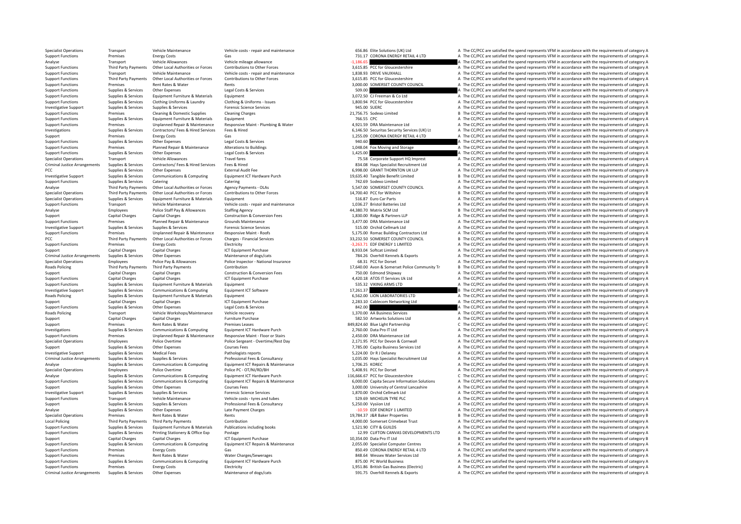| | | | | | | | |
|---|---|---|---|---|---|---|---|
| Specialist Operations | Transport | Vehicle Maintenance | Vehicle costs ‐ repair and maintenance | 656.86 | Elite Solutions (UK) Ltd | A | The CC/PCC are satisfied the spend represents VFM in accordance with the requirements of category A |
| Support Functions | Premises | Energy Costs | Gas | 731.17 | CORONA ENERGY RETAIL 4 LTD | A | The CC/PCC are satisfied the spend represents VFM in accordance with the requirements of category A |
| Analyse | Transport | Vehicle Allowances | Vehicle mileage allowance | ‐1,186.65 | | A | The CC/PCC are satisfied the spend represents VFM in accordance with the requirements of category A |
| Support Functions | Third Party Payments | Other Local Authorities or Forces | Contributions to Other Forces | 3,615.85 | PCC for Gloucestershire | A | The CC/PCC are satisfied the spend represents VFM in accordance with the requirements of category A |
| Support Functions | Transport | Vehicle Maintenance | Vehicle costs ‐ repair and maintenance | 1,838.93 | DRIVE VAUXHALL | A | The CC/PCC are satisfied the spend represents VFM in accordance with the requirements of category A |
| Support Functions | Third Party Payments | Other Local Authorities or Forces | Contributions to Other Forces | 3,615.85 | PCC for Gloucestershire | A | The CC/PCC are satisfied the spend represents VFM in accordance with the requirements of category A |
| Support Functions | Premises | Rent Rates & Water | Rents | 3,000.00 | SOMERSET COUNTY COUNCIL | A | The CC/PCC are satisfied the spend represents VFM in accordance with the requirements of category A |
| Support Functions | Supplies & Services | Other Expenses | Legal Costs & Services | 509.00 | | A | The CC/PCC are satisfied the spend represents VFM in accordance with the requirements of category A |
| Support Functions | Supplies & Services | Equipment Furniture & Materials | Equipment | 3,072.50 | CJ Freeman & Co Ltd | A | The CC/PCC are satisfied the spend represents VFM in accordance with the requirements of category A |
| Support Functions | Supplies & Services | Clothing Uniforms & Laundry | Clothing & Uniforms ‐ Issues | 1,800.94 | PCC for Gloucestershire | A | The CC/PCC are satisfied the spend represents VFM in accordance with the requirements of category A |
| Investigative Support | Supplies & Services | Supplies & Services | Forensic Science Services | 945.00 | SUERC | A | The CC/PCC are satisfied the spend represents VFM in accordance with the requirements of category A |
| Support Functions | Premises | Cleaning & Domestic Supplies | Cleaning Charges | 21,756.75 | Sodexo Limited | B | The CC/PCC are satisfied the spend represents VFM in accordance with the requirements of category B |
| Support Functions | Supplies & Services | Equipment Furniture & Materials | Equipment | 766.55 | CPC | A | The CC/PCC are satisfied the spend represents VFM in accordance with the requirements of category A |
| Support Functions | Premises | Unplanned Repair & Maintenance | Responsive Maint ‐ Plumbing & Water | 4,921.59 | DRA Maintenance Ltd | A | The CC/PCC are satisfied the spend represents VFM in accordance with the requirements of category A |
| Investigations | Supplies & Services | Contractors/ Fees & Hired Services | Fees & Hired | 6,146.50 | Securitas Security Services (UK) Lt | A | The CC/PCC are satisfied the spend represents VFM in accordance with the requirements of category A |
| Support | Premises | Energy Costs | Gas | 1,255.09 | CORONA ENERGY RETAIL 4 LTD | A | The CC/PCC are satisfied the spend represents VFM in accordance with the requirements of category A |
| Support Functions | Supplies & Services | Other Expenses | Legal Costs & Services | 940.60 | | A | The CC/PCC are satisfied the spend represents VFM in accordance with the requirements of category A |
| Support Functions | Premises | Planned Repair & Maintenance | Alterations to Buildings | 1,048.04 | Fox Moving and Storage | A | The CC/PCC are satisfied the spend represents VFM in accordance with the requirements of category A |
| Support Functions | Supplies & Services | Other Expenses | Legal Costs & Services | 1,425.00 | | A | The CC/PCC are satisfied the spend represents VFM in accordance with the requirements of category A |
| Specialist Operations | Transport | Vehicle Allowances | Travel fares | 75.58 | Corporate Support HQ Imprest | A | The CC/PCC are satisfied the spend represents VFM in accordance with the requirements of category A |
| Criminal Justice Arrangements | Supplies & Services | Contractors/ Fees & Hired Services | Fees & Hired | 834.08 | Hays Specialist Recruitment Ltd | A | The CC/PCC are satisfied the spend represents VFM in accordance with the requirements of category A |
| PCC | Supplies & Services | Other Expenses | External Audit Fee | 6,998.00 | GRANT THORNTON UK LLP | A | The CC/PCC are satisfied the spend represents VFM in accordance with the requirements of category A |
| Investigative Support | Supplies & Services | Communications & Computing | Equipment ICT Hardware Purch | 19,635.40 | Tangible Benefit Limited | B | The CC/PCC are satisfied the spend represents VFM in accordance with the requirements of category B |
| Support Functions | Supplies & Services | Catering | Catering | 742.69 | Sodexo Limited | A | The CC/PCC are satisfied the spend represents VFM in accordance with the requirements of category A |
| Analyse | Third Party Payments | Other Local Authorities or Forces | Agency Payments ‐ OLAs | 5,547.00 | SOMERSET COUNTY COUNCIL | A | The CC/PCC are satisfied the spend represents VFM in accordance with the requirements of category A |
| Specialist Operations | Third Party Payments | Other Local Authorities or Forces | Contributions to Other Forces | 14,700.40 | PCC for Wiltshire | B | The CC/PCC are satisfied the spend represents VFM in accordance with the requirements of category B |
| Specialist Operations | Supplies & Services | Equipment Furniture & Materials | Equipment | 516.87 | Euro Car Parts | A | The CC/PCC are satisfied the spend represents VFM in accordance with the requirements of category A |
| Support Functions | Transport | Vehicle Maintenance | Vehicle costs ‐ repair and maintenance | 1,036.27 | Bristol Batteries Ltd | A | The CC/PCC are satisfied the spend represents VFM in accordance with the requirements of category A |
| Analyse | Employees | Police Staff Pay & Allowances | Staffing Agency | 44,380.70 | Matrix SCM Ltd | B | The CC/PCC are satisfied the spend represents VFM in accordance with the requirements of category B |
| Support | Capital Charges | Capital Charges | Construction & Conversion Fees | 1,830.00 | Ridge & Partners LLP | A | The CC/PCC are satisfied the spend represents VFM in accordance with the requirements of category A |
| Support Functions | Premises | Planned Repair & Maintenance | Grounds Maintenance | 3,477.00 | DRA Maintenance Ltd | A | The CC/PCC are satisfied the spend represents VFM in accordance with the requirements of category A |
| Investigative Support | Supplies & Services | Supplies & Services | Forensic Science Services | 515.00 | Orchid Cellmark Ltd | A | The CC/PCC are satisfied the spend represents VFM in accordance with the requirements of category A |
| Support Functions | Premises | Unplanned Repair & Maintenance | Responsive Maint ‐ Roofs | 5,175.00 | Romac Building Contractors Ltd | A | The CC/PCC are satisfied the spend represents VFM in accordance with the requirements of category A |
| PCC | Third Party Payments | Other Local Authorities or Forces | Charges ‐ Financial Services | 33,232.50 | SOMERSET COUNTY COUNCIL | B | The CC/PCC are satisfied the spend represents VFM in accordance with the requirements of category B |
| Support Functions | Premises | Energy Costs | Electricity | ‐3,263.71 | EDF ENERGY 1 LIMITED | A | The CC/PCC are satisfied the spend represents VFM in accordance with the requirements of category A |
| Support | Capital Charges | Capital Charges | ICT Equipment Purchase | 8,933.04 | Softcat Limited | A | The CC/PCC are satisfied the spend represents VFM in accordance with the requirements of category A |
| Criminal Justice Arrangements | Supplies & Services | Other Expenses | Maintenance of dogs/cats | 784.26 | Overhill Kennels & Exports | A | The CC/PCC are satisfied the spend represents VFM in accordance with the requirements of category A |
| Specialist Operations | Employees | Police Pay & Allowances | Police Inspector ‐ National Insurance | 68.31 | PCC for Dorset | A | The CC/PCC are satisfied the spend represents VFM in accordance with the requirements of category A |
| Roads Policing | Third Party Payments | Third Party Payments | Contribution | 17,640.00 | Avon & Somerset Police Community Tr | B | The CC/PCC are satisfied the spend represents VFM in accordance with the requirements of category B |
| Support | Capital Charges | Capital Charges | Construction & Conversion Fees | 750.00 | Edmond Shipway | A | The CC/PCC are satisfied the spend represents VFM in accordance with the requirements of category A |
| Support Functions | Capital Charges | Capital Charges | ICT Equipment Purchase | 4,420.18 | ATOS IT Services Uk Ltd | A | The CC/PCC are satisfied the spend represents VFM in accordance with the requirements of category A |
| Support Functions | Supplies & Services | Equipment Furniture & Materials | Equipment | 535.32 | VIKING ARMS LTD | A | The CC/PCC are satisfied the spend represents VFM in accordance with the requirements of category A |
| Investigative Support | Supplies & Services | Communications & Computing | Equipment ICT Software | 17,261.37 | | B | The CC/PCC are satisfied the spend represents VFM in accordance with the requirements of category B |
| Roads Policing | Supplies & Services | Equipment Furniture & Materials | Equipment | 6,562.00 | LION LABORATORIES LTD | A | The CC/PCC are satisfied the spend represents VFM in accordance with the requirements of category A |
| Support | Capital Charges | Capital Charges | ICT Equipment Purchase | 2,283.10 | Cablecom Networking Ltd | A | The CC/PCC are satisfied the spend represents VFM in accordance with the requirements of category A |
| Support Functions | Supplies & Services | Other Expenses | Legal Costs & Services | 842.00 | | A | The CC/PCC are satisfied the spend represents VFM in accordance with the requirements of category A |
| Roads Policing | Transport | Vehicle Workshops/Maintenance | Vehicle recovery | 1,370.00 | AA Business Services | A | The CC/PCC are satisfied the spend represents VFM in accordance with the requirements of category A |
| Support | Capital Charges | Capital Charges | Furniture Purchase | 582.50 | Artworks Solutions Ltd | A | The CC/PCC are satisfied the spend represents VFM in accordance with the requirements of category A |
| Support | Premises | Rent Rates & Water | Premises Leases | 849,824.60 | Blue Light Partnership | C | The CC/PCC are satisfied the spend represents VFM in accordance with the requirements of category C |
| Investigations | Supplies & Services | Communications & Computing | Equipment ICT Hardware Purch | 2,760.00 | Data Pro IT Ltd | A | The CC/PCC are satisfied the spend represents VFM in accordance with the requirements of category A |
| Support Functions | Premises | Unplanned Repair & Maintenance | Responsive Maint ‐ Floor or Stairs | 2,450.00 | DRA Maintenance Ltd | A | The CC/PCC are satisfied the spend represents VFM in accordance with the requirements of category A |
| Specialist Operations | Employees | Police Overtime | Police Sergeant ‐ Overtime/Rest Day | 2,171.95 | PCC for Devon & Cornwall | A | The CC/PCC are satisfied the spend represents VFM in accordance with the requirements of category A |
| Support | Supplies & Services | Other Expenses | Courses Fees | 7,785.00 | Capita Business Services Ltd | A | The CC/PCC are satisfied the spend represents VFM in accordance with the requirements of category A |
| Investigative Support | Supplies & Services | Medical Fees | Pathologists reports | 5,224.00 | Dr R J Delaney | A | The CC/PCC are satisfied the spend represents VFM in accordance with the requirements of category A |
| Criminal Justice Arrangements | Supplies & Services | Supplies & Services | Professional Fees & Consultancy | 1,035.00 | Hays Specialist Recruitment Ltd | A | The CC/PCC are satisfied the spend represents VFM in accordance with the requirements of category A |
| Analyse | Supplies & Services | Communications & Computing | Equipment ICT Repairs & Maintenance | 1,706.25 | KOREC | A | The CC/PCC are satisfied the spend represents VFM in accordance with the requirements of category A |
| Specialist Operations | Employees | Police Overtime | Police PC ‐ OT/NI/RD/BH | 5,408.91 | PCC for Dorset | A | The CC/PCC are satisfied the spend represents VFM in accordance with the requirements of category A |
| Analyse | Supplies & Services | Communications & Computing | Equipment ICT Hardware Purch | 116,666.67 | PCC for Gloucestershire | C | The CC/PCC are satisfied the spend represents VFM in accordance with the requirements of category C |
| Support Functions | Supplies & Services | Communications & Computing | Equipment ICT Repairs & Maintenance | 6,000.00 | Capita Secure Information Solutions | A | The CC/PCC are satisfied the spend represents VFM in accordance with the requirements of category A |
| Support | Supplies & Services | Other Expenses | Courses Fees | 3,000.00 | University of Central Lancashire | A | The CC/PCC are satisfied the spend represents VFM in accordance with the requirements of category A |
| Investigative Support | Supplies & Services | Supplies & Services | Forensic Science Services | 1,870.00 | Orchid Cellmark Ltd | A | The CC/PCC are satisfied the spend represents VFM in accordance with the requirements of category A |
| Support Functions | Transport | Vehicle Maintenance | Vehicle costs ‐ tyres and tubes | 529.69 | MICHELIN TYRE PLC | A | The CC/PCC are satisfied the spend represents VFM in accordance with the requirements of category A |
| Support | Supplies & Services | Supplies & Services | Professional Fees & Consultancy | 5,250.00 | Vysiion Ltd | A | The CC/PCC are satisfied the spend represents VFM in accordance with the requirements of category A |
| Analyse | Supplies & Services | Other Expenses | Late Payment Charges | ‐10.59 | EDF ENERGY 1 LIMITED | A | The CC/PCC are satisfied the spend represents VFM in accordance with the requirements of category A |
| Specialist Operations | Premises | Rent Rates & Water | Rents | 19,784.37 | J&R Baker Properties | B | The CC/PCC are satisfied the spend represents VFM in accordance with the requirements of category B |
| Local Policing | Third Party Payments | Third Party Payments | Contribution | 4,000.00 | Somerset Crimebeat Trust | A | The CC/PCC are satisfied the spend represents VFM in accordance with the requirements of category A |
| Support Functions | Supplies & Services | Equipment Furniture & Materials | Publications including books | 1,521.90 | CITY & GUILDS | A | The CC/PCC are satisfied the spend represents VFM in accordance with the requirements of category A |
| Support Functions | Supplies & Services | Printing Stationery & Office Exp | Postage | 12.99 | CLIFTON CANVAS DEVELOPMENTS LTD | A | The CC/PCC are satisfied the spend represents VFM in accordance with the requirements of category A |
| Support | Capital Charges | Capital Charges | ICT Equipment Purchase | 10,354.00 | Data Pro IT Ltd | B | The CC/PCC are satisfied the spend represents VFM in accordance with the requirements of category B |
| Support Functions | Supplies & Services | Communications & Computing | Equipment ICT Repairs & Maintenance | 2,055.00 | Specialist Computer Centres | A | The CC/PCC are satisfied the spend represents VFM in accordance with the requirements of category A |
| Support Functions | Premises | Energy Costs | Gas | 850.49 | CORONA ENERGY RETAIL 4 LTD | A | The CC/PCC are satisfied the spend represents VFM in accordance with the requirements of category A |
| Support Functions | Premises | Rent Rates & Water | Water Charges/Sewerages | 848.64 | Wessex Water Services Ltd | A | The CC/PCC are satisfied the spend represents VFM in accordance with the requirements of category A |
| Support Functions | Supplies & Services | Communications & Computing | Equipment ICT Hardware Purch | 875.00 | PC World Business | A | The CC/PCC are satisfied the spend represents VFM in accordance with the requirements of category A |
| Support Functions | Premises | Energy Costs | Electricity | 1,951.86 | British Gas Business (Electric) | A | The CC/PCC are satisfied the spend represents VFM in accordance with the requirements of category A |
| Criminal Justice Arrangements | Supplies & Services | Other Expenses | Maintenance of dogs/cats | 591.75 | Overhill Kennels & Exports | A | The CC/PCC are satisfied the spend represents VFM in accordance with the requirements of category A |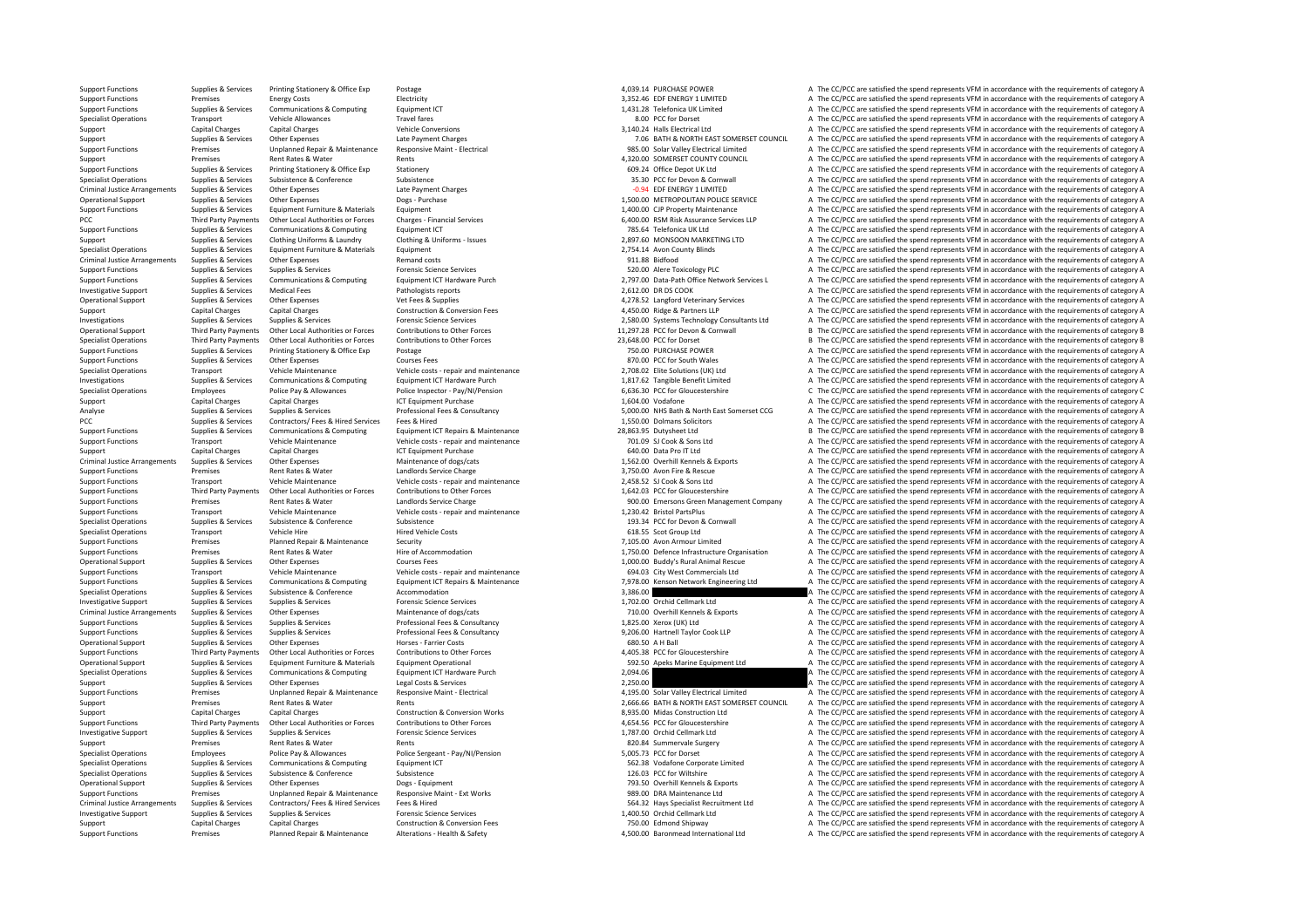| | | | | | | | |
|---|---|---|---|---|---|---|---|
| Support Functions | Supplies & Services | Printing Stationery & Office Exp | Postage | 4,039.14 | PURCHASE POWER | A | The CC/PCC are satisfied the spend represents VFM in accordance with the requirements of category A |
| Support Functions | Premises | Energy Costs | Electricity | 3,352.46 | EDF ENERGY 1 LIMITED | A | The CC/PCC are satisfied the spend represents VFM in accordance with the requirements of category A |
| Support Functions | Supplies & Services | Communications & Computing | Equipment ICT | 1,431.28 | Telefonica UK Limited | A | The CC/PCC are satisfied the spend represents VFM in accordance with the requirements of category A |
| Specialist Operations | Transport | Vehicle Allowances | Travel fares | 8.00 | PCC for Dorset | A | The CC/PCC are satisfied the spend represents VFM in accordance with the requirements of category A |
| Support | Capital Charges | Capital Charges | Vehicle Conversions | 3,140.24 | Halls Electrical Ltd | A | The CC/PCC are satisfied the spend represents VFM in accordance with the requirements of category A |
| Support | Supplies & Services | Other Expenses | Late Payment Charges | 7.06 | BATH & NORTH EAST SOMERSET COUNCIL | A | The CC/PCC are satisfied the spend represents VFM in accordance with the requirements of category A |
| Support Functions | Premises | Unplanned Repair & Maintenance | Responsive Maint - Electrical | 985.00 | Solar Valley Electrical Limited | A | The CC/PCC are satisfied the spend represents VFM in accordance with the requirements of category A |
| Support | Premises | Rent Rates & Water | Rents | 4,320.00 | SOMERSET COUNTY COUNCIL | A | The CC/PCC are satisfied the spend represents VFM in accordance with the requirements of category A |
| Support Functions | Supplies & Services | Printing Stationery & Office Exp | Stationery | 609.24 | Office Depot UK Ltd | A | The CC/PCC are satisfied the spend represents VFM in accordance with the requirements of category A |
| Specialist Operations | Supplies & Services | Subsistence & Conference | Subsistence | 35.30 | PCC for Devon & Cornwall | A | The CC/PCC are satisfied the spend represents VFM in accordance with the requirements of category A |
| Criminal Justice Arrangements | Supplies & Services | Other Expenses | Late Payment Charges | -0.94 | EDF ENERGY 1 LIMITED | A | The CC/PCC are satisfied the spend represents VFM in accordance with the requirements of category A |
| Operational Support | Supplies & Services | Other Expenses | Dogs - Purchase | 1,500.00 | METROPOLITAN POLICE SERVICE | A | The CC/PCC are satisfied the spend represents VFM in accordance with the requirements of category A |
| Support Functions | Supplies & Services | Equipment Furniture & Materials | Equipment | 1,400.00 | CJP Property Maintenance | A | The CC/PCC are satisfied the spend represents VFM in accordance with the requirements of category A |
| PCC | Third Party Payments | Other Local Authorities or Forces | Charges - Financial Services | 6,400.00 | RSM Risk Assurance Services LLP | A | The CC/PCC are satisfied the spend represents VFM in accordance with the requirements of category A |
| Support Functions | Supplies & Services | Communications & Computing | Equipment ICT | 785.64 | Telefonica UK Ltd | A | The CC/PCC are satisfied the spend represents VFM in accordance with the requirements of category A |
| Support | Supplies & Services | Clothing Uniforms & Laundry | Clothing & Uniforms - Issues | 2,897.60 | MONSOON MARKETING LTD | A | The CC/PCC are satisfied the spend represents VFM in accordance with the requirements of category A |
| Specialist Operations | Supplies & Services | Equipment Furniture & Materials | Equipment | 2,754.14 | Avon County Blinds | A | The CC/PCC are satisfied the spend represents VFM in accordance with the requirements of category A |
| Criminal Justice Arrangements | Supplies & Services | Other Expenses | Remand costs | 911.88 | Bidfood | A | The CC/PCC are satisfied the spend represents VFM in accordance with the requirements of category A |
| Support Functions | Supplies & Services | Supplies & Services | Forensic Science Services | 520.00 | Alere Toxicology PLC | A | The CC/PCC are satisfied the spend represents VFM in accordance with the requirements of category A |
| Support Functions | Supplies & Services | Communications & Computing | Equipment ICT Hardware Purch | 2,797.00 | Data-Path Office Network Services L | A | The CC/PCC are satisfied the spend represents VFM in accordance with the requirements of category A |
| Investigative Support | Supplies & Services | Medical Fees | Pathologists reports | 2,612.00 | DR DS COOK | A | The CC/PCC are satisfied the spend represents VFM in accordance with the requirements of category A |
| Operational Support | Supplies & Services | Other Expenses | Vet Fees & Supplies | 4,278.52 | Langford Veterinary Services | A | The CC/PCC are satisfied the spend represents VFM in accordance with the requirements of category A |
| Support | Capital Charges | Capital Charges | Construction & Conversion Fees | 4,450.00 | Ridge & Partners LLP | A | The CC/PCC are satisfied the spend represents VFM in accordance with the requirements of category A |
| Investigations | Supplies & Services | Supplies & Services | Forensic Science Services | 2,580.00 | Systems Technology Consultants Ltd | A | The CC/PCC are satisfied the spend represents VFM in accordance with the requirements of category A |
| Operational Support | Third Party Payments | Other Local Authorities or Forces | Contributions to Other Forces | 11,297.28 | PCC for Devon & Cornwall | B | The CC/PCC are satisfied the spend represents VFM in accordance with the requirements of category B |
| Specialist Operations | Third Party Payments | Other Local Authorities or Forces | Contributions to Other Forces | 23,648.00 | PCC for Dorset | B | The CC/PCC are satisfied the spend represents VFM in accordance with the requirements of category B |
| Support Functions | Supplies & Services | Printing Stationery & Office Exp | Postage | 750.00 | PURCHASE POWER | A | The CC/PCC are satisfied the spend represents VFM in accordance with the requirements of category A |
| Support Functions | Supplies & Services | Other Expenses | Courses Fees | 870.00 | PCC for South Wales | A | The CC/PCC are satisfied the spend represents VFM in accordance with the requirements of category A |
| Specialist Operations | Transport | Vehicle Maintenance | Vehicle costs - repair and maintenance | 2,708.02 | Elite Solutions (UK) Ltd | A | The CC/PCC are satisfied the spend represents VFM in accordance with the requirements of category A |
| Investigations | Supplies & Services | Communications & Computing | Equipment ICT Hardware Purch | 1,817.62 | Tangible Benefit Limited | A | The CC/PCC are satisfied the spend represents VFM in accordance with the requirements of category A |
| Specialist Operations | Employees | Police Pay & Allowances | Police Inspector - Pay/NI/Pension | 6,636.30 | PCC for Gloucestershire | C | The CC/PCC are satisfied the spend represents VFM in accordance with the requirements of category C |
| Support | Capital Charges | Capital Charges | ICT Equipment Purchase | 1,604.00 | Vodafone | A | The CC/PCC are satisfied the spend represents VFM in accordance with the requirements of category A |
| Analyse | Supplies & Services | Supplies & Services | Professional Fees & Consultancy | 5,000.00 | NHS Bath & North East Somerset CCG | A | The CC/PCC are satisfied the spend represents VFM in accordance with the requirements of category A |
| PCC | Supplies & Services | Contractors/ Fees & Hired Services | Fees & Hired | 1,550.00 | Dolmans Solicitors | A | The CC/PCC are satisfied the spend represents VFM in accordance with the requirements of category A |
| Support Functions | Supplies & Services | Communications & Computing | Equipment ICT Repairs & Maintenance | 28,863.95 | Dutysheet Ltd | B | The CC/PCC are satisfied the spend represents VFM in accordance with the requirements of category B |
| Support Functions | Transport | Vehicle Maintenance | Vehicle costs - repair and maintenance | 701.09 | SJ Cook & Sons Ltd | A | The CC/PCC are satisfied the spend represents VFM in accordance with the requirements of category A |
| Support | Capital Charges | Capital Charges | ICT Equipment Purchase | 640.00 | Data Pro IT Ltd | A | The CC/PCC are satisfied the spend represents VFM in accordance with the requirements of category A |
| Criminal Justice Arrangements | Supplies & Services | Other Expenses | Maintenance of dogs/cats | 1,562.00 | Overhill Kennels & Exports | A | The CC/PCC are satisfied the spend represents VFM in accordance with the requirements of category A |
| Support Functions | Premises | Rent Rates & Water | Landlords Service Charge | 3,750.00 | Avon Fire & Rescue | A | The CC/PCC are satisfied the spend represents VFM in accordance with the requirements of category A |
| Support Functions | Transport | Vehicle Maintenance | Vehicle costs - repair and maintenance | 2,458.52 | SJ Cook & Sons Ltd | A | The CC/PCC are satisfied the spend represents VFM in accordance with the requirements of category A |
| Support Functions | Third Party Payments | Other Local Authorities or Forces | Contributions to Other Forces | 1,642.03 | PCC for Gloucestershire | A | The CC/PCC are satisfied the spend represents VFM in accordance with the requirements of category A |
| Support Functions | Premises | Rent Rates & Water | Landlords Service Charge | 900.00 | Emersons Green Management Company | A | The CC/PCC are satisfied the spend represents VFM in accordance with the requirements of category A |
| Support Functions | Transport | Vehicle Maintenance | Vehicle costs - repair and maintenance | 1,230.42 | Bristol PartsPlus | A | The CC/PCC are satisfied the spend represents VFM in accordance with the requirements of category A |
| Specialist Operations | Supplies & Services | Subsistence & Conference | Subsistence | 193.34 | PCC for Devon & Cornwall | A | The CC/PCC are satisfied the spend represents VFM in accordance with the requirements of category A |
| Specialist Operations | Transport | Vehicle Hire | Hired Vehicle Costs | 618.55 | Scot Group Ltd | A | The CC/PCC are satisfied the spend represents VFM in accordance with the requirements of category A |
| Support Functions | Premises | Planned Repair & Maintenance | Security | 7,105.00 | Avon Armour Limited | A | The CC/PCC are satisfied the spend represents VFM in accordance with the requirements of category A |
| Support Functions | Premises | Rent Rates & Water | Hire of Accommodation | 1,750.00 | Defence Infrastructure Organisation | A | The CC/PCC are satisfied the spend represents VFM in accordance with the requirements of category A |
| Operational Support | Supplies & Services | Other Expenses | Courses Fees | 1,000.00 | Buddy's Rural Animal Rescue | A | The CC/PCC are satisfied the spend represents VFM in accordance with the requirements of category A |
| Support Functions | Transport | Vehicle Maintenance | Vehicle costs - repair and maintenance | 694.03 | City West Commercials Ltd | A | The CC/PCC are satisfied the spend represents VFM in accordance with the requirements of category A |
| Support Functions | Supplies & Services | Communications & Computing | Equipment ICT Repairs & Maintenance | 7,978.00 | Kenson Network Engineering Ltd | A | The CC/PCC are satisfied the spend represents VFM in accordance with the requirements of category A |
| Specialist Operations | Supplies & Services | Subsistence & Conference | Accommodation | 3,386.00 | | A | The CC/PCC are satisfied the spend represents VFM in accordance with the requirements of category A |
| Investigative Support | Supplies & Services | Supplies & Services | Forensic Science Services | 1,702.00 | Orchid Cellmark Ltd | A | The CC/PCC are satisfied the spend represents VFM in accordance with the requirements of category A |
| Criminal Justice Arrangements | Supplies & Services | Other Expenses | Maintenance of dogs/cats | 710.00 | Overhill Kennels & Exports | A | The CC/PCC are satisfied the spend represents VFM in accordance with the requirements of category A |
| Support Functions | Supplies & Services | Supplies & Services | Professional Fees & Consultancy | 1,825.00 | Xerox (UK) Ltd | A | The CC/PCC are satisfied the spend represents VFM in accordance with the requirements of category A |
| Support Functions | Supplies & Services | Supplies & Services | Professional Fees & Consultancy | 9,206.00 | Hartnell Taylor Cook LLP | A | The CC/PCC are satisfied the spend represents VFM in accordance with the requirements of category A |
| Operational Support | Supplies & Services | Other Expenses | Horses - Farrier Costs | 680.50 | A H Ball | A | The CC/PCC are satisfied the spend represents VFM in accordance with the requirements of category A |
| Support Functions | Third Party Payments | Other Local Authorities or Forces | Contributions to Other Forces | 4,405.38 | PCC for Gloucestershire | A | The CC/PCC are satisfied the spend represents VFM in accordance with the requirements of category A |
| Operational Support | Supplies & Services | Equipment Furniture & Materials | Equipment Operational | 592.50 | Apeks Marine Equipment Ltd | A | The CC/PCC are satisfied the spend represents VFM in accordance with the requirements of category A |
| Specialist Operations | Supplies & Services | Communications & Computing | Equipment ICT Hardware Purch | 2,094.06 | | A | The CC/PCC are satisfied the spend represents VFM in accordance with the requirements of category A |
| Support | Supplies & Services | Other Expenses | Legal Costs & Services | 2,250.00 | | A | The CC/PCC are satisfied the spend represents VFM in accordance with the requirements of category A |
| Support Functions | Premises | Unplanned Repair & Maintenance | Responsive Maint - Electrical | 4,195.00 | Solar Valley Electrical Limited | A | The CC/PCC are satisfied the spend represents VFM in accordance with the requirements of category A |
| Support | Premises | Rent Rates & Water | Rents | 2,666.66 | BATH & NORTH EAST SOMERSET COUNCIL | A | The CC/PCC are satisfied the spend represents VFM in accordance with the requirements of category A |
| Support | Capital Charges | Capital Charges | Construction & Conversion Works | 8,935.00 | Midas Construction Ltd | A | The CC/PCC are satisfied the spend represents VFM in accordance with the requirements of category A |
| Support Functions | Third Party Payments | Other Local Authorities or Forces | Contributions to Other Forces | 4,654.56 | PCC for Gloucestershire | A | The CC/PCC are satisfied the spend represents VFM in accordance with the requirements of category A |
| Investigative Support | Supplies & Services | Supplies & Services | Forensic Science Services | 1,787.00 | Orchid Cellmark Ltd | A | The CC/PCC are satisfied the spend represents VFM in accordance with the requirements of category A |
| Support | Premises | Rent Rates & Water | Rents | 820.84 | Summervale Surgery | A | The CC/PCC are satisfied the spend represents VFM in accordance with the requirements of category A |
| Specialist Operations | Employees | Police Pay & Allowances | Police Sergeant - Pay/NI/Pension | 5,005.73 | PCC for Dorset | A | The CC/PCC are satisfied the spend represents VFM in accordance with the requirements of category A |
| Specialist Operations | Supplies & Services | Communications & Computing | Equipment ICT | 562.38 | Vodafone Corporate Limited | A | The CC/PCC are satisfied the spend represents VFM in accordance with the requirements of category A |
| Specialist Operations | Supplies & Services | Subsistence & Conference | Subsistence | 126.03 | PCC for Wiltshire | A | The CC/PCC are satisfied the spend represents VFM in accordance with the requirements of category A |
| Operational Support | Supplies & Services | Other Expenses | Dogs - Equipment | 793.50 | Overhill Kennels & Exports | A | The CC/PCC are satisfied the spend represents VFM in accordance with the requirements of category A |
| Support Functions | Premises | Unplanned Repair & Maintenance | Responsive Maint - Ext Works | 989.00 | DRA Maintenance Ltd | A | The CC/PCC are satisfied the spend represents VFM in accordance with the requirements of category A |
| Criminal Justice Arrangements | Supplies & Services | Contractors/ Fees & Hired Services | Fees & Hired | 564.32 | Hays Specialist Recruitment Ltd | A | The CC/PCC are satisfied the spend represents VFM in accordance with the requirements of category A |
| Investigative Support | Supplies & Services | Supplies & Services | Forensic Science Services | 1,400.50 | Orchid Cellmark Ltd | A | The CC/PCC are satisfied the spend represents VFM in accordance with the requirements of category A |
| Support | Capital Charges | Capital Charges | Construction & Conversion Fees | 750.00 | Edmond Shipway | A | The CC/PCC are satisfied the spend represents VFM in accordance with the requirements of category A |
| Support Functions | Premises | Planned Repair & Maintenance | Alterations - Health & Safety | 4,500.00 | Baronmead International Ltd | A | The CC/PCC are satisfied the spend represents VFM in accordance with the requirements of category A |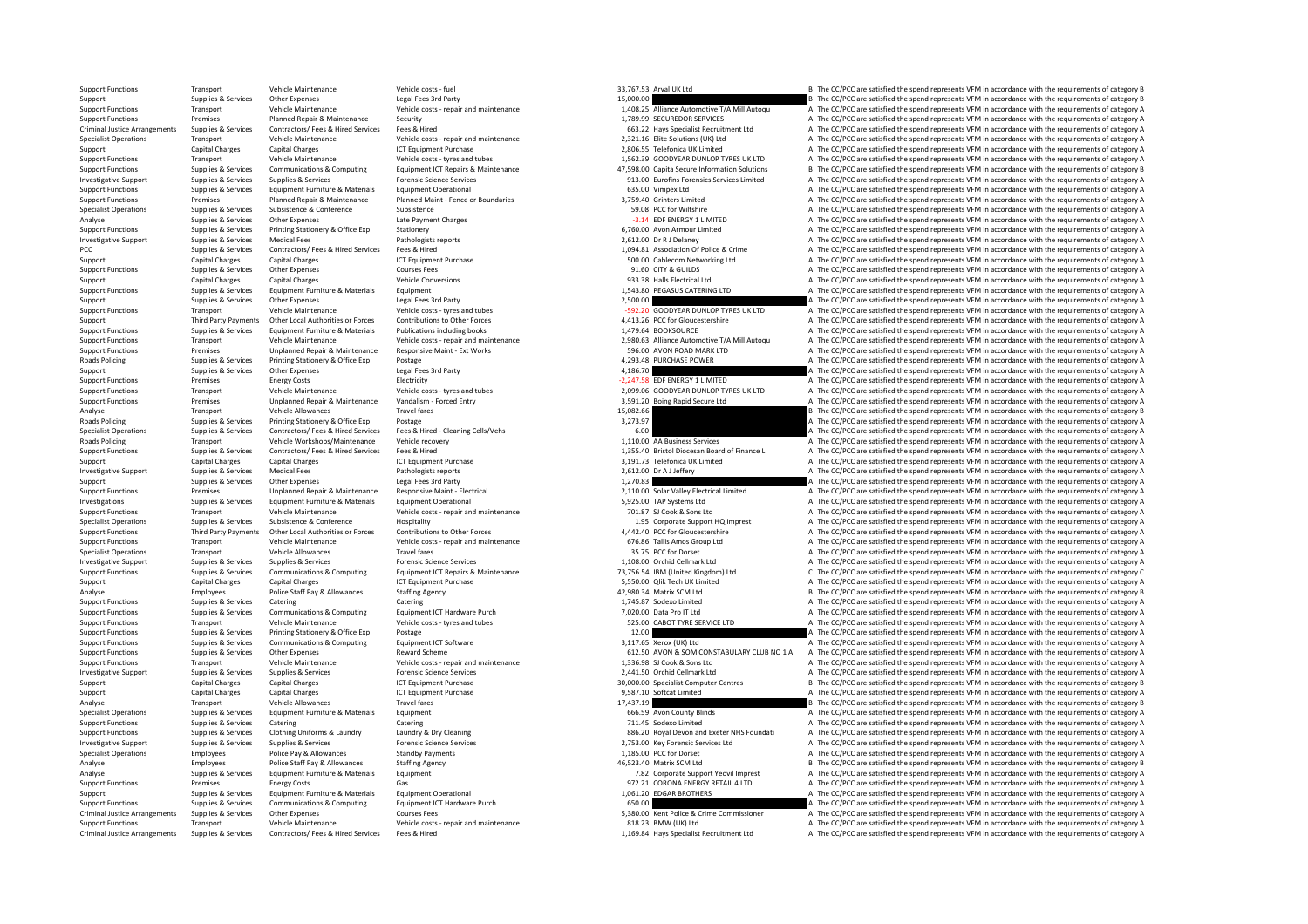| Support Functions | Transport | Vehicle Maintenance | Vehicle costs - fuel | 33,767.53 | Arval UK Ltd | B | The CC/PCC are satisfied the spend represents VFM in accordance with the requirements of category B |
|---|---|---|---|---|---|---|---|
| Support | Supplies & Services | Other Expenses | Legal Fees 3rd Party | 15,000.00 | | B | The CC/PCC are satisfied the spend represents VFM in accordance with the requirements of category B |
| Support Functions | Transport | Vehicle Maintenance | Vehicle costs - repair and maintenance | 1,408.25 | Alliance Automotive T/A Mill Autoqu | A | The CC/PCC are satisfied the spend represents VFM in accordance with the requirements of category A |
| Support Functions | Premises | Planned Repair & Maintenance | Security | 1,789.99 | SECUREDOR SERVICES | A | The CC/PCC are satisfied the spend represents VFM in accordance with the requirements of category A |
| Criminal Justice Arrangements | Supplies & Services | Contractors/ Fees & Hired Services | Fees & Hired | 663.22 | Hays Specialist Recruitment Ltd | A | The CC/PCC are satisfied the spend represents VFM in accordance with the requirements of category A |
| Specialist Operations | Transport | Vehicle Maintenance | Vehicle costs - repair and maintenance | 2,321.16 | Elite Solutions (UK) Ltd | A | The CC/PCC are satisfied the spend represents VFM in accordance with the requirements of category A |
| Support | Capital Charges | Capital Charges | ICT Equipment Purchase | 2,806.55 | Telefonica UK Limited | A | The CC/PCC are satisfied the spend represents VFM in accordance with the requirements of category A |
| Support Functions | Transport | Vehicle Maintenance | Vehicle costs - tyres and tubes | 1,562.39 | GOODYEAR DUNLOP TYRES UK LTD | A | The CC/PCC are satisfied the spend represents VFM in accordance with the requirements of category A |
| Support Functions | Supplies & Services | Communications & Computing | Equipment ICT Repairs & Maintenance | 47,598.00 | Capita Secure Information Solutions | B | The CC/PCC are satisfied the spend represents VFM in accordance with the requirements of category B |
| Investigative Support | Supplies & Services | Supplies & Services | Forensic Science Services | 913.00 | Eurofins Forensics Services Limited | A | The CC/PCC are satisfied the spend represents VFM in accordance with the requirements of category A |
| Support Functions | Supplies & Services | Equipment Furniture & Materials | Equipment Operational | 635.00 | Vimpex Ltd | A | The CC/PCC are satisfied the spend represents VFM in accordance with the requirements of category A |
| Support Functions | Premises | Planned Repair & Maintenance | Planned Maint - Fence or Boundaries | 3,759.40 | Grinters Limited | A | The CC/PCC are satisfied the spend represents VFM in accordance with the requirements of category A |
| Specialist Operations | Supplies & Services | Subsistence & Conference | Subsistence | 59.08 | PCC for Wiltshire | A | The CC/PCC are satisfied the spend represents VFM in accordance with the requirements of category A |
| Analyse | Supplies & Services | Other Expenses | Late Payment Charges | -3.14 | EDF ENERGY 1 LIMITED | A | The CC/PCC are satisfied the spend represents VFM in accordance with the requirements of category A |
| Support Functions | Supplies & Services | Printing Stationery & Office Exp | Stationery | 6,760.00 | Avon Armour Limited | A | The CC/PCC are satisfied the spend represents VFM in accordance with the requirements of category A |
| Investigative Support | Supplies & Services | Medical Fees | Pathologists reports | 2,612.00 | Dr R J Delaney | A | The CC/PCC are satisfied the spend represents VFM in accordance with the requirements of category A |
| PCC | Supplies & Services | Contractors/ Fees & Hired Services | Fees & Hired | 1,094.81 | Association Of Police & Crime | A | The CC/PCC are satisfied the spend represents VFM in accordance with the requirements of category A |
| Support | Capital Charges | Capital Charges | ICT Equipment Purchase | 500.00 | Cablecom Networking Ltd | A | The CC/PCC are satisfied the spend represents VFM in accordance with the requirements of category A |
| Support Functions | Supplies & Services | Other Expenses | Courses Fees | 91.60 | CITY & GUILDS | A | The CC/PCC are satisfied the spend represents VFM in accordance with the requirements of category A |
| Support | Capital Charges | Capital Charges | Vehicle Conversions | 933.38 | Halls Electrical Ltd | A | The CC/PCC are satisfied the spend represents VFM in accordance with the requirements of category A |
| Support Functions | Supplies & Services | Equipment Furniture & Materials | Equipment | 1,543.80 | PEGASUS CATERING LTD | A | The CC/PCC are satisfied the spend represents VFM in accordance with the requirements of category A |
| Support | Supplies & Services | Other Expenses | Legal Fees 3rd Party | 2,500.00 | | A | The CC/PCC are satisfied the spend represents VFM in accordance with the requirements of category A |
| Support Functions | Transport | Vehicle Maintenance | Vehicle costs - tyres and tubes | -592.20 | GOODYEAR DUNLOP TYRES UK LTD | A | The CC/PCC are satisfied the spend represents VFM in accordance with the requirements of category A |
| Support | Third Party Payments | Other Local Authorities or Forces | Contributions to Other Forces | 4,413.26 | PCC for Gloucestershire | A | The CC/PCC are satisfied the spend represents VFM in accordance with the requirements of category A |
| Support Functions | Supplies & Services | Equipment Furniture & Materials | Publications including books | 1,479.64 | BOOKSOURCE | A | The CC/PCC are satisfied the spend represents VFM in accordance with the requirements of category A |
| Support Functions | Transport | Vehicle Maintenance | Vehicle costs - repair and maintenance | 2,980.63 | Alliance Automotive T/A Mill Autoqu | A | The CC/PCC are satisfied the spend represents VFM in accordance with the requirements of category A |
| Support Functions | Premises | Unplanned Repair & Maintenance | Responsive Maint - Ext Works | 596.00 | AVON ROAD MARK LTD | A | The CC/PCC are satisfied the spend represents VFM in accordance with the requirements of category A |
| Roads Policing | Supplies & Services | Printing Stationery & Office Exp | Postage | 4,293.48 | PURCHASE POWER | A | The CC/PCC are satisfied the spend represents VFM in accordance with the requirements of category A |
| Support | Supplies & Services | Other Expenses | Legal Fees 3rd Party | 4,186.70 | | A | The CC/PCC are satisfied the spend represents VFM in accordance with the requirements of category A |
| Support Functions | Premises | Energy Costs | Electricity | -2,247.58 | EDF ENERGY 1 LIMITED | A | The CC/PCC are satisfied the spend represents VFM in accordance with the requirements of category A |
| Support Functions | Transport | Vehicle Maintenance | Vehicle costs - tyres and tubes | 2,099.06 | GOODYEAR DUNLOP TYRES UK LTD | A | The CC/PCC are satisfied the spend represents VFM in accordance with the requirements of category A |
| Support Functions | Premises | Unplanned Repair & Maintenance | Vandalism - Forced Entry | 3,591.20 | Boing Rapid Secure Ltd | A | The CC/PCC are satisfied the spend represents VFM in accordance with the requirements of category A |
| Analyse | Transport | Vehicle Allowances | Travel fares | 15,082.66 | | B | The CC/PCC are satisfied the spend represents VFM in accordance with the requirements of category B |
| Roads Policing | Supplies & Services | Printing Stationery & Office Exp | Postage | 3,273.97 | | A | The CC/PCC are satisfied the spend represents VFM in accordance with the requirements of category A |
| Specialist Operations | Supplies & Services | Contractors/ Fees & Hired Services | Fees & Hired - Cleaning Cells/Vehs | 6.00 | | A | The CC/PCC are satisfied the spend represents VFM in accordance with the requirements of category A |
| Roads Policing | Transport | Vehicle Workshops/Maintenance | Vehicle recovery | 1,110.00 | AA Business Services | A | The CC/PCC are satisfied the spend represents VFM in accordance with the requirements of category A |
| Support Functions | Supplies & Services | Contractors/ Fees & Hired Services | Fees & Hired | 1,355.40 | Bristol Diocesan Board of Finance L | A | The CC/PCC are satisfied the spend represents VFM in accordance with the requirements of category A |
| Support | Capital Charges | Capital Charges | ICT Equipment Purchase | 3,191.73 | Telefonica UK Limited | A | The CC/PCC are satisfied the spend represents VFM in accordance with the requirements of category A |
| Investigative Support | Supplies & Services | Medical Fees | Pathologists reports | 2,612.00 | Dr A J Jeffery | A | The CC/PCC are satisfied the spend represents VFM in accordance with the requirements of category A |
| Support | Supplies & Services | Other Expenses | Legal Fees 3rd Party | 1,270.83 | | A | The CC/PCC are satisfied the spend represents VFM in accordance with the requirements of category A |
| Support Functions | Premises | Unplanned Repair & Maintenance | Responsive Maint - Electrical | 2,110.00 | Solar Valley Electrical Limited | A | The CC/PCC are satisfied the spend represents VFM in accordance with the requirements of category A |
| Investigations | Supplies & Services | Equipment Furniture & Materials | Equipment Operational | 5,925.00 | TAP Systems Ltd | A | The CC/PCC are satisfied the spend represents VFM in accordance with the requirements of category A |
| Support Functions | Transport | Vehicle Maintenance | Vehicle costs - repair and maintenance | 701.87 | SJ Cook & Sons Ltd | A | The CC/PCC are satisfied the spend represents VFM in accordance with the requirements of category A |
| Specialist Operations | Supplies & Services | Subsistence & Conference | Hospitality | 1.95 | Corporate Support HQ Imprest | A | The CC/PCC are satisfied the spend represents VFM in accordance with the requirements of category A |
| Support Functions | Third Party Payments | Other Local Authorities or Forces | Contributions to Other Forces | 4,442.40 | PCC for Gloucestershire | A | The CC/PCC are satisfied the spend represents VFM in accordance with the requirements of category A |
| Support Functions | Transport | Vehicle Maintenance | Vehicle costs - repair and maintenance | 676.86 | Tallis Amos Group Ltd | A | The CC/PCC are satisfied the spend represents VFM in accordance with the requirements of category A |
| Specialist Operations | Transport | Vehicle Allowances | Travel fares | 35.75 | PCC for Dorset | A | The CC/PCC are satisfied the spend represents VFM in accordance with the requirements of category A |
| Investigative Support | Supplies & Services | Supplies & Services | Forensic Science Services | 1,108.00 | Orchid Cellmark Ltd | A | The CC/PCC are satisfied the spend represents VFM in accordance with the requirements of category A |
| Support Functions | Supplies & Services | Communications & Computing | Equipment ICT Repairs & Maintenance | 73,756.54 | IBM (United Kingdom) Ltd | C | The CC/PCC are satisfied the spend represents VFM in accordance with the requirements of category C |
| Support | Capital Charges | Capital Charges | ICT Equipment Purchase | 5,550.00 | Qlik Tech UK Limited | A | The CC/PCC are satisfied the spend represents VFM in accordance with the requirements of category A |
| Analyse | Employees | Police Staff Pay & Allowances | Staffing Agency | 42,980.34 | Matrix SCM Ltd | B | The CC/PCC are satisfied the spend represents VFM in accordance with the requirements of category B |
| Support Functions | Supplies & Services | Catering | Catering | 1,745.87 | Sodexo Limited | A | The CC/PCC are satisfied the spend represents VFM in accordance with the requirements of category A |
| Support Functions | Supplies & Services | Communications & Computing | Equipment ICT Hardware Purch | 7,020.00 | Data Pro IT Ltd | A | The CC/PCC are satisfied the spend represents VFM in accordance with the requirements of category A |
| Support Functions | Transport | Vehicle Maintenance | Vehicle costs - tyres and tubes | 525.00 | CABOT TYRE SERVICE LTD | A | The CC/PCC are satisfied the spend represents VFM in accordance with the requirements of category A |
| Support Functions | Supplies & Services | Printing Stationery & Office Exp | Postage | 12.00 | | A | The CC/PCC are satisfied the spend represents VFM in accordance with the requirements of category A |
| Support Functions | Supplies & Services | Communications & Computing | Equipment ICT Software | 3,117.65 | Xerox (UK) Ltd | A | The CC/PCC are satisfied the spend represents VFM in accordance with the requirements of category A |
| Support Functions | Supplies & Services | Other Expenses | Reward Scheme | 612.50 | AVON & SOM CONSTABULARY CLUB NO 1 A | A | The CC/PCC are satisfied the spend represents VFM in accordance with the requirements of category A |
| Support Functions | Transport | Vehicle Maintenance | Vehicle costs - repair and maintenance | 1,336.98 | SJ Cook & Sons Ltd | A | The CC/PCC are satisfied the spend represents VFM in accordance with the requirements of category A |
| Investigative Support | Supplies & Services | Supplies & Services | Forensic Science Services | 2,441.50 | Orchid Cellmark Ltd | A | The CC/PCC are satisfied the spend represents VFM in accordance with the requirements of category A |
| Support | Capital Charges | Capital Charges | ICT Equipment Purchase | 30,000.00 | Specialist Computer Centres | B | The CC/PCC are satisfied the spend represents VFM in accordance with the requirements of category B |
| Support | Capital Charges | Capital Charges | ICT Equipment Purchase | 9,587.10 | Softcat Limited | A | The CC/PCC are satisfied the spend represents VFM in accordance with the requirements of category A |
| Analyse | Transport | Vehicle Allowances | Travel fares | 17,437.19 | | B | The CC/PCC are satisfied the spend represents VFM in accordance with the requirements of category B |
| Specialist Operations | Supplies & Services | Equipment Furniture & Materials | Equipment | 666.59 | Avon County Blinds | A | The CC/PCC are satisfied the spend represents VFM in accordance with the requirements of category A |
| Support Functions | Supplies & Services | Catering | Catering | 711.45 | Sodexo Limited | A | The CC/PCC are satisfied the spend represents VFM in accordance with the requirements of category A |
| Support Functions | Supplies & Services | Clothing Uniforms & Laundry | Laundry & Dry Cleaning | 886.20 | Royal Devon and Exeter NHS Foundati | A | The CC/PCC are satisfied the spend represents VFM in accordance with the requirements of category A |
| Investigative Support | Supplies & Services | Supplies & Services | Forensic Science Services | 2,753.00 | Key Forensic Services Ltd | A | The CC/PCC are satisfied the spend represents VFM in accordance with the requirements of category A |
| Specialist Operations | Employees | Police Pay & Allowances | Standby Payments | 1,185.00 | PCC for Dorset | A | The CC/PCC are satisfied the spend represents VFM in accordance with the requirements of category A |
| Analyse | Employees | Police Staff Pay & Allowances | Staffing Agency | 46,523.40 | Matrix SCM Ltd | B | The CC/PCC are satisfied the spend represents VFM in accordance with the requirements of category B |
| Analyse | Supplies & Services | Equipment Furniture & Materials | Equipment | 7.82 | Corporate Support Yeovil Imprest | A | The CC/PCC are satisfied the spend represents VFM in accordance with the requirements of category A |
| Support Functions | Premises | Energy Costs | Gas | 972.21 | CORONA ENERGY RETAIL 4 LTD | A | The CC/PCC are satisfied the spend represents VFM in accordance with the requirements of category A |
| Support | Supplies & Services | Equipment Furniture & Materials | Equipment Operational | 1,061.20 | EDGAR BROTHERS | A | The CC/PCC are satisfied the spend represents VFM in accordance with the requirements of category A |
| Support Functions | Supplies & Services | Communications & Computing | Equipment ICT Hardware Purch | 650.00 | | A | The CC/PCC are satisfied the spend represents VFM in accordance with the requirements of category A |
| Criminal Justice Arrangements | Supplies & Services | Other Expenses | Courses Fees | 5,380.00 | Kent Police & Crime Commissioner | A | The CC/PCC are satisfied the spend represents VFM in accordance with the requirements of category A |
| Support Functions | Transport | Vehicle Maintenance | Vehicle costs - repair and maintenance | 818.23 | BMW (UK) Ltd | A | The CC/PCC are satisfied the spend represents VFM in accordance with the requirements of category A |
| Criminal Justice Arrangements | Supplies & Services | Contractors/ Fees & Hired Services | Fees & Hired | 1,169.84 | Hays Specialist Recruitment Ltd | A | The CC/PCC are satisfied the spend represents VFM in accordance with the requirements of category A |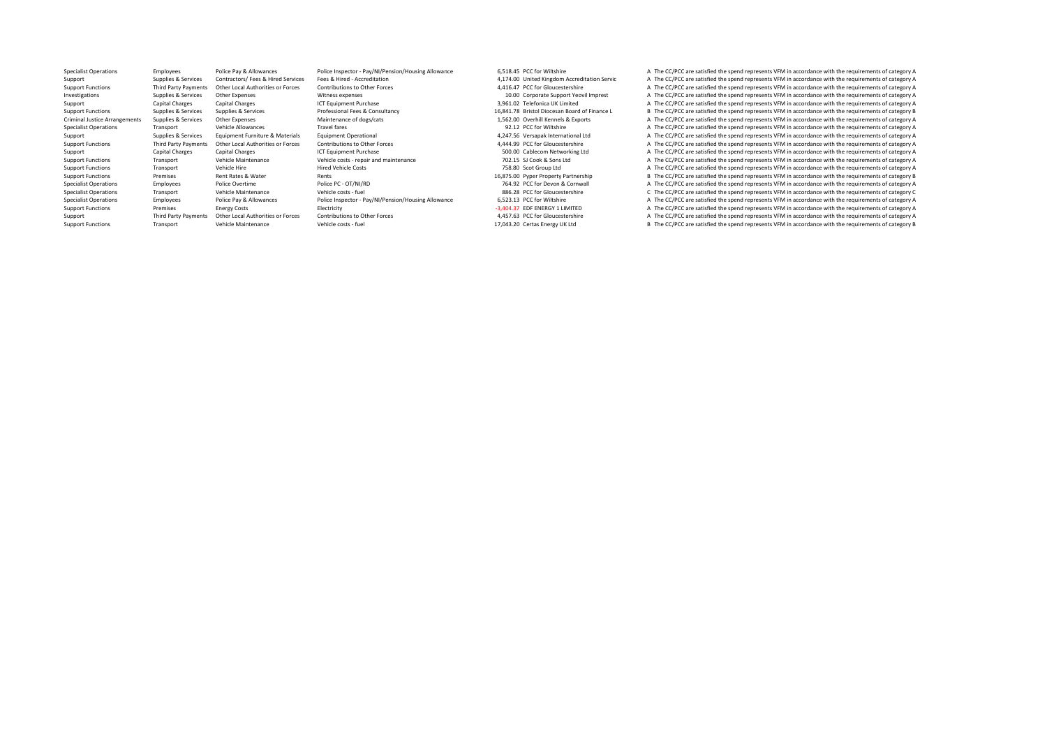| | | | | | | | |
|---|---|---|---|---|---|---|---|
| Specialist Operations | Employees | Police Pay & Allowances | Police Inspector - Pay/NI/Pension/Housing Allowance | 6,518.45 | PCC for Wiltshire | A | The CC/PCC are satisfied the spend represents VFM in accordance with the requirements of category A |
| Support | Supplies & Services | Contractors/ Fees & Hired Services | Fees & Hired - Accreditation | 4,174.00 | United Kingdom Accreditation Servic | A | The CC/PCC are satisfied the spend represents VFM in accordance with the requirements of category A |
| Support Functions | Third Party Payments | Other Local Authorities or Forces | Contributions to Other Forces | 4,416.47 | PCC for Gloucestershire | A | The CC/PCC are satisfied the spend represents VFM in accordance with the requirements of category A |
| Investigations | Supplies & Services | Other Expenses | Witness expenses | 10.00 | Corporate Support Yeovil Imprest | A | The CC/PCC are satisfied the spend represents VFM in accordance with the requirements of category A |
| Support | Capital Charges | Capital Charges | ICT Equipment Purchase | 3,961.02 | Telefonica UK Limited | A | The CC/PCC are satisfied the spend represents VFM in accordance with the requirements of category A |
| Support Functions | Supplies & Services | Supplies & Services | Professional Fees & Consultancy | 16,841.78 | Bristol Diocesan Board of Finance L | B | The CC/PCC are satisfied the spend represents VFM in accordance with the requirements of category B |
| Criminal Justice Arrangements | Supplies & Services | Other Expenses | Maintenance of dogs/cats | 1,562.00 | Overhill Kennels & Exports | A | The CC/PCC are satisfied the spend represents VFM in accordance with the requirements of category A |
| Specialist Operations | Transport | Vehicle Allowances | Travel fares | 92.12 | PCC for Wiltshire | A | The CC/PCC are satisfied the spend represents VFM in accordance with the requirements of category A |
| Support | Supplies & Services | Equipment Furniture & Materials | Equipment Operational | 4,247.56 | Versapak International Ltd | A | The CC/PCC are satisfied the spend represents VFM in accordance with the requirements of category A |
| Support Functions | Third Party Payments | Other Local Authorities or Forces | Contributions to Other Forces | 4,444.99 | PCC for Gloucestershire | A | The CC/PCC are satisfied the spend represents VFM in accordance with the requirements of category A |
| Support | Capital Charges | Capital Charges | ICT Equipment Purchase | 500.00 | Cablecom Networking Ltd | A | The CC/PCC are satisfied the spend represents VFM in accordance with the requirements of category A |
| Support Functions | Transport | Vehicle Maintenance | Vehicle costs - repair and maintenance | 702.15 | SJ Cook & Sons Ltd | A | The CC/PCC are satisfied the spend represents VFM in accordance with the requirements of category A |
| Support Functions | Transport | Vehicle Hire | Hired Vehicle Costs | 758.80 | Scot Group Ltd | A | The CC/PCC are satisfied the spend represents VFM in accordance with the requirements of category A |
| Support Functions | Premises | Rent Rates & Water | Rents | 16,875.00 | Pyper Property Partnership | B | The CC/PCC are satisfied the spend represents VFM in accordance with the requirements of category B |
| Specialist Operations | Employees | Police Overtime | Police PC - OT/NI/RD | 764.92 | PCC for Devon & Cornwall | A | The CC/PCC are satisfied the spend represents VFM in accordance with the requirements of category A |
| Specialist Operations | Transport | Vehicle Maintenance | Vehicle costs - fuel | 886.28 | PCC for Gloucestershire | C | The CC/PCC are satisfied the spend represents VFM in accordance with the requirements of category C |
| Specialist Operations | Employees | Police Pay & Allowances | Police Inspector - Pay/NI/Pension/Housing Allowance | 6,523.13 | PCC for Wiltshire | A | The CC/PCC are satisfied the spend represents VFM in accordance with the requirements of category A |
| Support Functions | Premises | Energy Costs | Electricity | -3,404.37 | EDF ENERGY 1 LIMITED | A | The CC/PCC are satisfied the spend represents VFM in accordance with the requirements of category A |
| Support | Third Party Payments | Other Local Authorities or Forces | Contributions to Other Forces | 4,457.63 | PCC for Gloucestershire | A | The CC/PCC are satisfied the spend represents VFM in accordance with the requirements of category A |
| Support Functions | Transport | Vehicle Maintenance | Vehicle costs - fuel | 17,043.20 | Certas Energy UK Ltd | B | The CC/PCC are satisfied the spend represents VFM in accordance with the requirements of category B |